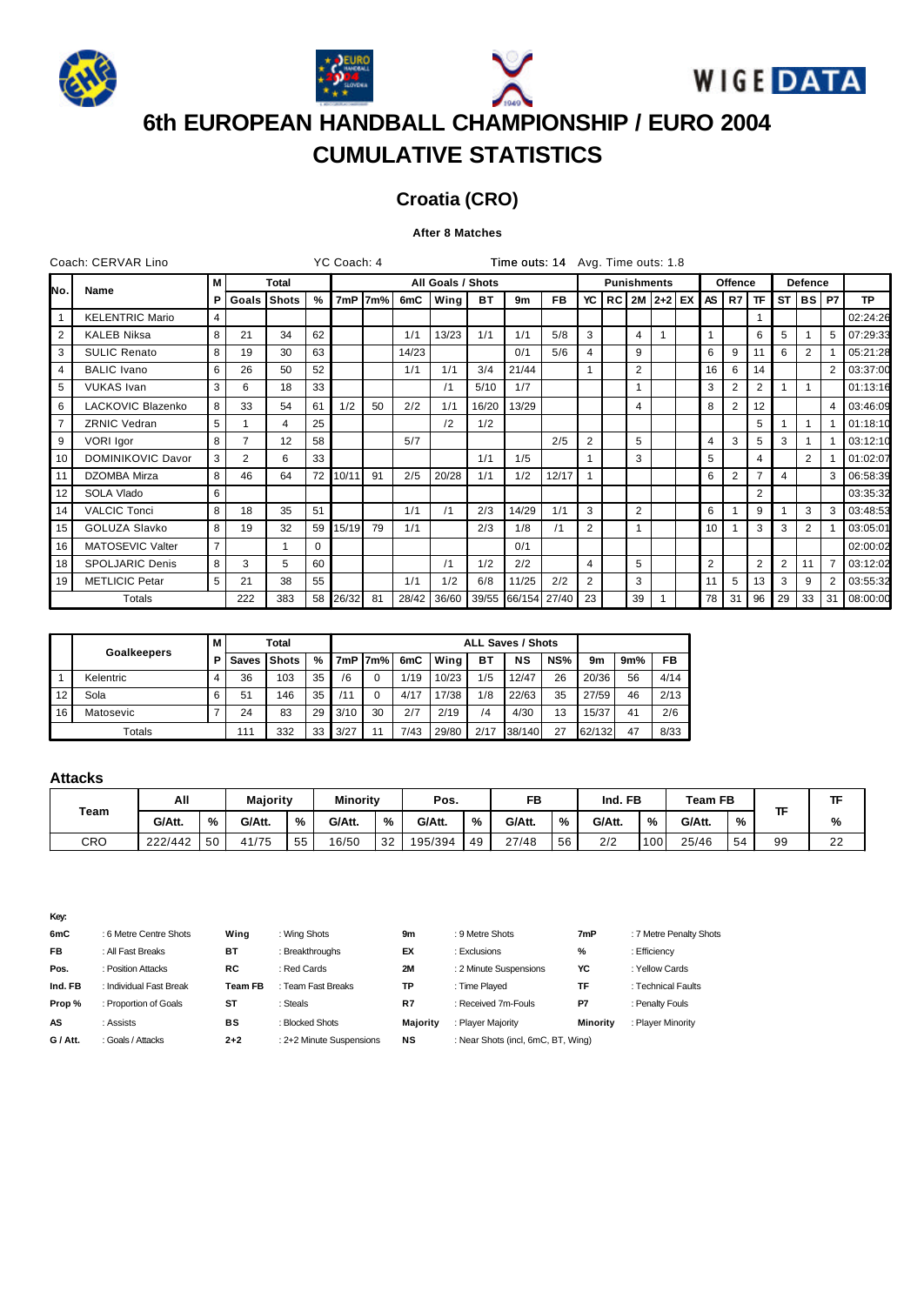# 6th EUROPEAN HANDBALL CHAMPIONSHIP / EURO 2004

# CUMULATIVE STATISTICS

## Croatia (CRO)

**After 8 Matches**

Coach: CERVAR Lino | YC Coach: 4 | Time outs: 14 | Avg. Time outs: 1.8

| No. | Name | M | Total | | | All Goals / Shots | | | | | | | Punishments | | | | | Offence | | | Defence | | | |
|---|---|---|---|---|---|---|---|---|---|---|---|---|---|---|---|---|---|---|---|---|---|---|---|---|
| | | P | Goals | Shots | % | 7mP | 7m% | 6mC | Wing | BT | 9m | FB | YC | RC | 2M | 2+2 | EX | AS | R7 | TF | ST | BS | P7 | TP |
| 1 | KELENTRIC Mario | 4 | | | | | | | | | | | | | | | | | | 1 | | | | 02:24:26 |
| 2 | KALEB Niksa | 8 | 21 | 34 | 62 | | | 1/1 | 13/23 | 1/1 | 1/1 | 5/8 | 3 | | 4 | 1 | | 1 | | 6 | 5 | 1 | 5 | 07:29:33 |
| 3 | SULIC Renato | 8 | 19 | 30 | 63 | | | 14/23 | | | 0/1 | 5/6 | 4 | | 9 | | | 6 | 9 | 11 | 6 | 2 | 1 | 05:21:28 |
| 4 | BALIC Ivano | 6 | 26 | 50 | 52 | | | 1/1 | 1/1 | 3/4 | 21/44 | | 1 | | 2 | | | 16 | 6 | 14 | | | 2 | 03:37:00 |
| 5 | VUKAS Ivan | 3 | 6 | 18 | 33 | | | | /1 | 5/10 | 1/7 | | | | 1 | | | 3 | 2 | 2 | 1 | 1 | | 01:13:16 |
| 6 | LACKOVIC Blazenko | 8 | 33 | 54 | 61 | 1/2 | 50 | 2/2 | 1/1 | 16/20 | 13/29 | | | | 4 | | | 8 | 2 | 12 | | | 4 | 03:46:09 |
| 7 | ZRNIC Vedran | 5 | 1 | 4 | 25 | | | | /2 | 1/2 | | | | | | | | | | 5 | 1 | 1 | 1 | 01:18:10 |
| 9 | VORI Igor | 8 | 7 | 12 | 58 | | | 5/7 | | | | 2/5 | 2 | | 5 | | | 4 | 3 | 5 | 3 | 1 | 1 | 03:12:10 |
| 10 | DOMINIKOVIC Davor | 3 | 2 | 6 | 33 | | | | | 1/1 | 1/5 | | 1 | | 3 | | | 5 | | 4 | | 2 | 1 | 01:02:07 |
| 11 | DZOMBA Mirza | 8 | 46 | 64 | 72 | 10/11 | 91 | 2/5 | 20/28 | 1/1 | 1/2 | 12/17 | 1 | | | | | 6 | 2 | 7 | 4 | | 3 | 06:58:39 |
| 12 | SOLA Vlado | 6 | | | | | | | | | | | | | | | | | | 2 | | | | 03:35:32 |
| 14 | VALCIC Tonci | 8 | 18 | 35 | 51 | | | 1/1 | /1 | 2/3 | 14/29 | 1/1 | 3 | | 2 | | | 6 | 1 | 9 | 1 | 3 | 3 | 03:48:53 |
| 15 | GOLUZA Slavko | 8 | 19 | 32 | 59 | 15/19 | 79 | 1/1 | | 2/3 | 1/8 | /1 | 2 | | 1 | | | 10 | 1 | 3 | 3 | 2 | 1 | 03:05:01 |
| 16 | MATOSEVIC Valter | 7 | | 1 | 0 | | | | | | 0/1 | | | | | | | | | | | | | 02:00:02 |
| 18 | SPOLJARIC Denis | 8 | 3 | 5 | 60 | | | | /1 | 1/2 | 2/2 | | 4 | | 5 | | | 2 | | 2 | 2 | 11 | 7 | 03:12:02 |
| 19 | METLICIC Petar | 5 | 21 | 38 | 55 | | | 1/1 | 1/2 | 6/8 | 11/25 | 2/2 | 2 | | 3 | | | 11 | 5 | 13 | 3 | 9 | 2 | 03:55:32 |
| | Totals | | 222 | 383 | 58 | 26/32 | 81 | 28/42 | 36/60 | 39/55 | 66/154 | 27/40 | 23 | | 39 | 1 | | 78 | 31 | 96 | 29 | 33 | 31 | 08:00:00 |

| | Goalkeepers | M | Total | | | ALL Saves / Shots | | | | | | | | | |
|---|---|---|---|---|---|---|---|---|---|---|---|---|---|---|---|
| | | P | Saves | Shots | % | 7mP | 7m% | 6mC | Wing | BT | NS | NS% | 9m | 9m% | FB |
| 1 | Kelentric | 4 | 36 | 103 | 35 | /6 | 0 | 1/19 | 10/23 | 1/5 | 12/47 | 26 | 20/36 | 56 | 4/14 |
| 12 | Sola | 6 | 51 | 146 | 35 | /11 | 0 | 4/17 | 17/38 | 1/8 | 22/63 | 35 | 27/59 | 46 | 2/13 |
| 16 | Matosevic | 7 | 24 | 83 | 29 | 3/10 | 30 | 2/7 | 2/19 | /4 | 4/30 | 13 | 15/37 | 41 | 2/6 |
| | Totals | | 111 | 332 | 33 | 3/27 | 11 | 7/43 | 29/80 | 2/17 | 38/140 | 27 | 62/132 | 47 | 8/33 |

### Attacks

| Team | All | | Majority | | Minority | | Pos. | | FB | | Ind. FB | | Team FB | | TF | TF |
|---|---|---|---|---|---|---|---|---|---|---|---|---|---|---|---|---|
| | G/Att. | % | G/Att. | % | G/Att. | % | G/Att. | % | G/Att. | % | G/Att. | % | G/Att. | % | | % |
| CRO | 222/442 | 50 | 41/75 | 55 | 16/50 | 32 | 195/394 | 49 | 27/48 | 56 | 2/2 | 100 | 25/46 | 54 | 99 | 22 |

**Key:**

| | | | | | | | |
|---|---|---|---|---|---|---|---|
| **6mC** | : 6 Metre Centre Shots | **Wing** | : Wing Shots | **9m** | : 9 Metre Shots | **7mP** | : 7 Metre Penalty Shots |
| **FB** | : All Fast Breaks | **BT** | : Breakthroughs | **EX** | : Exclusions | **%** | : Efficiency |
| **Pos.** | : Position Attacks | **RC** | : Red Cards | **2M** | : 2 Minute Suspensions | **YC** | : Yellow Cards |
| **Ind. FB** | : Individual Fast Break | **Team FB** | : Team Fast Breaks | **TP** | : Time Played | **TF** | : Technical Faults |
| **Prop %** | : Proportion of Goals | **ST** | : Steals | **R7** | : Received 7m-Fouls | **P7** | : Penalty Fouls |
| **AS** | : Assists | **BS** | : Blocked Shots | **Majority** | : Player Majority | **Minority** | : Player Minority |
| **G / Att.** | : Goals / Attacks | **2+2** | : 2+2 Minute Suspensions | **NS** | : Near Shots (incl, 6mC, BT, Wing) | | |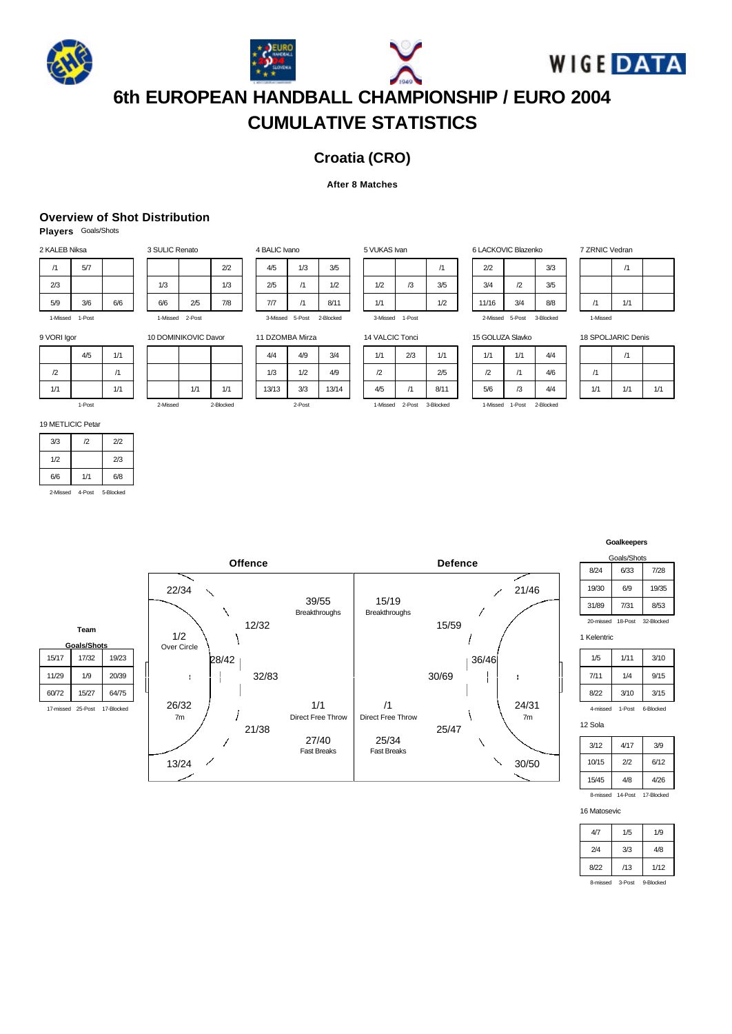# 6th EUROPEAN HANDBALL CHAMPIONSHIP / EURO 2004

# CUMULATIVE STATISTICS

## Croatia (CRO)

**After 8 Matches**

### Overview of Shot Distribution

**Players** Goals/Shots

2 KALEB Niksa

| | | |
|---|---|---|
| /1 | 5/7 | |
| 2/3 | | |
| 5/9 | 3/6 | 6/6 |

1-Missed 1-Post

3 SULIC Renato

| | | |
|---|---|---|
| | | 2/2 |
| 1/3 | | 1/3 |
| 6/6 | 2/5 | 7/8 |

1-Missed 2-Post

4 BALIC Ivano

| | | |
|---|---|---|
| 4/5 | 1/3 | 3/5 |
| 2/5 | /1 | 1/2 |
| 7/7 | /1 | 8/11 |

3-Missed 5-Post 2-Blocked

5 VUKAS Ivan

| | | |
|---|---|---|
| | | /1 |
| 1/2 | /3 | 3/5 |
| 1/1 | | 1/2 |

3-Missed 1-Post

6 LACKOVIC Blazenko

| | | |
|---|---|---|
| 2/2 | | 3/3 |
| 3/4 | /2 | 3/5 |
| 11/16 | 3/4 | 8/8 |

2-Missed 5-Post 3-Blocked

7 ZRNIC Vedran

| | | |
|---|---|---|
| | /1 | |
| | | |
| /1 | 1/1 | |

1-Missed

9 VORI Igor

| | | |
|---|---|---|
| | 4/5 | 1/1 |
| /2 | | /1 |
| 1/1 | | 1/1 |

1-Post

10 DOMINIKOVIC Davor

| | | |
|---|---|---|
| | | |
| | | |
| | 1/1 | 1/1 |

2-Missed 2-Blocked

11 DZOMBA Mirza

| | | |
|---|---|---|
| 4/4 | 4/9 | 3/4 |
| 1/3 | 1/2 | 4/9 |
| 13/13 | 3/3 | 13/14 |

2-Post

14 VALCIC Tonci

| | | |
|---|---|---|
| 1/1 | 2/3 | 1/1 |
| /2 | | 2/5 |
| 4/5 | /1 | 8/11 |

1-Missed 2-Post 3-Blocked

15 GOLUZA Slavko

| | | |
|---|---|---|
| 1/1 | 1/1 | 4/4 |
| /2 | /1 | 4/6 |
| 5/6 | /3 | 4/4 |

1-Missed 1-Post 2-Blocked

18 SPOLJARIC Denis

| | | |
|---|---|---|
| | /1 | |
| /1 | | |
| 1/1 | 1/1 | 1/1 |

19 METLICIC Petar

| | | |
|---|---|---|
| 3/3 | /2 | 2/2 |
| 1/2 | | 2/3 |
| 6/6 | 1/1 | 6/8 |

2-Missed 4-Post 5-Blocked

**Team**

Goals/Shots

| | | |
|---|---|---|
| 15/17 | 17/32 | 19/23 |
| 11/29 | 1/9 | 20/39 |
| 60/72 | 15/27 | 64/75 |

17-missed 25-Post 17-Blocked

**Offence**

22/34
1/2 Over Circle
12/32
28/42
32/83
39/55 Breakthroughs
26/32 7m
21/38
1/1 Direct Free Throw
27/40 Fast Breaks
13/24

**Defence**

15/19 Breakthroughs
21/46
15/59
36/46
30/69
/1 Direct Free Throw
24/31 7m
25/47
25/34 Fast Breaks
30/50

**Goalkeepers**

Goals/Shots

| | | |
|---|---|---|
| 8/24 | 6/33 | 7/28 |
| 19/30 | 6/9 | 19/35 |
| 31/89 | 7/31 | 8/53 |

20-missed 18-Post 32-Blocked

1 Kelentric

| | | |
|---|---|---|
| 1/5 | 1/11 | 3/10 |
| 7/11 | 1/4 | 9/15 |
| 8/22 | 3/10 | 3/15 |

4-missed 1-Post 6-Blocked

12 Sola

| | | |
|---|---|---|
| 3/12 | 4/17 | 3/9 |
| 10/15 | 2/2 | 6/12 |
| 15/45 | 4/8 | 4/26 |

8-missed 14-Post 17-Blocked

16 Matosevic

| | | |
|---|---|---|
| 4/7 | 1/5 | 1/9 |
| 2/4 | 3/3 | 4/8 |
| 8/22 | /13 | 1/12 |

8-missed 3-Post 9-Blocked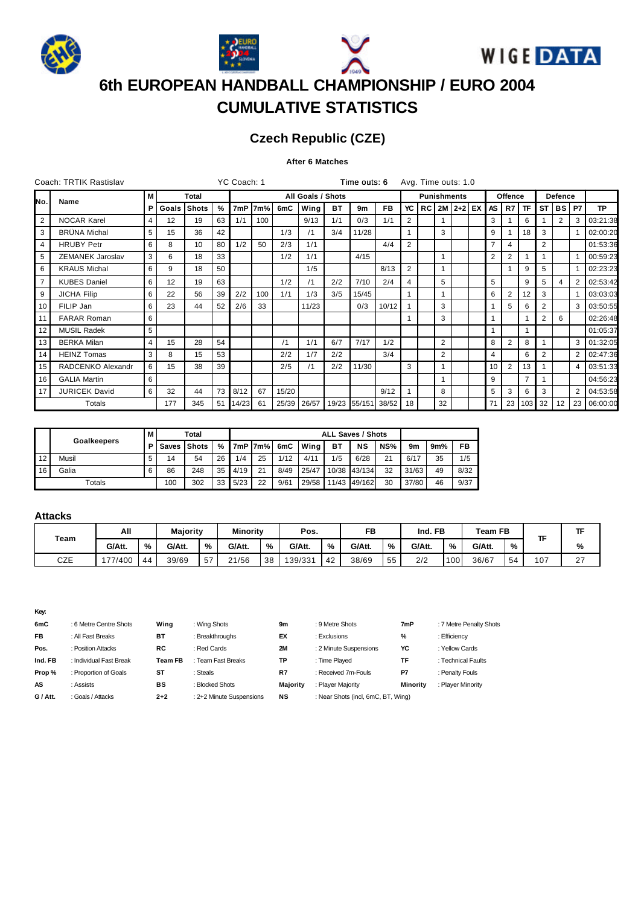# 6th EUROPEAN HANDBALL CHAMPIONSHIP / EURO 2004

# CUMULATIVE STATISTICS

## Czech Republic (CZE)

**After 6 Matches**

Coach: TRTIK Rastislav | YC Coach: 1 | Time outs: 6 | Avg. Time outs: 1.0

| No. | Name | M | Total | | | All Goals / Shots | | | | | | | | Punishments | | | | | Offence | | | Defence | | | |
|---|---|---|---|---|---|---|---|---|---|---|---|---|---|---|---|---|---|---|---|---|---|---|---|---|---|
| | | P | Goals | Shots | % | 7mP | 7m% | 6mC | Wing | BT | 9m | FB | YC | RC | 2M | 2+2 | EX | AS | R7 | TF | ST | BS | P7 | TP |
| 2 | NOCAR Karel | 4 | 12 | 19 | 63 | 1/1 | 100 | | 9/13 | 1/1 | 0/3 | 1/1 | 2 | | 1 | | | 3 | 1 | 6 | 1 | 2 | 3 | 03:21:38 |
| 3 | BRŮNA Michal | 5 | 15 | 36 | 42 | | | 1/3 | /1 | 3/4 | 11/28 | | 1 | | 3 | | | 9 | 1 | 18 | 3 | | 1 | 02:00:20 |
| 4 | HRUBY Petr | 6 | 8 | 10 | 80 | 1/2 | 50 | 2/3 | 1/1 | | | 4/4 | 2 | | | | | 7 | 4 | | 2 | | | 01:53:36 |
| 5 | ZEMANEK Jaroslav | 3 | 6 | 18 | 33 | | | 1/2 | 1/1 | | 4/15 | | | | 1 | | | 2 | 2 | 1 | 1 | | 1 | 00:59:23 |
| 6 | KRAUS Michal | 6 | 9 | 18 | 50 | | | | 1/5 | | | 8/13 | 2 | | 1 | | | | 1 | 9 | 5 | | 1 | 02:23:23 |
| 7 | KUBES Daniel | 6 | 12 | 19 | 63 | | | 1/2 | /1 | 2/2 | 7/10 | 2/4 | 4 | | 5 | | | 5 | | 9 | 5 | 4 | 2 | 02:53:42 |
| 9 | JICHA Filip | 6 | 22 | 56 | 39 | 2/2 | 100 | 1/1 | 1/3 | 3/5 | 15/45 | | 1 | | 1 | | | 6 | 2 | 12 | 3 | | 1 | 03:03:03 |
| 10 | FILIP Jan | 6 | 23 | 44 | 52 | 2/6 | 33 | | 11/23 | | 0/3 | 10/12 | 1 | | 3 | | | 1 | 5 | 6 | 2 | | 3 | 03:50:55 |
| 11 | FARAR Roman | 6 | | | | | | | | | | | 1 | | 3 | | | 1 | | 1 | 2 | 6 | | 02:26:48 |
| 12 | MUSIL Radek | 5 | | | | | | | | | | | | | | | | 1 | | 1 | | | | 01:05:37 |
| 13 | BERKA Milan | 4 | 15 | 28 | 54 | | | /1 | 1/1 | 6/7 | 7/17 | 1/2 | | | 2 | | | 8 | 2 | 8 | 1 | | 3 | 01:32:05 |
| 14 | HEINZ Tomas | 3 | 8 | 15 | 53 | | | 2/2 | 1/7 | 2/2 | | 3/4 | | | 2 | | | 4 | | 6 | 2 | | 2 | 02:47:36 |
| 15 | RADCENKO Alexandr | 6 | 15 | 38 | 39 | | | 2/5 | /1 | 2/2 | 11/30 | | 3 | | 1 | | | 10 | 2 | 13 | 1 | | 4 | 03:51:33 |
| 16 | GALIA Martin | 6 | | | | | | | | | | | | | 1 | | | 9 | | 7 | 1 | | | 04:56:23 |
| 17 | JURICEK David | 6 | 32 | 44 | 73 | 8/12 | 67 | 15/20 | | | | 9/12 | 1 | | 8 | | | 5 | 3 | 6 | 3 | | 2 | 04:53:58 |
| | Totals | | 177 | 345 | 51 | 14/23 | 61 | 25/39 | 26/57 | 19/23 | 55/151 | 38/52 | 18 | | 32 | | | 71 | 23 | 103 | 32 | 12 | 23 | 06:00:00 |

| | Goalkeepers | M | Total | | | ALL Saves / Shots | | | | | | | | | |
|---|---|---|---|---|---|---|---|---|---|---|---|---|---|---|---|
| | | P | Saves | Shots | % | 7mP | 7m% | 6mC | Wing | BT | NS | NS% | 9m | 9m% | FB |
| 12 | Musil | 5 | 14 | 54 | 26 | 1/4 | 25 | 1/12 | 4/11 | 1/5 | 6/28 | 21 | 6/17 | 35 | 1/5 |
| 16 | Galia | 6 | 86 | 248 | 35 | 4/19 | 21 | 8/49 | 25/47 | 10/38 | 43/134 | 32 | 31/63 | 49 | 8/32 |
| | Totals | | 100 | 302 | 33 | 5/23 | 22 | 9/61 | 29/58 | 11/43 | 49/162 | 30 | 37/80 | 46 | 9/37 |

### Attacks

| Team | All | | Majority | | Minority | | Pos. | | FB | | Ind. FB | | Team FB | | TF | TF |
|---|---|---|---|---|---|---|---|---|---|---|---|---|---|---|---|---|
| | G/Att. | % | G/Att. | % | G/Att. | % | G/Att. | % | G/Att. | % | G/Att. | % | G/Att. | % | | % |
| CZE | 177/400 | 44 | 39/69 | 57 | 21/56 | 38 | 139/331 | 42 | 38/69 | 55 | 2/2 | 100 | 36/67 | 54 | 107 | 27 |

**Key:**

| | | | | | | | |
|---|---|---|---|---|---|---|---|
| **6mC** | : 6 Metre Centre Shots | **Wing** | : Wing Shots | **9m** | : 9 Metre Shots | **7mP** | : 7 Metre Penalty Shots |
| **FB** | : All Fast Breaks | **BT** | : Breakthroughs | **EX** | : Exclusions | **%** | : Efficiency |
| **Pos.** | : Position Attacks | **RC** | : Red Cards | **2M** | : 2 Minute Suspensions | **YC** | : Yellow Cards |
| **Ind. FB** | : Individual Fast Break | **Team FB** | : Team Fast Breaks | **TP** | : Time Played | **TF** | : Technical Faults |
| **Prop %** | : Proportion of Goals | **ST** | : Steals | **R7** | : Received 7m-Fouls | **P7** | : Penalty Fouls |
| **AS** | : Assists | **BS** | : Blocked Shots | **Majority** | : Player Majority | **Minority** | : Player Minority |
| **G / Att.** | : Goals / Attacks | **2+2** | : 2+2 Minute Suspensions | **NS** | : Near Shots (incl, 6mC, BT, Wing) | | |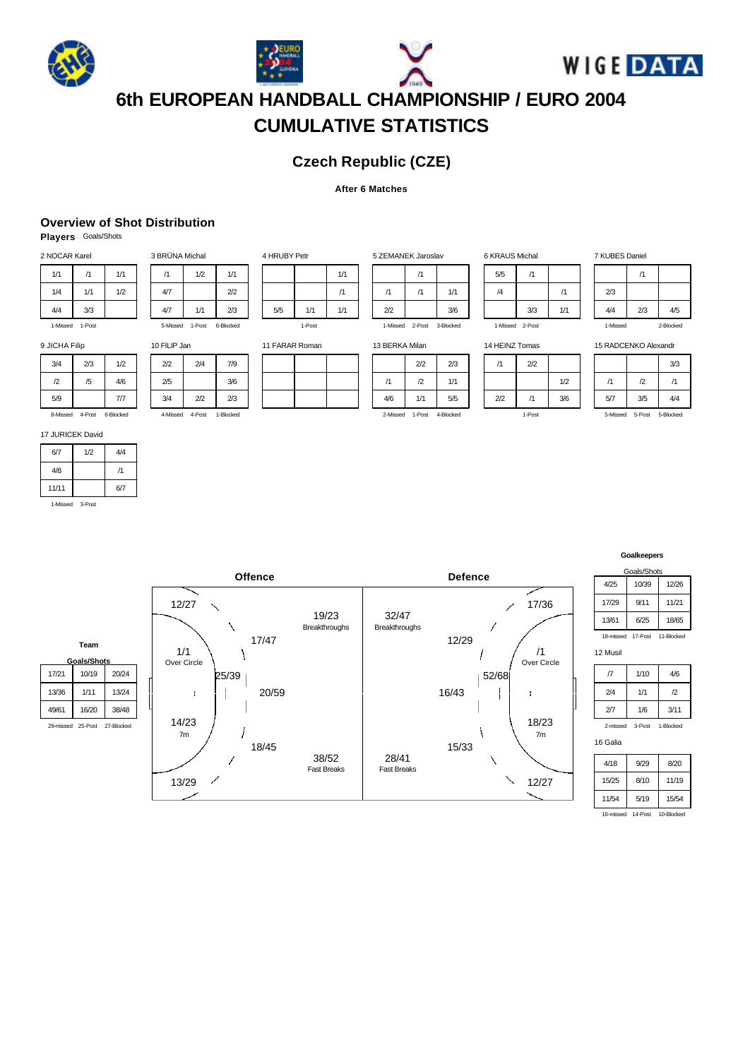# 6th EUROPEAN HANDBALL CHAMPIONSHIP / EURO 2004

# CUMULATIVE STATISTICS

## Czech Republic (CZE)

**After 6 Matches**

### Overview of Shot Distribution

**Players** Goals/Shots

2 NOCAR Karel

| | | |
|---|---|---|
| 1/1 | /1 | 1/1 |
| 1/4 | 1/1 | 1/2 |
| 4/4 | 3/3 | |

1-Missed 1-Post

3 BRÜNA Michal

| | | |
|---|---|---|
| /1 | 1/2 | 1/1 |
| 4/7 | | 2/2 |
| 4/7 | 1/1 | 2/3 |

5-Missed 1-Post 6-Blocked

4 HRUBY Petr

| | | |
|---|---|---|
| | | 1/1 |
| | | /1 |
| 5/5 | 1/1 | 1/1 |

1-Post

5 ZEMANEK Jaroslav

| | | |
|---|---|---|
| | /1 | |
| /1 | /1 | 1/1 |
| 2/2 | | 3/6 |

1-Missed 2-Post 3-Blocked

6 KRAUS Michal

| | | |
|---|---|---|
| 5/5 | /1 | |
| /4 | | /1 |
| | 3/3 | 1/1 |

1-Missed 2-Post

7 KUBES Daniel

| | | |
|---|---|---|
| | /1 | |
| 2/3 | | |
| 4/4 | 2/3 | 4/5 |

1-Missed 2-Blocked

9 JICHA Filip

| | | |
|---|---|---|
| 3/4 | 2/3 | 1/2 |
| /2 | /5 | 4/6 |
| 5/9 | | 7/7 |

8-Missed 4-Post 6-Blocked

10 FILIP Jan

| | | |
|---|---|---|
| 2/2 | 2/4 | 7/9 |
| 2/5 | | 3/6 |
| 3/4 | 2/2 | 2/3 |

4-Missed 4-Post 1-Blocked

11 FARAR Roman

| | | |
|---|---|---|
| | | |
| | | |
| | | |

13 BERKA Milan

| | | |
|---|---|---|
| | 2/2 | 2/3 |
| /1 | /2 | 1/1 |
| 4/6 | 1/1 | 5/5 |

2-Missed 1-Post 4-Blocked

14 HEINZ Tomas

| | | |
|---|---|---|
| /1 | 2/2 | |
| | | 1/2 |
| 2/2 | /1 | 3/6 |

1-Post

15 RADCENKO Alexandr

| | | |
|---|---|---|
| | | 3/3 |
| /1 | /2 | /1 |
| 5/7 | 3/5 | 4/4 |

5-Missed 5-Post 5-Blocked

17 JURICEK David

| | | |
|---|---|---|
| 6/7 | 1/2 | 4/4 |
| 4/8 | | /1 |
| 11/11 | | 6/7 |

1-Missed 3-Post

**Team**

Goals/Shots

| | | |
|---|---|---|
| 17/21 | 10/19 | 20/24 |
| 13/36 | 1/11 | 13/24 |
| 49/61 | 16/20 | 38/48 |

29-missed 25-Post 27-Blocked

**Offence**

12/27
19/23 Breakthroughs
17/47
1/1 Over Circle
25/39
20/59
14/23 7m
18/45
38/52 Fast Breaks
13/29

**Defence**

32/47 Breakthroughs
17/36
12/29
/1 Over Circle
52/68
16/43
18/23 7m
15/33
28/41 Fast Breaks
12/27

**Goalkeepers**

Goals/Shots

| | | |
|---|---|---|
| 4/25 | 10/39 | 12/26 |
| 17/29 | 9/11 | 11/21 |
| 13/61 | 6/25 | 18/65 |

18-missed 17-Post 11-Blocked

12 Musil

| | | |
|---|---|---|
| /7 | 1/10 | 4/6 |
| 2/4 | 1/1 | /2 |
| 2/7 | 1/6 | 3/11 |

2-missed 3-Post 1-Blocked

16 Galia

| | | |
|---|---|---|
| 4/18 | 9/29 | 8/20 |
| 15/25 | 8/10 | 11/19 |
| 11/54 | 5/19 | 15/54 |

16-missed 14-Post 10-Blocked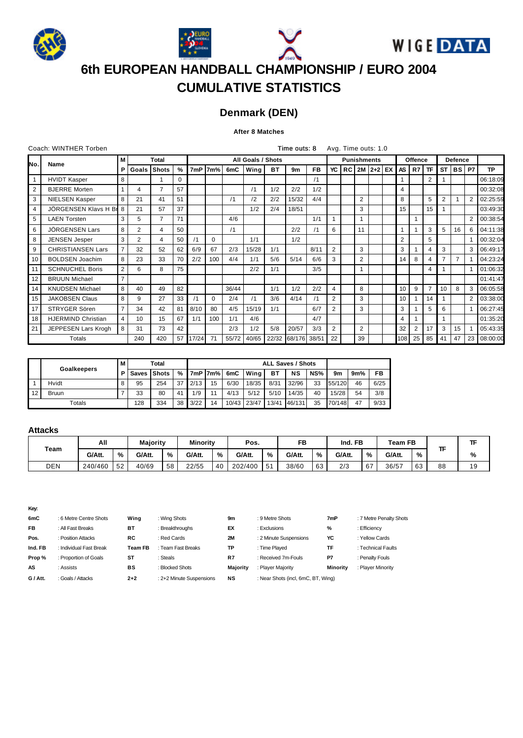# 6th EUROPEAN HANDBALL CHAMPIONSHIP / EURO 2004

# CUMULATIVE STATISTICS

## Denmark (DEN)

**After 8 Matches**

Coach: WINTHER Torben

Time outs: 8 Avg. Time outs: 1.0

| No. | Name | MP | Total Goals | Total Shots | Total % | 7mP | 7m% | 6mC | Wing | BT | 9m | FB | YC | RC | 2M | 2+2 | EX | AS | R7 | TF | ST | BS | P7 | TP |
|---|---|---|---|---|---|---|---|---|---|---|---|---|---|---|---|---|---|---|---|---|---|---|---|---|
| 1 | HVIDT Kasper | 8 | | 1 | 0 | | | | | | | /1 | | | | | | 1 | | 2 | 1 | | | 06:18:09 |
| 2 | BJERRE Morten | 1 | 4 | 7 | 57 | | | | /1 | 1/2 | 2/2 | 1/2 | | | | | | 4 | | | | | | 00:32:08 |
| 3 | NIELSEN Kasper | 8 | 21 | 41 | 51 | | | /1 | /2 | 2/2 | 15/32 | 4/4 | | | 2 | | | 8 | | 5 | 2 | 1 | 2 | 02:25:59 |
| 4 | JÖRGENSEN Klavs H Br | 8 | 21 | 57 | 37 | | | | 1/2 | 2/4 | 18/51 | | | | 3 | | | 15 | | 15 | 1 | | | 03:49:30 |
| 5 | LAEN Torsten | 3 | 5 | 7 | 71 | | | 4/6 | | | | 1/1 | 1 | | 1 | | | | 1 | | | | 2 | 00:38:54 |
| 6 | JÖRGENSEN Lars | 8 | 2 | 4 | 50 | | | /1 | | | 2/2 | /1 | 6 | | 11 | | | 1 | 1 | 3 | 5 | 16 | 6 | 04:11:38 |
| 8 | JENSEN Jesper | 3 | 2 | 4 | 50 | /1 | 0 | | 1/1 | | 1/2 | | | | | | | 2 | | 5 | | | 1 | 00:32:04 |
| 9 | CHRISTIANSEN Lars | 7 | 32 | 52 | 62 | 6/9 | 67 | 2/3 | 15/28 | 1/1 | | 8/11 | 2 | | 3 | | | 3 | 1 | 4 | 3 | | 3 | 06:49:17 |
| 10 | BOLDSEN Joachim | 8 | 23 | 33 | 70 | 2/2 | 100 | 4/4 | 1/1 | 5/6 | 5/14 | 6/6 | 3 | | 2 | | | 14 | 8 | 4 | 7 | 7 | 1 | 04:23:24 |
| 11 | SCHNUCHEL Boris | 2 | 6 | 8 | 75 | | | | 2/2 | 1/1 | | 3/5 | | | 1 | | | | | 4 | 1 | | 1 | 01:06:32 |
| 12 | BRUUN Michael | 7 | | | | | | | | | | | | | | | | | | | | | | 01:41:47 |
| 14 | KNUDSEN Michael | 8 | 40 | 49 | 82 | | | 36/44 | | 1/1 | 1/2 | 2/2 | 4 | | 8 | | | 10 | 9 | 7 | 10 | 8 | 3 | 06:05:58 |
| 15 | JAKOBSEN Claus | 8 | 9 | 27 | 33 | /1 | 0 | 2/4 | /1 | 3/6 | 4/14 | /1 | 2 | | 3 | | | 10 | 1 | 14 | 1 | | 2 | 03:38:00 |
| 17 | STRYGER Sören | 7 | 34 | 42 | 81 | 8/10 | 80 | 4/5 | 15/19 | 1/1 | | 6/7 | 2 | | 3 | | | 3 | 1 | 5 | 6 | | 1 | 06:27:45 |
| 18 | HJERMIND Christian | 4 | 10 | 15 | 67 | 1/1 | 100 | 1/1 | 4/6 | | | 4/7 | | | | | | 4 | 1 | | 1 | | | 01:35:20 |
| 21 | JEPPESEN Lars Krogh | 8 | 31 | 73 | 42 | | | 2/3 | 1/2 | 5/8 | 20/57 | 3/3 | 2 | | 2 | | | 32 | 2 | 17 | 3 | 15 | 1 | 05:43:35 |
| | Totals | | 240 | 420 | 57 | 17/24 | 71 | 55/72 | 40/65 | 22/32 | 68/176 | 38/51 | 22 | | 39 | | | 108 | 25 | 85 | 41 | 47 | 23 | 08:00:00 |

| | Goalkeepers | MP | Total Saves | Total Shots | Total % | 7mP | 7m% | 6mC | Wing | BT | NS | NS% | 9m | 9m% | FB |
|---|---|---|---|---|---|---|---|---|---|---|---|---|---|---|---|
| 1 | Hvidt | 8 | 95 | 254 | 37 | 2/13 | 15 | 6/30 | 18/35 | 8/31 | 32/96 | 33 | 55/120 | 46 | 6/25 |
| 12 | Bruun | 7 | 33 | 80 | 41 | 1/9 | 11 | 4/13 | 5/12 | 5/10 | 14/35 | 40 | 15/28 | 54 | 3/8 |
| | Totals | | 128 | 334 | 38 | 3/22 | 14 | 10/43 | 23/47 | 13/41 | 46/131 | 35 | 70/148 | 47 | 9/33 |

### Attacks

| Team | All G/Att. | All % | Majority G/Att. | Majority % | Minority G/Att. | Minority % | Pos. G/Att. | Pos. % | FB G/Att. | FB % | Ind. FB G/Att. | Ind. FB % | Team FB G/Att. | Team FB % | TF | TF % |
|---|---|---|---|---|---|---|---|---|---|---|---|---|---|---|---|---|
| DEN | 240/460 | 52 | 40/69 | 58 | 22/55 | 40 | 202/400 | 51 | 38/60 | 63 | 2/3 | 67 | 36/57 | 63 | 88 | 19 |

**Key:**

| | | | | | | | |
|---|---|---|---|---|---|---|---|
| **6mC** | : 6 Metre Centre Shots | **Wing** | : Wing Shots | **9m** | : 9 Metre Shots | **7mP** | : 7 Metre Penalty Shots |
| **FB** | : All Fast Breaks | **BT** | : Breakthroughs | **EX** | : Exclusions | **%** | : Efficiency |
| **Pos.** | : Position Attacks | **RC** | : Red Cards | **2M** | : 2 Minute Suspensions | **YC** | : Yellow Cards |
| **Ind. FB** | : Individual Fast Break | **Team FB** | : Team Fast Breaks | **TP** | : Time Played | **TF** | : Technical Faults |
| **Prop %** | : Proportion of Goals | **ST** | : Steals | **R7** | : Received 7m-Fouls | **P7** | : Penalty Fouls |
| **AS** | : Assists | **BS** | : Blocked Shots | **Majority** | : Player Majority | **Minority** | : Player Minority |
| **G / Att.** | : Goals / Attacks | **2+2** | : 2+2 Minute Suspensions | **NS** | : Near Shots (incl, 6mC, BT, Wing) | | |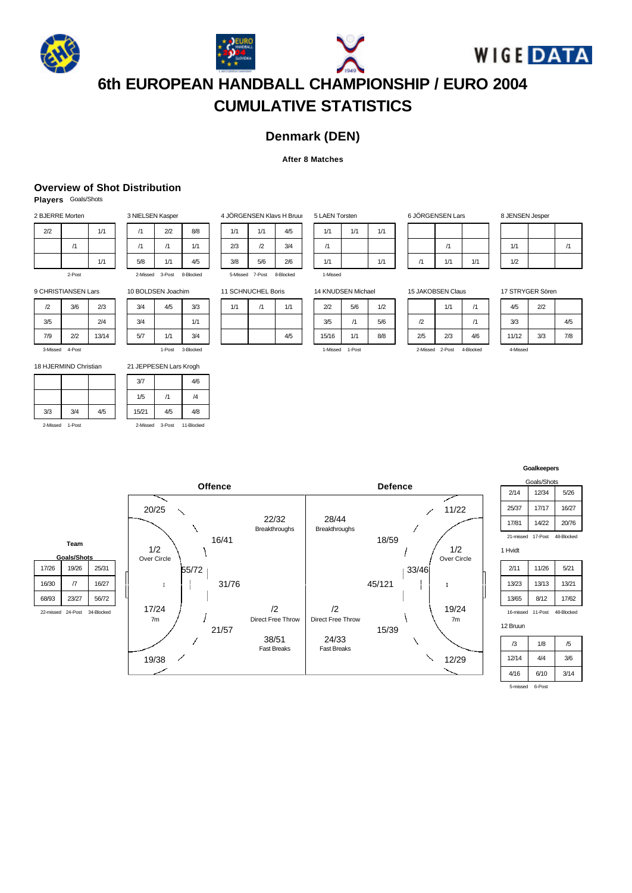# 6th EUROPEAN HANDBALL CHAMPIONSHIP / EURO 2004

# CUMULATIVE STATISTICS

## Denmark (DEN)

**After 8 Matches**

### Overview of Shot Distribution

**Players** Goals/Shots

2 BJERRE Morten

| | | |
|---|---|---|
| 2/2 | | 1/1 |
| | /1 | |
| | | 1/1 |

2-Post

3 NIELSEN Kasper

| | | |
|---|---|---|
| /1 | 2/2 | 8/8 |
| /1 | /1 | 1/1 |
| 5/8 | 1/1 | 4/5 |

2-Missed 3-Post 8-Blocked

4 JÖRGENSEN Klavs H Bruun

| | | |
|---|---|---|
| 1/1 | 1/1 | 4/5 |
| 2/3 | /2 | 3/4 |
| 3/8 | 5/6 | 2/6 |

5-Missed 7-Post 8-Blocked

5 LAEN Torsten

| | | |
|---|---|---|
| 1/1 | 1/1 | 1/1 |
| /1 | | |
| 1/1 | | 1/1 |

1-Missed

6 JÖRGENSEN Lars

| | | |
|---|---|---|
| | | |
| | /1 | |
| /1 | 1/1 | 1/1 |

8 JENSEN Jesper

| | | |
|---|---|---|
| | | |
| 1/1 | | /1 |
| 1/2 | | |

9 CHRISTIANSEN Lars

| | | |
|---|---|---|
| /2 | 3/6 | 2/3 |
| 3/5 | | 2/4 |
| 7/9 | 2/2 | 13/14 |

3-Missed 4-Post

10 BOLDSEN Joachim

| | | |
|---|---|---|
| 3/4 | 4/5 | 3/3 |
| 3/4 | | 1/1 |
| 5/7 | 1/1 | 3/4 |

1-Post 3-Blocked

11 SCHNUCHEL Boris

| | | |
|---|---|---|
| 1/1 | /1 | 1/1 |
| | | |
| | | 4/5 |

14 KNUDSEN Michael

| | | |
|---|---|---|
| 2/2 | 5/6 | 1/2 |
| 3/5 | /1 | 5/6 |
| 15/16 | 1/1 | 8/8 |

1-Missed 1-Post

15 JAKOBSEN Claus

| | | |
|---|---|---|
| | 1/1 | /1 |
| /2 | | /1 |
| 2/5 | 2/3 | 4/6 |

2-Missed 2-Post 4-Blocked

17 STRYGER Sören

| | | |
|---|---|---|
| 4/5 | 2/2 | |
| 3/3 | | 4/5 |
| 11/12 | 3/3 | 7/8 |

4-Missed

18 HJERMIND Christian

| | | |
|---|---|---|
| | | |
| | | |
| 3/3 | 3/4 | 4/5 |

2-Missed 1-Post

21 JEPPESEN Lars Krogh

| | | |
|---|---|---|
| 3/7 | | 4/6 |
| 1/5 | /1 | /4 |
| 15/21 | 4/5 | 4/8 |

2-Missed 3-Post 11-Blocked

**Team**

Goals/Shots

| | | |
|---|---|---|
| 17/26 | 19/26 | 25/31 |
| 16/30 | /7 | 16/27 |
| 68/93 | 23/27 | 56/72 |

22-missed 24-Post 34-Blocked

**Offence**

20/25
22/32 Breakthroughs
16/41
1/2 Over Circle
55/72
31/76
17/24 7m
/2 Direct Free Throw
21/57
38/51 Fast Breaks
19/38

**Defence**

11/22
28/44 Breakthroughs
18/59
1/2 Over Circle
33/46
45/121
19/24 7m
/2 Direct Free Throw
15/39
24/33 Fast Breaks
12/29

**Goalkeepers**

Goals/Shots

| | | |
|---|---|---|
| 2/14 | 12/34 | 5/26 |
| 25/37 | 17/17 | 16/27 |
| 17/81 | 14/22 | 20/76 |

21-missed 17-Post 48-Blocked

1 Hvidt

| | | |
|---|---|---|
| 2/11 | 11/26 | 5/21 |
| 13/23 | 13/13 | 13/21 |
| 13/65 | 8/12 | 17/62 |

16-missed 11-Post 48-Blocked

12 Bruun

| | | |
|---|---|---|
| /3 | 1/8 | /5 |
| 12/14 | 4/4 | 3/6 |
| 4/16 | 6/10 | 3/14 |

5-missed 6-Post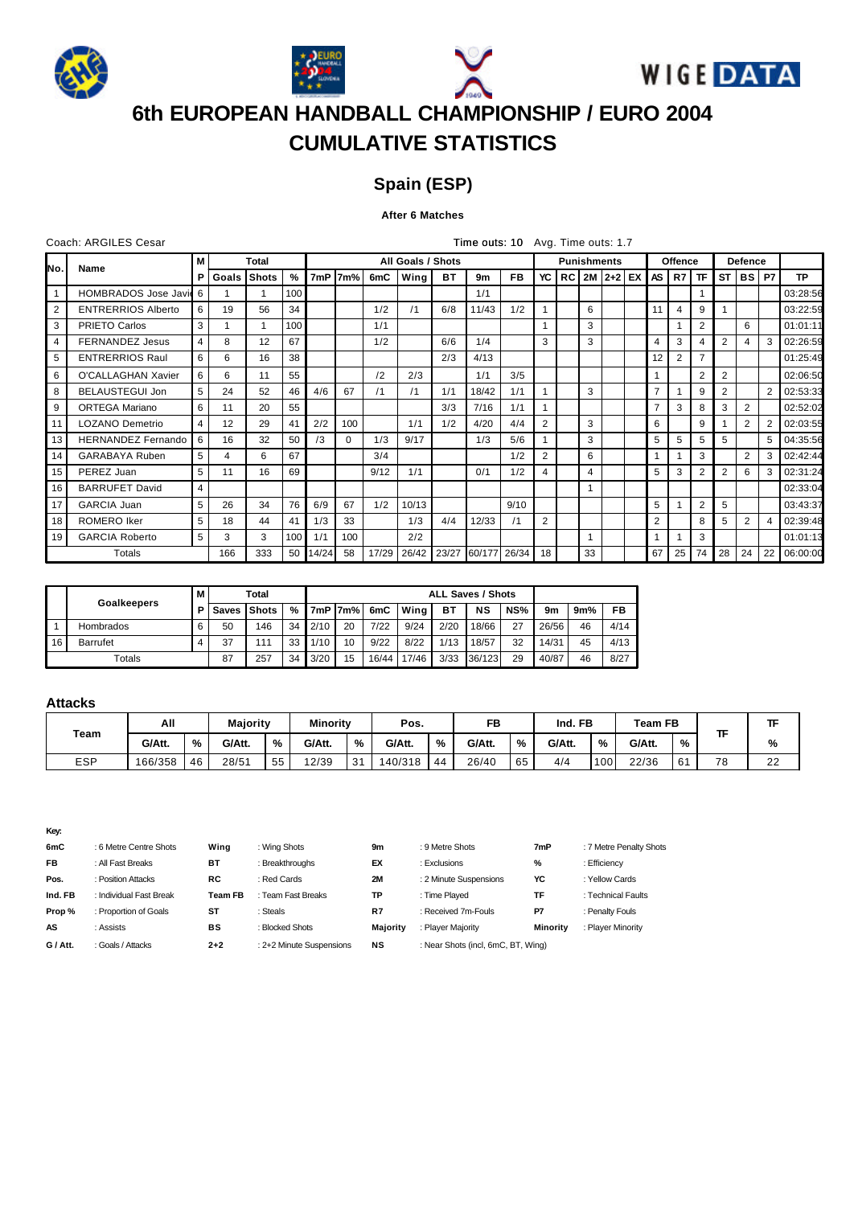# 6th EUROPEAN HANDBALL CHAMPIONSHIP / EURO 2004

# CUMULATIVE STATISTICS

## Spain (ESP)

**After 6 Matches**

Coach: ARGILES Cesar

Time outs: 10 Avg. Time outs: 1.7

| No. | Name | M | Total | | | All Goals / Shots | | | | | | | Punishments | | | | | Offence | | | Defence | | | |
|---|---|---|---|---|---|---|---|---|---|---|---|---|---|---|---|---|---|---|---|---|---|---|---|---|
| | | P | Goals | Shots | % | 7mP | 7m% | 6mC | Wing | BT | 9m | FB | YC | RC | 2M | 2+2 | EX | AS | R7 | TF | ST | BS | P7 | TP |
| 1 | HOMBRADOS Jose Javier | 6 | 1 | 1 | 100 | | | | | | 1/1 | | | | | | | | | 1 | | | | 03:28:56 |
| 2 | ENTRERRIOS Alberto | 6 | 19 | 56 | 34 | | | 1/2 | /1 | 6/8 | 11/43 | 1/2 | 1 | | 6 | | | 11 | 4 | 9 | 1 | | | 03:22:59 |
| 3 | PRIETO Carlos | 3 | 1 | 1 | 100 | | | 1/1 | | | | | 1 | | 3 | | | | 1 | 2 | | 6 | | 01:01:11 |
| 4 | FERNANDEZ Jesus | 4 | 8 | 12 | 67 | | | 1/2 | | 6/6 | 1/4 | | 3 | | 3 | | | 4 | 3 | 4 | 2 | 4 | 3 | 02:26:59 |
| 5 | ENTRERRIOS Raul | 6 | 6 | 16 | 38 | | | | | 2/3 | 4/13 | | | | | | | 12 | 2 | 7 | | | | 01:25:49 |
| 6 | O'CALLAGHAN Xavier | 6 | 6 | 11 | 55 | | | /2 | 2/3 | | 1/1 | 3/5 | | | | | | 1 | | 2 | 2 | | | 02:06:50 |
| 8 | BELAUSTEGUI Jon | 5 | 24 | 52 | 46 | 4/6 | 67 | /1 | /1 | 1/1 | 18/42 | 1/1 | 1 | | 3 | | | 7 | 1 | 9 | 2 | | 2 | 02:53:33 |
| 9 | ORTEGA Mariano | 6 | 11 | 20 | 55 | | | | | 3/3 | 7/16 | 1/1 | 1 | | | | | 7 | 3 | 8 | 3 | 2 | | 02:52:02 |
| 11 | LOZANO Demetrio | 4 | 12 | 29 | 41 | 2/2 | 100 | | 1/1 | 1/2 | 4/20 | 4/4 | 2 | | 3 | | | 6 | | 9 | 1 | 2 | 2 | 02:03:55 |
| 13 | HERNANDEZ Fernando | 6 | 16 | 32 | 50 | /3 | 0 | 1/3 | 9/17 | | 1/3 | 5/6 | 1 | | 3 | | | 5 | 5 | 5 | 5 | | 5 | 04:35:56 |
| 14 | GARABAYA Ruben | 5 | 4 | 6 | 67 | | | 3/4 | | | | 1/2 | 2 | | 6 | | | 1 | 1 | 3 | | 2 | 3 | 02:42:44 |
| 15 | PEREZ Juan | 5 | 11 | 16 | 69 | | | 9/12 | 1/1 | | 0/1 | 1/2 | 4 | | 4 | | | 5 | 3 | 2 | 2 | 6 | 3 | 02:31:24 |
| 16 | BARRUFET David | 4 | | | | | | | | | | | | | 1 | | | | | | | | | 02:33:04 |
| 17 | GARCIA Juan | 5 | 26 | 34 | 76 | 6/9 | 67 | 1/2 | 10/13 | | | 9/10 | | | | | | 5 | 1 | 2 | 5 | | | 03:43:37 |
| 18 | ROMERO Iker | 5 | 18 | 44 | 41 | 1/3 | 33 | | 1/3 | 4/4 | 12/33 | /1 | 2 | | | | | 2 | | 8 | 5 | 2 | 4 | 02:39:48 |
| 19 | GARCIA Roberto | 5 | 3 | 3 | 100 | 1/1 | 100 | | 2/2 | | | | | | 1 | | | 1 | 1 | 3 | | | | 01:01:13 |
| | Totals | | 166 | 333 | 50 | 14/24 | 58 | 17/29 | 26/42 | 23/27 | 60/177 | 26/34 | 18 | | 33 | | | 67 | 25 | 74 | 28 | 24 | 22 | 06:00:00 |

| | Goalkeepers | M | Total | | | ALL Saves / Shots | | | | | | | | | | |
|---|---|---|---|---|---|---|---|---|---|---|---|---|---|---|---|---|
| | | P | Saves | Shots | % | 7mP | 7m% | 6mC | Wing | BT | NS | NS% | 9m | 9m% | FB |
| 1 | Hombrados | 6 | 50 | 146 | 34 | 2/10 | 20 | 7/22 | 9/24 | 2/20 | 18/66 | 27 | 26/56 | 46 | 4/14 |
| 16 | Barrufet | 4 | 37 | 111 | 33 | 1/10 | 10 | 9/22 | 8/22 | 1/13 | 18/57 | 32 | 14/31 | 45 | 4/13 |
| | Totals | | 87 | 257 | 34 | 3/20 | 15 | 16/44 | 17/46 | 3/33 | 36/123 | 29 | 40/87 | 46 | 8/27 |

### Attacks

| Team | All | | Majority | | Minority | | Pos. | | FB | | Ind. FB | | Team FB | | TF | TF |
|---|---|---|---|---|---|---|---|---|---|---|---|---|---|---|---|---|
| | G/Att. | % | G/Att. | % | G/Att. | % | G/Att. | % | G/Att. | % | G/Att. | % | G/Att. | % | | % |
| ESP | 166/358 | 46 | 28/51 | 55 | 12/39 | 31 | 140/318 | 44 | 26/40 | 65 | 4/4 | 100 | 22/36 | 61 | 78 | 22 |

**Key:**

| | | | | | | | |
|---|---|---|---|---|---|---|---|
| **6mC** | : 6 Metre Centre Shots | **Wing** | : Wing Shots | **9m** | : 9 Metre Shots | **7mP** | : 7 Metre Penalty Shots |
| **FB** | : All Fast Breaks | **BT** | : Breakthroughs | **EX** | : Exclusions | **%** | : Efficiency |
| **Pos.** | : Position Attacks | **RC** | : Red Cards | **2M** | : 2 Minute Suspensions | **YC** | : Yellow Cards |
| **Ind. FB** | : Individual Fast Break | **Team FB** | : Team Fast Breaks | **TP** | : Time Played | **TF** | : Technical Faults |
| **Prop %** | : Proportion of Goals | **ST** | : Steals | **R7** | : Received 7m-Fouls | **P7** | : Penalty Fouls |
| **AS** | : Assists | **BS** | : Blocked Shots | **Majority** | : Player Majority | **Minority** | : Player Minority |
| **G / Att.** | : Goals / Attacks | **2+2** | : 2+2 Minute Suspensions | **NS** | : Near Shots (incl. 6mC, BT, Wing) | | |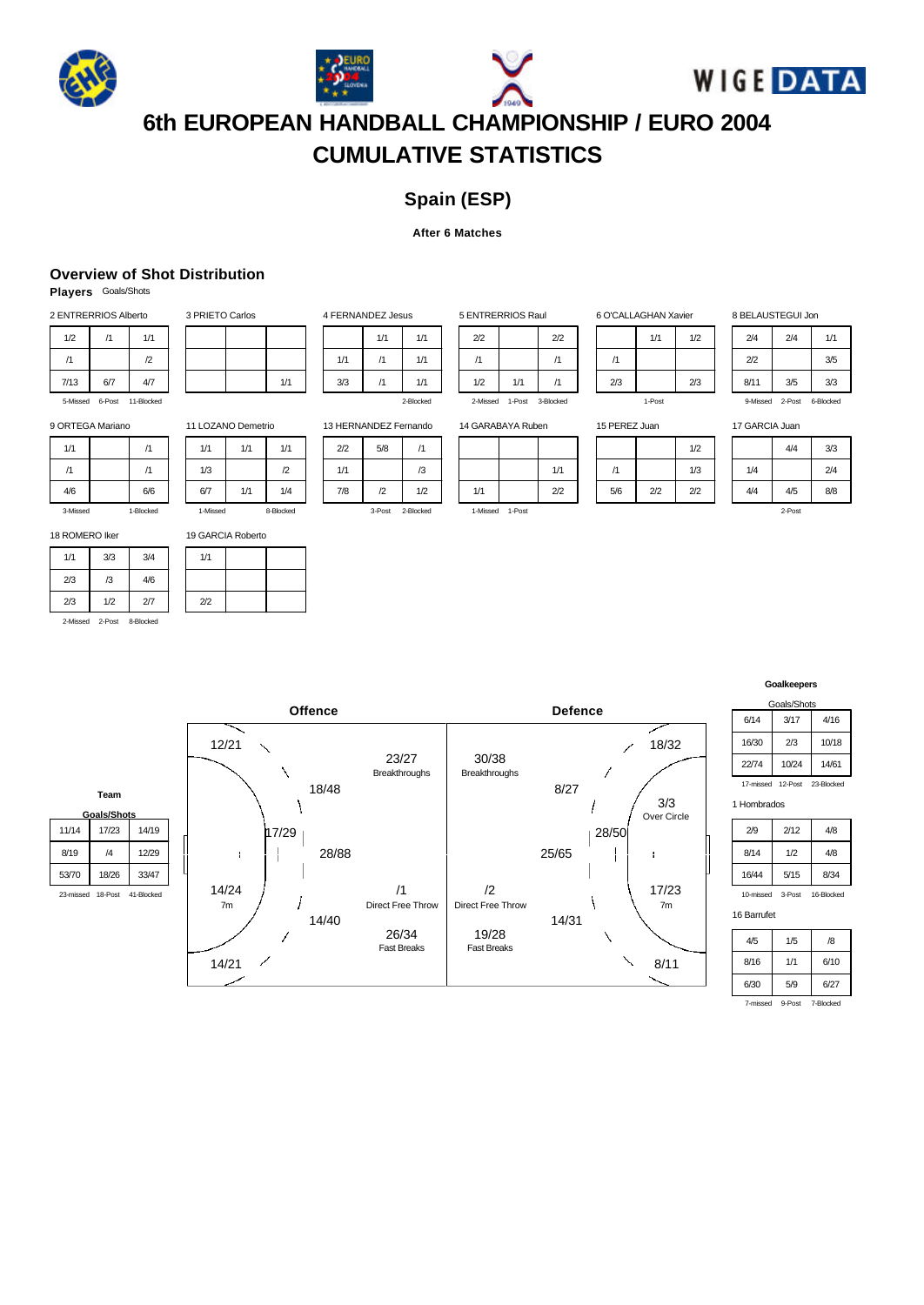# 6th EUROPEAN HANDBALL CHAMPIONSHIP / EURO 2004

# CUMULATIVE STATISTICS

## Spain (ESP)

**After 6 Matches**

### Overview of Shot Distribution

**Players** Goals/Shots

2 ENTRERRIOS Alberto

| | | |
|---|---|---|
| 1/2 | /1 | 1/1 |
| /1 | | /2 |
| 7/13 | 6/7 | 4/7 |

5-Missed 6-Post 11-Blocked

3 PRIETO Carlos

| | | |
|---|---|---|
| | | |
| | | |
| | | 1/1 |

4 FERNANDEZ Jesus

| | | |
|---|---|---|
| | 1/1 | 1/1 |
| 1/1 | /1 | 1/1 |
| 3/3 | /1 | 1/1 |

2-Blocked

5 ENTERRIOS Raul

| | | |
|---|---|---|
| 2/2 | | 2/2 |
| /1 | | /1 |
| 1/2 | 1/1 | /1 |

2-Missed 1-Post 3-Blocked

6 O'CALLAGHAN Xavier

| | | |
|---|---|---|
| | 1/1 | 1/2 |
| /1 | | |
| 2/3 | | 2/3 |

1-Post

8 BELAUSTEGUI Jon

| | | |
|---|---|---|
| 2/4 | 2/4 | 1/1 |
| 2/2 | | 3/5 |
| 8/11 | 3/5 | 3/3 |

9-Missed 2-Post 6-Blocked

9 ORTEGA Mariano

| | | |
|---|---|---|
| 1/1 | | /1 |
| /1 | | /1 |
| 4/6 | | 6/6 |

3-Missed 1-Blocked

11 LOZANO Demetrio

| | | |
|---|---|---|
| 1/1 | 1/1 | 1/1 |
| 1/3 | | /2 |
| 6/7 | 1/1 | 1/4 |

1-Missed 8-Blocked

13 HERNANDEZ Fernando

| | | |
|---|---|---|
| 2/2 | 5/8 | /1 |
| 1/1 | | /3 |
| 7/8 | /2 | 1/2 |

3-Post 2-Blocked

14 GARABAYA Ruben

| | | |
|---|---|---|
| | | |
| | | 1/1 |
| 1/1 | | 2/2 |

1-Missed 1-Post

15 PEREZ Juan

| | | |
|---|---|---|
| | | 1/2 |
| /1 | | 1/3 |
| 5/6 | 2/2 | 2/2 |

17 GARCIA Juan

| | | |
|---|---|---|
| | 4/4 | 3/3 |
| 1/4 | | 2/4 |
| 4/4 | 4/5 | 8/8 |

2-Post

18 ROMERO Iker

| | | |
|---|---|---|
| 1/1 | 3/3 | 3/4 |
| 2/3 | /3 | 4/6 |
| 2/3 | 1/2 | 2/7 |

2-Missed 2-Post 8-Blocked

19 GARCIA Roberto

| | | |
|---|---|---|
| 1/1 | | |
| | | |
| 2/2 | | |

**Team**

Goals/Shots

| | | |
|---|---|---|
| 11/14 | 17/23 | 14/19 |
| 8/19 | /4 | 12/29 |
| 53/70 | 18/26 | 33/47 |

23-missed 18-Post 41-Blocked

**Offence**

12/21
23/27 Breakthroughs
18/48
17/29
28/88
14/24 7m
/1 Direct Free Throw
14/40
26/34 Fast Breaks
14/21

**Defence**

30/38 Breakthroughs
18/32
8/27
3/3 Over Circle
28/50
25/65
/2 Direct Free Throw
17/23 7m
14/31
19/28 Fast Breaks
8/11

**Goalkeepers**

Goals/Shots

| | | |
|---|---|---|
| 6/14 | 3/17 | 4/16 |
| 16/30 | 2/3 | 10/18 |
| 22/74 | 10/24 | 14/61 |

17-missed 12-Post 23-Blocked

1 Hombrados

| | | |
|---|---|---|
| 2/9 | 2/12 | 4/8 |
| 8/14 | 1/2 | 4/8 |
| 16/44 | 5/15 | 8/34 |

10-missed 3-Post 16-Blocked

16 Barrufet

| | | |
|---|---|---|
| 4/5 | 1/5 | /8 |
| 8/16 | 1/1 | 6/10 |
| 6/30 | 5/9 | 6/27 |

7-missed 9-Post 7-Blocked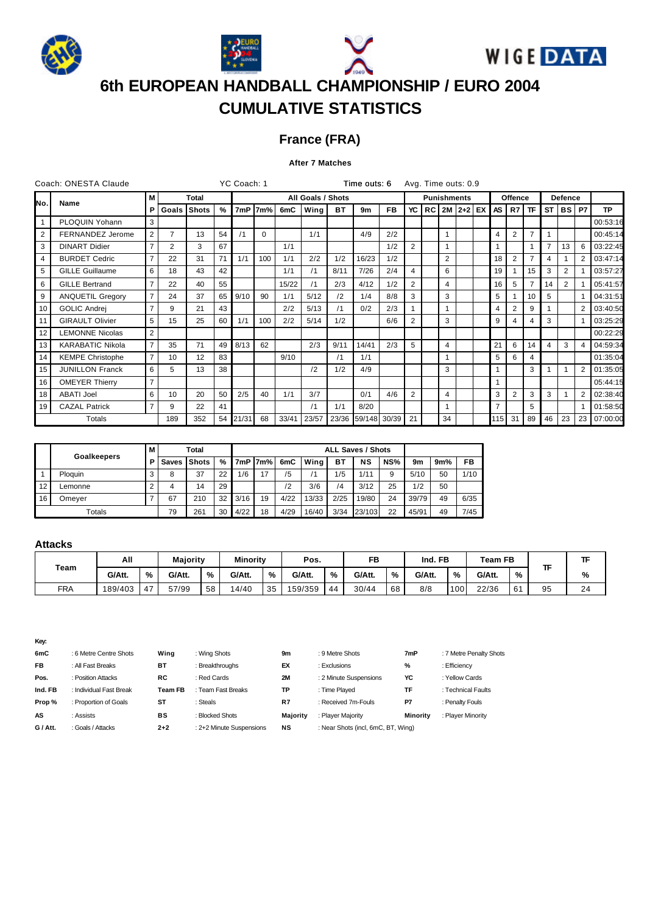# 6th EUROPEAN HANDBALL CHAMPIONSHIP / EURO 2004

# CUMULATIVE STATISTICS

## France (FRA)

**After 7 Matches**

Coach: ONESTA Claude    YC Coach: 1    Time outs: 6    Avg. Time outs: 0.9

| No. | Name | M | Total | | | All Goals / Shots | | | | | | | Punishments | | | | | Offence | | | Defence | | | |
|---|---|---|---|---|---|---|---|---|---|---|---|---|---|---|---|---|---|---|---|---|---|---|---|---|
| | | P | Goals | Shots | % | 7mP | 7m% | 6mC | Wing | BT | 9m | FB | YC | RC | 2M | 2+2 | EX | AS | R7 | TF | ST | BS | P7 | TP |
| 1 | PLOQUIN Yohann | 3 | | | | | | | | | | | | | | | | | | | | | | 00:53:16 |
| 2 | FERNANDEZ Jerome | 2 | 7 | 13 | 54 | /1 | 0 | | 1/1 | | 4/9 | 2/2 | | | 1 | | | 4 | 2 | 7 | 1 | | | 00:45:14 |
| 3 | DINART Didier | 7 | 2 | 3 | 67 | | | 1/1 | | | | 1/2 | 2 | | 1 | | | 1 | | 1 | 7 | 13 | 6 | 03:22:45 |
| 4 | BURDET Cedric | 7 | 22 | 31 | 71 | 1/1 | 100 | 1/1 | 2/2 | 1/2 | 16/23 | 1/2 | | | 2 | | | 18 | 2 | 7 | 4 | 1 | 2 | 03:47:14 |
| 5 | GILLE Guillaume | 6 | 18 | 43 | 42 | | | 1/1 | /1 | 8/11 | 7/26 | 2/4 | 4 | | 6 | | | 19 | 1 | 15 | 3 | 2 | 1 | 03:57:27 |
| 6 | GILLE Bertrand | 7 | 22 | 40 | 55 | | | 15/22 | /1 | 2/3 | 4/12 | 1/2 | 2 | | 4 | | | 16 | 5 | 7 | 14 | 2 | 1 | 05:41:57 |
| 9 | ANQUETIL Gregory | 7 | 24 | 37 | 65 | 9/10 | 90 | 1/1 | 5/12 | /2 | 1/4 | 8/8 | 3 | | 3 | | | 5 | 1 | 10 | 5 | | 1 | 04:31:51 |
| 10 | GOLIC Andrej | 7 | 9 | 21 | 43 | | | 2/2 | 5/13 | /1 | 0/2 | 2/3 | 1 | | 1 | | | 4 | 2 | 9 | 1 | | 2 | 03:40:50 |
| 11 | GIRAULT Olivier | 5 | 15 | 25 | 60 | 1/1 | 100 | 2/2 | 5/14 | 1/2 | | 6/6 | 2 | | 3 | | | 9 | 4 | 4 | 3 | | 1 | 03:25:29 |
| 12 | LEMONNE Nicolas | 2 | | | | | | | | | | | | | | | | | | | | | | 00:22:29 |
| 13 | KARABATIC Nikola | 7 | 35 | 71 | 49 | 8/13 | 62 | | 2/3 | 9/11 | 14/41 | 2/3 | 5 | | 4 | | | 21 | 6 | 14 | 4 | 3 | 4 | 04:59:34 |
| 14 | KEMPE Christophe | 7 | 10 | 12 | 83 | | | 9/10 | | /1 | 1/1 | | | | 1 | | | 5 | 6 | 4 | | | | 01:35:04 |
| 15 | JUNILLON Franck | 6 | 5 | 13 | 38 | | | | /2 | 1/2 | 4/9 | | | | 3 | | | 1 | | 3 | 1 | 1 | 2 | 01:35:05 |
| 16 | OMEYER Thierry | 7 | | | | | | | | | | | | | | | | 1 | | | | | | 05:44:15 |
| 18 | ABATI Joel | 6 | 10 | 20 | 50 | 2/5 | 40 | 1/1 | 3/7 | | 0/1 | 4/6 | 2 | | 4 | | | 3 | 2 | 3 | 3 | 1 | 2 | 02:38:40 |
| 19 | CAZAL Patrick | 7 | 9 | 22 | 41 | | | | /1 | 1/1 | 8/20 | | | | 1 | | | 7 | | 5 | | | 1 | 01:58:50 |
| | Totals | | 189 | 352 | 54 | 21/31 | 68 | 33/41 | 23/57 | 23/36 | 59/148 | 30/39 | 21 | | 34 | | | 115 | 31 | 89 | 46 | 23 | 23 | 07:00:00 |

| | Goalkeepers | M | Total | | | ALL Saves / Shots | | | | | | | | | | |
|---|---|---|---|---|---|---|---|---|---|---|---|---|---|---|---|---|
| | | P | Saves | Shots | % | 7mP | 7m% | 6mC | Wing | BT | NS | NS% | 9m | 9m% | FB |
| 1 | Ploquin | 3 | 8 | 37 | 22 | 1/6 | 17 | /5 | /1 | 1/5 | 1/11 | 9 | 5/10 | 50 | 1/10 |
| 12 | Lemonne | 2 | 4 | 14 | 29 | | | /2 | 3/6 | /4 | 3/12 | 25 | 1/2 | 50 | |
| 16 | Omeyer | 7 | 67 | 210 | 32 | 3/16 | 19 | 4/22 | 13/33 | 2/25 | 19/80 | 24 | 39/79 | 49 | 6/35 |
| | Totals | | 79 | 261 | 30 | 4/22 | 18 | 4/29 | 16/40 | 3/34 | 23/103 | 22 | 45/91 | 49 | 7/45 |

### Attacks

| Team | All | | Majority | | Minority | | Pos. | | FB | | Ind. FB | | Team FB | | TF | TF |
|---|---|---|---|---|---|---|---|---|---|---|---|---|---|---|---|---|
| | G/Att. | % | G/Att. | % | G/Att. | % | G/Att. | % | G/Att. | % | G/Att. | % | G/Att. | % | | % |
| FRA | 189/403 | 47 | 57/99 | 58 | 14/40 | 35 | 159/359 | 44 | 30/44 | 68 | 8/8 | 100 | 22/36 | 61 | 95 | 24 |

**Key:**

| | | | | | | | |
|---|---|---|---|---|---|---|---|
| **6mC** | : 6 Metre Centre Shots | **Wing** | : Wing Shots | **9m** | : 9 Metre Shots | **7mP** | : 7 Metre Penalty Shots |
| **FB** | : All Fast Breaks | **BT** | : Breakthroughs | **EX** | : Exclusions | **%** | : Efficiency |
| **Pos.** | : Position Attacks | **RC** | : Red Cards | **2M** | : 2 Minute Suspensions | **YC** | : Yellow Cards |
| **Ind. FB** | : Individual Fast Break | **Team FB** | : Team Fast Breaks | **TP** | : Time Played | **TF** | : Technical Faults |
| **Prop %** | : Proportion of Goals | **ST** | : Steals | **R7** | : Received 7m-Fouls | **P7** | : Penalty Fouls |
| **AS** | : Assists | **BS** | : Blocked Shots | **Majority** | : Player Majority | **Minority** | : Player Minority |
| **G / Att.** | : Goals / Attacks | **2+2** | : 2+2 Minute Suspensions | **NS** | : Near Shots (incl, 6mC, BT, Wing) | | |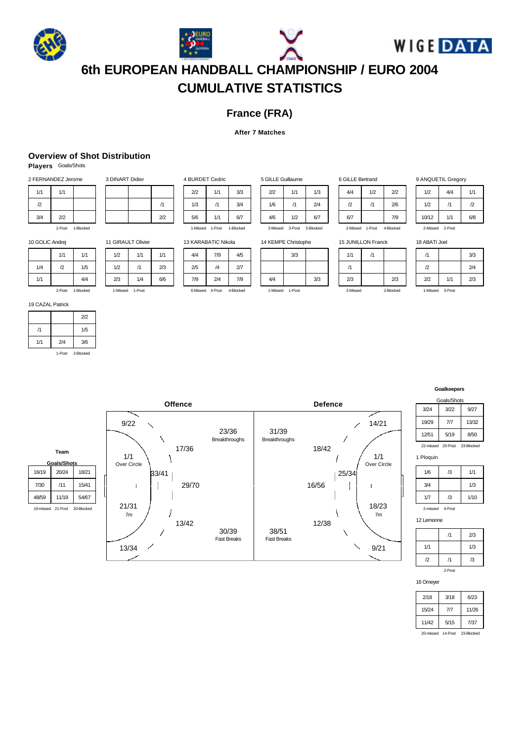# 6th EUROPEAN HANDBALL CHAMPIONSHIP / EURO 2004

# CUMULATIVE STATISTICS

## France (FRA)

**After 7 Matches**

### Overview of Shot Distribution

**Players** Goals/Shots

2 FERNANDEZ Jerome

| | | |
|---|---|---|
| 1/1 | 1/1 | |
| /2 | | |
| 3/4 | 2/2 | |

2-Post 1-Blocked

3 DINART Didier

| | | |
|---|---|---|
| | | |
| | | /1 |
| | | 2/2 |

4 BURDET Cedric

| | | |
|---|---|---|
| 2/2 | 1/1 | 3/3 |
| 1/3 | /1 | 3/4 |
| 5/6 | 1/1 | 6/7 |

1-Missed 1-Post 1-Blocked

5 GILLE Guillaume

| | | |
|---|---|---|
| 2/2 | 1/1 | 1/3 |
| 1/6 | /1 | 2/4 |
| 4/6 | 1/2 | 6/7 |

3-Missed 3-Post 5-Blocked

6 GILLE Bertrand

| | | |
|---|---|---|
| 4/4 | 1/2 | 2/2 |
| /2 | /1 | 2/6 |
| 6/7 | | 7/9 |

2-Missed 1-Post 4-Blocked

9 ANQUETIL Gregory

| | | |
|---|---|---|
| 1/2 | 4/4 | 1/1 |
| 1/2 | /1 | /2 |
| 10/12 | 1/1 | 6/8 |

2-Missed 2-Post

10 GOLIC Andrej

| | | |
|---|---|---|
| | 1/1 | 1/1 |
| 1/4 | /2 | 1/5 |
| 1/1 | | 4/4 |

2-Post 1-Blocked

11 GIRAULT Olivier

| | | |
|---|---|---|
| 1/2 | 1/1 | 1/1 |
| 1/2 | /1 | 2/3 |
| 2/3 | 1/4 | 6/6 |

1-Missed 1-Post

13 KARABATIC Nikola

| | | |
|---|---|---|
| 4/4 | 7/9 | 4/5 |
| 2/5 | /4 | 2/7 |
| 7/9 | 2/4 | 7/9 |

6-Missed 4-Post 4-Blocked

14 KEMPE Christophe

| | | |
|---|---|---|
| | 3/3 | |
| | | |
| 4/4 | | 3/3 |

1-Missed 1-Post

15 JUNILLON Franck

| | | |
|---|---|---|
| 1/1 | /1 | |
| /1 | | |
| 2/3 | | 2/3 |

2-Missed 2-Blocked

18 ABATI Joel

| | | |
|---|---|---|
| /1 | | 3/3 |
| /2 | | 2/4 |
| 2/2 | 1/1 | 2/3 |

1-Missed 3-Post

19 CAZAL Patrick

| | | |
|---|---|---|
| | | 2/2 |
| /1 | | 1/5 |
| 1/1 | 2/4 | 3/6 |

1-Post 2-Blocked

**Team**

Goals/Shots

| | | |
|---|---|---|
| 16/19 | 20/24 | 18/21 |
| 7/30 | /11 | 15/41 |
| 48/59 | 11/19 | 54/67 |

19-missed 21-Post 20-Blocked

**Offence**

9/22
23/36
Breakthroughs
17/36
1/1
Over Circle
33/41
29/70
21/31
7m
13/42
30/39
Fast Breaks
13/34

**Defence**

14/21
31/39
Breakthroughs
18/42
1/1
Over Circle
25/34
16/56
18/23
7m
12/38
38/51
Fast Breaks
9/21

**Goalkeepers**

Goals/Shots

| | | |
|---|---|---|
| 3/24 | 3/22 | 9/27 |
| 19/29 | 7/7 | 13/32 |
| 12/51 | 5/19 | 8/50 |

22-missed 20-Post 23-Blocked

1 Ploquin

| | | |
|---|---|---|
| 1/6 | /3 | 1/1 |
| 3/4 | | 1/3 |
| 1/7 | /3 | 1/10 |

2-missed 4-Post

12 Lemonne

| | | |
|---|---|---|
| | /1 | 2/3 |
| 1/1 | | 1/3 |
| /2 | /1 | /3 |

2-Post

16 Omeyer

| | | |
|---|---|---|
| 2/18 | 3/18 | 6/23 |
| 15/24 | 7/7 | 11/26 |
| 11/42 | 5/15 | 7/37 |

20-missed 14-Post 23-Blocked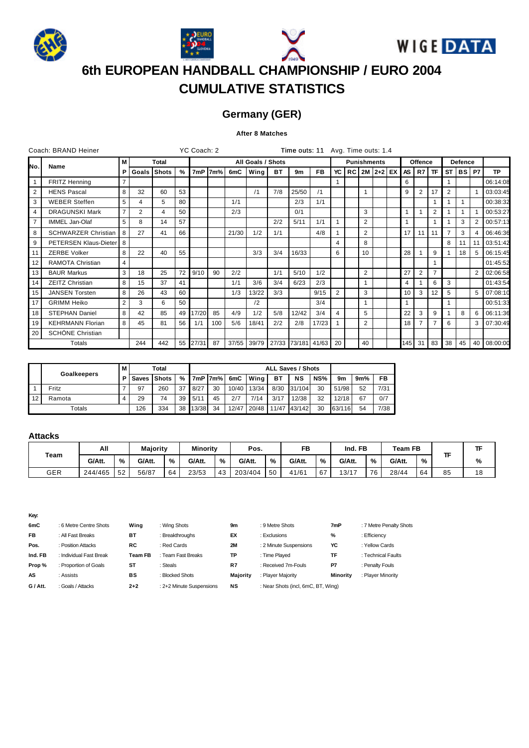# 6th EUROPEAN HANDBALL CHAMPIONSHIP / EURO 2004

# CUMULATIVE STATISTICS

## Germany (GER)

**After 8 Matches**

Coach: BRAND Heiner | YC Coach: 2 | Time outs: 11 | Avg. Time outs: 1.4

| No. | Name | MP | Total Goals | Total Shots | % | 7mP | 7m% | 6mC | Wing | BT | 9m | FB | YC | RC | 2M | 2+2 | EX | AS | R7 | TF | ST | BS | P7 | TP |
|---|---|---|---|---|---|---|---|---|---|---|---|---|---|---|---|---|---|---|---|---|---|---|---|---|
| 1 | FRITZ Henning | 7 | | | | | | | | | | | 1 | | | | | 6 | | | 1 | | | 06:14:08 |
| 2 | HENS Pascal | 8 | 32 | 60 | 53 | | | | /1 | 7/8 | 25/50 | /1 | | | 1 | | | 9 | 2 | 17 | 2 | | 1 | 03:03:45 |
| 3 | WEBER Steffen | 5 | 4 | 5 | 80 | | | 1/1 | | | 2/3 | 1/1 | | | | | | | | 1 | 1 | 1 | | 00:38:32 |
| 4 | DRAGUNSKI Mark | 7 | 2 | 4 | 50 | | | 2/3 | | | 0/1 | | | | 3 | | | 1 | 1 | 2 | 1 | 1 | 1 | 00:53:27 |
| 7 | IMMEL Jan-Olaf | 5 | 8 | 14 | 57 | | | | | 2/2 | 5/11 | 1/1 | 1 | | 2 | | | 1 | | 1 | 1 | 3 | 2 | 00:57:13 |
| 8 | SCHWARZER Christian | 8 | 27 | 41 | 66 | | | 21/30 | 1/2 | 1/1 | | 4/8 | 1 | | 2 | | | 17 | 11 | 11 | 7 | 3 | 4 | 06:46:36 |
| 9 | PETERSEN Klaus-Dieter | 8 | | | | | | | | | | | 4 | | 8 | | | | | | 8 | 11 | 11 | 03:51:42 |
| 11 | ZERBE Volker | 8 | 22 | 40 | 55 | | | | 3/3 | 3/4 | 16/33 | | 6 | | 10 | | | 28 | 1 | 9 | 1 | 18 | 5 | 06:15:45 |
| 12 | RAMOTA Christian | 4 | | | | | | | | | | | | | | | | | | 1 | | | | 01:45:52 |
| 13 | BAUR Markus | 3 | 18 | 25 | 72 | 9/10 | 90 | 2/2 | | 1/1 | 5/10 | 1/2 | | | 2 | | | 27 | 2 | 7 | | | 2 | 02:06:58 |
| 14 | ZEITZ Christian | 8 | 15 | 37 | 41 | | | 1/1 | 3/6 | 3/4 | 6/23 | 2/3 | | | 1 | | | 4 | 1 | 6 | 3 | | | 01:43:54 |
| 15 | JANSEN Torsten | 8 | 26 | 43 | 60 | | | 1/3 | 13/22 | 3/3 | | 9/15 | 2 | | 3 | | | 10 | 3 | 12 | 5 | | 5 | 07:08:10 |
| 17 | GRIMM Heiko | 2 | 3 | 6 | 50 | | | | /2 | | | 3/4 | | | 1 | | | 1 | | | 1 | | | 00:51:33 |
| 18 | STEPHAN Daniel | 8 | 42 | 85 | 49 | 17/20 | 85 | 4/9 | 1/2 | 5/8 | 12/42 | 3/4 | 4 | | 5 | | | 22 | 3 | 9 | 1 | 8 | 6 | 06:11:36 |
| 19 | KEHRMANN Florian | 8 | 45 | 81 | 56 | 1/1 | 100 | 5/6 | 18/41 | 2/2 | 2/8 | 17/23 | 1 | | 2 | | | 18 | 7 | 7 | 6 | | 3 | 07:30:49 |
| 20 | SCHÖNE Christian | | | | | | | | | | | | | | | | | | | | | | | |
| | Totals | | 244 | 442 | 55 | 27/31 | 87 | 37/55 | 39/79 | 27/33 | 73/181 | 41/63 | 20 | | 40 | | | 145 | 31 | 83 | 38 | 45 | 40 | 08:00:00 |

| No. | Goalkeepers | MP | Total Saves | Total Shots | % | 7mP | 7m% | 6mC | Wing | BT | NS | NS% | 9m | 9m% | FB |
|---|---|---|---|---|---|---|---|---|---|---|---|---|---|---|---|
| 1 | Fritz | 7 | 97 | 260 | 37 | 8/27 | 30 | 10/40 | 13/34 | 8/30 | 31/104 | 30 | 51/98 | 52 | 7/31 |
| 12 | Ramota | 4 | 29 | 74 | 39 | 5/11 | 45 | 2/7 | 7/14 | 3/17 | 12/38 | 32 | 12/18 | 67 | 0/7 |
| | Totals | | 126 | 334 | 38 | 13/38 | 34 | 12/47 | 20/48 | 11/47 | 43/142 | 30 | 63/116 | 54 | 7/38 |

### Attacks

| Team | All G/Att. | All % | Majority G/Att. | Majority % | Minority G/Att. | Minority % | Pos. G/Att. | Pos. % | FB G/Att. | FB % | Ind. FB G/Att. | Ind. FB % | Team FB G/Att. | Team FB % | TF | TF % |
|---|---|---|---|---|---|---|---|---|---|---|---|---|---|---|---|---|
| GER | 244/465 | 52 | 56/87 | 64 | 23/53 | 43 | 203/404 | 50 | 41/61 | 67 | 13/17 | 76 | 28/44 | 64 | 85 | 18 |

**Key:**

| | | | | | | | |
|---|---|---|---|---|---|---|---|
| **6mC** | : 6 Metre Centre Shots | **Wing** | : Wing Shots | **9m** | : 9 Metre Shots | **7mP** | : 7 Metre Penalty Shots |
| **FB** | : All Fast Breaks | **BT** | : Breakthroughs | **EX** | : Exclusions | **%** | : Efficiency |
| **Pos.** | : Position Attacks | **RC** | : Red Cards | **2M** | : 2 Minute Suspensions | **YC** | : Yellow Cards |
| **Ind. FB** | : Individual Fast Break | **Team FB** | : Team Fast Breaks | **TP** | : Time Played | **TF** | : Technical Faults |
| **Prop %** | : Proportion of Goals | **ST** | : Steals | **R7** | : Received 7m-Fouls | **P7** | : Penalty Fouls |
| **AS** | : Assists | **BS** | : Blocked Shots | **Majority** | : Player Majority | **Minority** | : Player Minority |
| **G / Att.** | : Goals / Attacks | **2+2** | : 2+2 Minute Suspensions | **NS** | : Near Shots (incl, 6mC, BT, Wing) | | |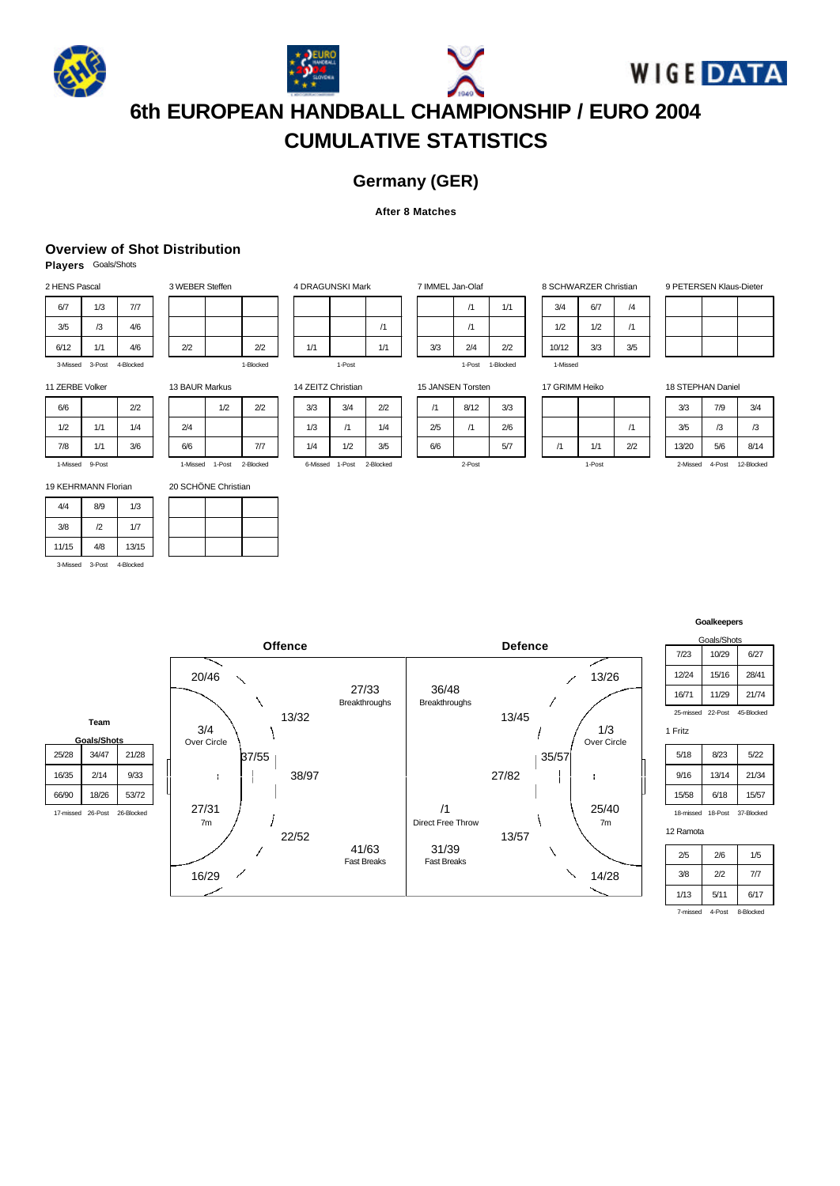# 6th EUROPEAN HANDBALL CHAMPIONSHIP / EURO 2004
# CUMULATIVE STATISTICS

## Germany (GER)

**After 8 Matches**

### Overview of Shot Distribution

**Players** Goals/Shots

2 HENS Pascal

| | | |
|---|---|---|
| 6/7 | 1/3 | 7/7 |
| 3/5 | /3 | 4/6 |
| 6/12 | 1/1 | 4/6 |

3-Missed 3-Post 4-Blocked

3 WEBER Steffen

| | | |
|---|---|---|
| | | |
| | | |
| 2/2 | | 2/2 |

1-Blocked

4 DRAGUNSKI Mark

| | | |
|---|---|---|
| | | |
| | | /1 |
| 1/1 | | 1/1 |

1-Post

7 IMMEL Jan-Olaf

| | | |
|---|---|---|
| | /1 | 1/1 |
| | /1 | |
| 3/3 | 2/4 | 2/2 |

1-Post 1-Blocked

8 SCHWARZER Christian

| | | |
|---|---|---|
| 3/4 | 6/7 | /4 |
| 1/2 | 1/2 | /1 |
| 10/12 | 3/3 | 3/5 |

1-Missed

9 PETERSEN Klaus-Dieter

| | | |
|---|---|---|
| | | |
| | | |
| | | |

11 ZERBE Volker

| | | |
|---|---|---|
| 6/6 | | 2/2 |
| 1/2 | 1/1 | 1/4 |
| 7/8 | 1/1 | 3/6 |

1-Missed 9-Post

13 BAUR Markus

| | | |
|---|---|---|
| | 1/2 | 2/2 |
| 2/4 | | |
| 6/6 | | 7/7 |

1-Missed 1-Post 2-Blocked

14 ZEITZ Christian

| | | |
|---|---|---|
| 3/3 | 3/4 | 2/2 |
| 1/3 | /1 | 1/4 |
| 1/4 | 1/2 | 3/5 |

6-Missed 1-Post 2-Blocked

15 JANSEN Torsten

| | | |
|---|---|---|
| /1 | 8/12 | 3/3 |
| 2/5 | /1 | 2/6 |
| 6/6 | | 5/7 |

2-Post

17 GRIMM Heiko

| | | |
|---|---|---|
| | | |
| | | /1 |
| /1 | 1/1 | 2/2 |

1-Post

18 STEPHAN Daniel

| | | |
|---|---|---|
| 3/3 | 7/9 | 3/4 |
| 3/5 | /3 | /3 |
| 13/20 | 5/6 | 8/14 |

2-Missed 4-Post 12-Blocked

19 KEHRMANN Florian

| | | |
|---|---|---|
| 4/4 | 8/9 | 1/3 |
| 3/8 | /2 | 1/7 |
| 11/15 | 4/8 | 13/15 |

3-Missed 3-Post 4-Blocked

20 SCHÖNE Christian

| | | |
|---|---|---|
| | | |
| | | |
| | | |

**Team**

Goals/Shots

| | | |
|---|---|---|
| 25/28 | 34/47 | 21/28 |
| 16/35 | 2/14 | 9/33 |
| 66/90 | 18/26 | 53/72 |

17-missed 26-Post 26-Blocked

**Offence**

20/46
27/33 Breakthroughs
13/32
3/4 Over Circle
37/55
38/97
27/31 7m
22/52
41/63 Fast Breaks
16/29

**Defence**

36/48 Breakthroughs
13/26
13/45
1/3 Over Circle
35/57
27/82
/1 Direct Free Throw
25/40 7m
13/57
31/39 Fast Breaks
14/28

**Goalkeepers**

Goals/Shots

| | | |
|---|---|---|
| 7/23 | 10/29 | 6/27 |
| 12/24 | 15/16 | 28/41 |
| 16/71 | 11/29 | 21/74 |

25-missed 22-Post 45-Blocked

1 Fritz

| | | |
|---|---|---|
| 5/18 | 8/23 | 5/22 |
| 9/16 | 13/14 | 21/34 |
| 15/58 | 6/18 | 15/57 |

18-missed 18-Post 37-Blocked

12 Ramota

| | | |
|---|---|---|
| 2/5 | 2/6 | 1/5 |
| 3/8 | 2/2 | 7/7 |
| 1/13 | 5/11 | 6/17 |

7-missed 4-Post 8-Blocked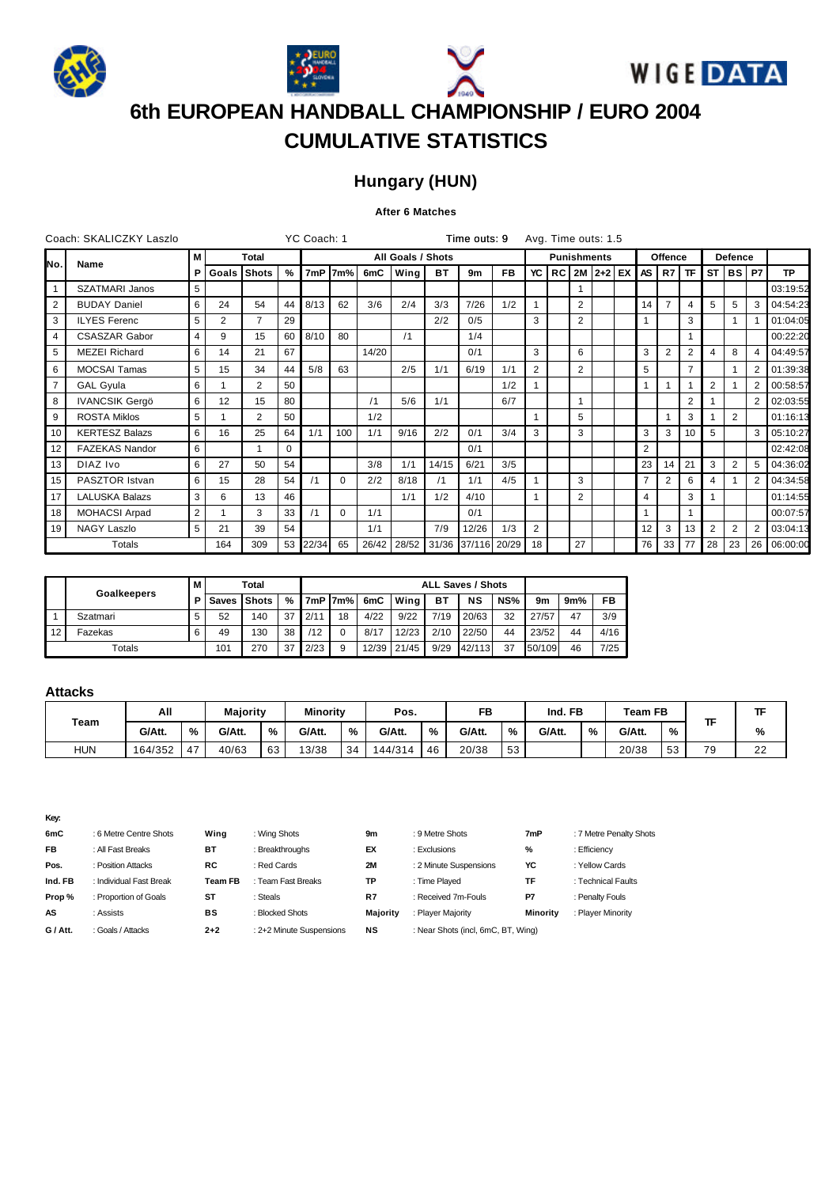# 6th EUROPEAN HANDBALL CHAMPIONSHIP / EURO 2004

# CUMULATIVE STATISTICS

## Hungary (HUN)

**After 6 Matches**

Coach: SKALICZKY Laszlo | YC Coach: 1 | Time outs: 9 | Avg. Time outs: 1.5

| No. | Name | MP | Total | | | All Goals / Shots | | | | | | | | Punishments | | | | | Offence | | | Defence | | | TP |
|---|---|---|---|---|---|---|---|---|---|---|---|---|---|---|---|---|---|---|---|---|---|---|---|---|---|
| | | | Goals | Shots | % | 7mP | 7m% | 6mC | Wing | BT | 9m | FB | YC | RC | 2M | 2+2 | EX | AS | R7 | TF | ST | BS | P7 | |
| 1 | SZATMARI Janos | 5 | | | | | | | | | | | | | 1 | | | | | | | | | 03:19:52 |
| 2 | BUDAY Daniel | 6 | 24 | 54 | 44 | 8/13 | 62 | 3/6 | 2/4 | 3/3 | 7/26 | 1/2 | 1 | | 2 | | | 14 | 7 | 4 | 5 | 5 | 3 | 04:54:23 |
| 3 | ILYES Ferenc | 5 | 2 | 7 | 29 | | | | | 2/2 | 0/5 | | 3 | | 2 | | | 1 | | 3 | | 1 | 1 | 01:04:05 |
| 4 | CSASZAR Gabor | 4 | 9 | 15 | 60 | 8/10 | 80 | | /1 | | 1/4 | | | | | | | | | 1 | | | | 00:22:20 |
| 5 | MEZEI Richard | 6 | 14 | 21 | 67 | | | 14/20 | | | 0/1 | | 3 | | 6 | | | 3 | 2 | 2 | 4 | 8 | 4 | 04:49:57 |
| 6 | MOCSAI Tamas | 5 | 15 | 34 | 44 | 5/8 | 63 | | 2/5 | 1/1 | 6/19 | 1/1 | 2 | | 2 | | | 5 | | 7 | | 1 | 2 | 01:39:38 |
| 7 | GAL Gyula | 6 | 1 | 2 | 50 | | | | | | | 1/2 | 1 | | | | | 1 | 1 | 1 | 2 | 1 | 2 | 00:58:57 |
| 8 | IVANCSIK Gergö | 6 | 12 | 15 | 80 | | | /1 | 5/6 | 1/1 | | 6/7 | | | 1 | | | | | 2 | 1 | | 2 | 02:03:55 |
| 9 | ROSTA Miklos | 5 | 1 | 2 | 50 | | | 1/2 | | | | | 1 | | 5 | | | | 1 | 3 | 1 | 2 | | 01:16:13 |
| 10 | KERTESZ Balazs | 6 | 16 | 25 | 64 | 1/1 | 100 | 1/1 | 9/16 | 2/2 | 0/1 | 3/4 | 3 | | 3 | | | 3 | 3 | 10 | 5 | | 3 | 05:10:27 |
| 12 | FAZEKAS Nandor | 6 | | 1 | 0 | | | | | | 0/1 | | | | | | | 2 | | | | | | 02:42:08 |
| 13 | DIAZ Ivo | 6 | 27 | 50 | 54 | | | 3/8 | 1/1 | 14/15 | 6/21 | 3/5 | | | | | | 23 | 14 | 21 | 3 | 2 | 5 | 04:36:02 |
| 15 | PASZTOR Istvan | 6 | 15 | 28 | 54 | /1 | 0 | 2/2 | 8/18 | /1 | 1/1 | 4/5 | 1 | | 3 | | | 7 | 2 | 6 | 4 | 1 | 2 | 04:34:58 |
| 17 | LALUSKA Balazs | 3 | 6 | 13 | 46 | | | | 1/1 | 1/2 | 4/10 | | 1 | | 2 | | | 4 | | 3 | 1 | | | 01:14:55 |
| 18 | MOHACSI Arpad | 2 | 1 | 3 | 33 | /1 | 0 | 1/1 | | | 0/1 | | | | | | | 1 | | 1 | | | | 00:07:57 |
| 19 | NAGY Laszlo | 5 | 21 | 39 | 54 | | | 1/1 | | 7/9 | 12/26 | 1/3 | 2 | | | | | 12 | 3 | 13 | 2 | 2 | 2 | 03:04:13 |
| | Totals | | 164 | 309 | 53 | 22/34 | 65 | 26/42 | 28/52 | 31/36 | 37/116 | 20/29 | 18 | | 27 | | | 76 | 33 | 77 | 28 | 23 | 26 | 06:00:00 |

| | Goalkeepers | MP | Total | | | ALL Saves / Shots | | | | | | | | | |
|---|---|---|---|---|---|---|---|---|---|---|---|---|---|---|---|
| | | | Saves | Shots | % | 7mP | 7m% | 6mC | Wing | BT | NS | NS% | 9m | 9m% | FB |
| 1 | Szatmari | 5 | 52 | 140 | 37 | 2/11 | 18 | 4/22 | 9/22 | 7/19 | 20/63 | 32 | 27/57 | 47 | 3/9 |
| 12 | Fazekas | 6 | 49 | 130 | 38 | /12 | 0 | 8/17 | 12/23 | 2/10 | 22/50 | 44 | 23/52 | 44 | 4/16 |
| | Totals | | 101 | 270 | 37 | 2/23 | 9 | 12/39 | 21/45 | 9/29 | 42/113 | 37 | 50/109 | 46 | 7/25 |

### Attacks

| Team | All | | Majority | | Minority | | Pos. | | FB | | Ind. FB | | Team FB | | TF | TF |
|---|---|---|---|---|---|---|---|---|---|---|---|---|---|---|---|---|
| | G/Att. | % | G/Att. | % | G/Att. | % | G/Att. | % | G/Att. | % | G/Att. | % | G/Att. | % | | % |
| HUN | 164/352 | 47 | 40/63 | 63 | 13/38 | 34 | 144/314 | 46 | 20/38 | 53 | | | 20/38 | 53 | 79 | 22 |

**Key:**

| | | | | | | | |
|---|---|---|---|---|---|---|---|
| **6mC** | : 6 Metre Centre Shots | **Wing** | : Wing Shots | **9m** | : 9 Metre Shots | **7mP** | : 7 Metre Penalty Shots |
| **FB** | : All Fast Breaks | **BT** | : Breakthroughs | **EX** | : Exclusions | **%** | : Efficiency |
| **Pos.** | : Position Attacks | **RC** | : Red Cards | **2M** | : 2 Minute Suspensions | **YC** | : Yellow Cards |
| **Ind. FB** | : Individual Fast Break | **Team FB** | : Team Fast Breaks | **TP** | : Time Played | **TF** | : Technical Faults |
| **Prop %** | : Proportion of Goals | **ST** | : Steals | **R7** | : Received 7m-Fouls | **P7** | : Penalty Fouls |
| **AS** | : Assists | **BS** | : Blocked Shots | **Majority** | : Player Majority | **Minority** | : Player Minority |
| **G / Att.** | : Goals / Attacks | **2+2** | : 2+2 Minute Suspensions | **NS** | : Near Shots (incl, 6mC, BT, Wing) | | |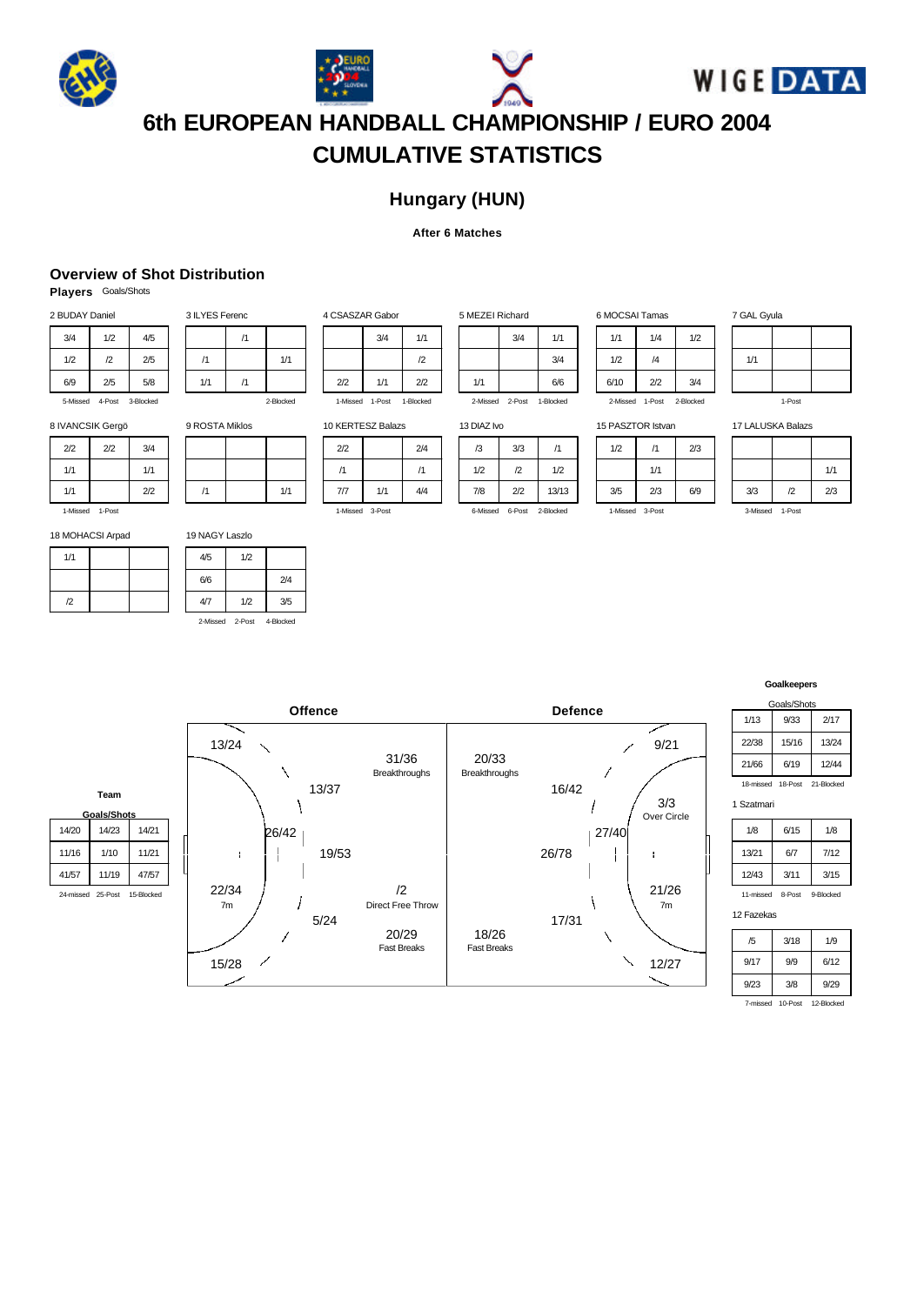# 6th EUROPEAN HANDBALL CHAMPIONSHIP / EURO 2004

# CUMULATIVE STATISTICS

## Hungary (HUN)

**After 6 Matches**

### Overview of Shot Distribution

**Players** Goals/Shots

2 BUDAY Daniel

| | | |
|---|---|---|
| 3/4 | 1/2 | 4/5 |
| 1/2 | /2 | 2/5 |
| 6/9 | 2/5 | 5/8 |

5-Missed 4-Post 3-Blocked

3 ILYES Ferenc

| | | |
|---|---|---|
| | /1 | |
| /1 | | 1/1 |
| 1/1 | /1 | |

2-Blocked

4 CSASZAR Gabor

| | | |
|---|---|---|
| | 3/4 | 1/1 |
| | | /2 |
| 2/2 | 1/1 | 2/2 |

1-Missed 1-Post 1-Blocked

5 MEZEI Richard

| | | |
|---|---|---|
| | 3/4 | 1/1 |
| | | 3/4 |
| 1/1 | | 6/6 |

2-Missed 2-Post 1-Blocked

6 MOCSAI Tamas

| | | |
|---|---|---|
| 1/1 | 1/4 | 1/2 |
| 1/2 | /4 | |
| 6/10 | 2/2 | 3/4 |

2-Missed 1-Post 2-Blocked

7 GAL Gyula

| | | |
|---|---|---|
| | | |
| 1/1 | | |
| | | |

1-Post

8 IVANCSIK Gergö

| | | |
|---|---|---|
| 2/2 | 2/2 | 3/4 |
| 1/1 | | 1/1 |
| 1/1 | | 2/2 |

1-Missed 1-Post

9 ROSTA Miklos

| | | |
|---|---|---|
| | | |
| | | |
| /1 | | 1/1 |

10 KERTESZ Balazs

| | | |
|---|---|---|
| 2/2 | | 2/4 |
| /1 | | /1 |
| 7/7 | 1/1 | 4/4 |

1-Missed 3-Post

13 DIAZ Ivo

| | | |
|---|---|---|
| /3 | 3/3 | /1 |
| 1/2 | /2 | 1/2 |
| 7/8 | 2/2 | 13/13 |

6-Missed 6-Post 2-Blocked

15 PASZTOR Istvan

| | | |
|---|---|---|
| 1/2 | /1 | 2/3 |
| | 1/1 | |
| 3/5 | 2/3 | 6/9 |

1-Missed 3-Post

17 LALUSKA Balazs

| | | |
|---|---|---|
| | | |
| | | 1/1 |
| 3/3 | /2 | 2/3 |

3-Missed 1-Post

18 MOHACSI Arpad

| | | |
|---|---|---|
| 1/1 | | |
| | | |
| /2 | | |

19 NAGY Laszlo

| | | |
|---|---|---|
| 4/5 | 1/2 | |
| 6/6 | | 2/4 |
| 4/7 | 1/2 | 3/5 |

2-Missed 2-Post 4-Blocked

**Team**

Goals/Shots

| | | |
|---|---|---|
| 14/20 | 14/23 | 14/21 |
| 11/16 | 1/10 | 11/21 |
| 41/57 | 11/19 | 47/57 |

24-missed 25-Post 15-Blocked

**Offence**

13/24
31/36 Breakthroughs
13/37
26/42
19/53
22/34 7m
/2 Direct Free Throw
5/24
20/29 Fast Breaks
15/28

**Defence**

20/33 Breakthroughs
9/21
16/42
3/3 Over Circle
27/40
26/78
21/26 7m
17/31
18/26 Fast Breaks
12/27

**Goalkeepers**

Goals/Shots

| | | |
|---|---|---|
| 1/13 | 9/33 | 2/17 |
| 22/38 | 15/16 | 13/24 |
| 21/66 | 6/19 | 12/44 |

18-missed 18-Post 21-Blocked

1 Szatmari

| | | |
|---|---|---|
| 1/8 | 6/15 | 1/8 |
| 13/21 | 6/7 | 7/12 |
| 12/43 | 3/11 | 3/15 |

11-missed 8-Post 9-Blocked

12 Fazekas

| | | |
|---|---|---|
| /5 | 3/18 | 1/9 |
| 9/17 | 9/9 | 6/12 |
| 9/23 | 3/8 | 9/29 |

7-missed 10-Post 12-Blocked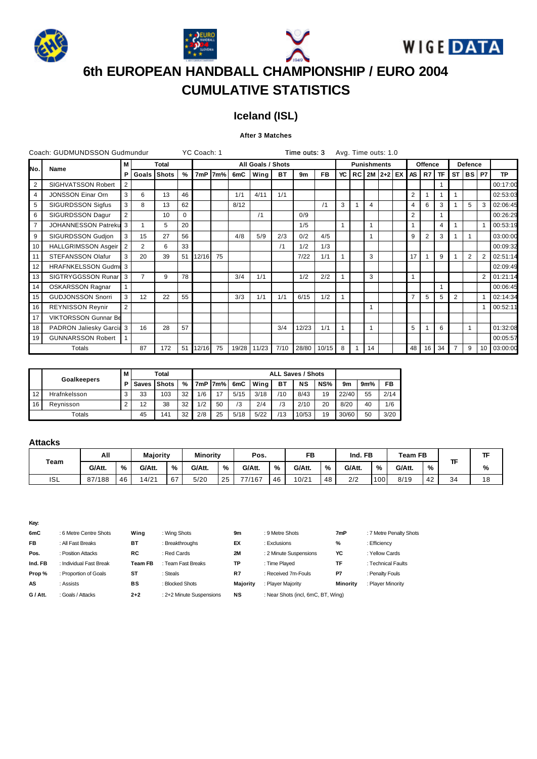# 6th EUROPEAN HANDBALL CHAMPIONSHIP / EURO 2004

# CUMULATIVE STATISTICS

## Iceland (ISL)

**After 3 Matches**

Coach: GUDMUNDSSON Gudmundur | YC Coach: 1 | Time outs: 3 | Avg. Time outs: 1.0

| No. | Name | M | Total | | | All Goals / Shots | | | | | | | Punishments | | | | | Offence | | | Defence | | | |
|---|---|---|---|---|---|---|---|---|---|---|---|---|---|---|---|---|---|---|---|---|---|---|---|---|
| | | P | Goals | Shots | % | 7mP | 7m% | 6mC | Wing | BT | 9m | FB | YC | RC | 2M | 2+2 | EX | AS | R7 | TF | ST | BS | P7 | TP |
| 2 | SIGHVATSSON Robert | 2 | | | | | | | | | | | | | | | | | | 1 | | | | 00:17:00 |
| 4 | JONSSON Einar Orn | 3 | 6 | 13 | 46 | | | 1/1 | 4/11 | 1/1 | | | | | | | | 2 | 1 | 1 | 1 | | | 02:53:03 |
| 5 | SIGURDSSON Sigfus | 3 | 8 | 13 | 62 | | | 8/12 | | | | /1 | 3 | 1 | 4 | | | 4 | 6 | 3 | 1 | 5 | 3 | 02:06:45 |
| 6 | SIGURDSSON Dagur | 2 | | 10 | 0 | | | | /1 | | 0/9 | | | | | | | 2 | | 1 | | | | 00:26:29 |
| 7 | JOHANNESSON Patreku | 3 | 1 | 5 | 20 | | | | | | 1/5 | | 1 | | 1 | | | 1 | | 4 | 1 | | 1 | 00:53:19 |
| 9 | SIGURDSSON Gudjon | 3 | 15 | 27 | 56 | | | 4/8 | 5/9 | 2/3 | 0/2 | 4/5 | | | 1 | | | 9 | 2 | 3 | 1 | 1 | | 03:00:00 |
| 10 | HALLGRIMSSON Asgeir | 2 | 2 | 6 | 33 | | | | | /1 | 1/2 | 1/3 | | | | | | | | | | | | 00:09:32 |
| 11 | STEFANSSON Olafur | 3 | 20 | 39 | 51 | 12/16 | 75 | | | | 7/22 | 1/1 | 1 | | 3 | | | 17 | 1 | 9 | 1 | 2 | 2 | 02:51:14 |
| 12 | HRAFNKELSSON Gudmu | 3 | | | | | | | | | | | | | | | | | | | | | | 02:09:49 |
| 13 | SIGTRYGGSSON Runar | 3 | 7 | 9 | 78 | | | 3/4 | 1/1 | | 1/2 | 2/2 | 1 | | 3 | | | 1 | | | | | 2 | 01:21:14 |
| 14 | OSKARSSON Ragnar | 1 | | | | | | | | | | | | | | | | | | 1 | | | | 00:06:45 |
| 15 | GUDJONSSON Snorri | 3 | 12 | 22 | 55 | | | 3/3 | 1/1 | 1/1 | 6/15 | 1/2 | 1 | | | | | 7 | 5 | 5 | 2 | | 1 | 02:14:34 |
| 16 | REYNISSON Reynir | 2 | | | | | | | | | | | | | 1 | | | | | | | | 1 | 00:52:11 |
| 17 | VIKTORSSON Gunnar Be | | | | | | | | | | | | | | | | | | | | | | | |
| 18 | PADRON Jaliesky Garcia | 3 | 16 | 28 | 57 | | | | | 3/4 | 12/23 | 1/1 | 1 | | 1 | | | 5 | 1 | 6 | | 1 | | 01:32:08 |
| 19 | GUNNARSSON Robert | 1 | | | | | | | | | | | | | | | | | | | | | | 00:05:57 |
| | Totals | | 87 | 172 | 51 | 12/16 | 75 | 19/28 | 11/23 | 7/10 | 28/80 | 10/15 | 8 | 1 | 14 | | | 48 | 16 | 34 | 7 | 9 | 10 | 03:00:00 |

| | Goalkeepers | M | Total | | | ALL Saves / Shots | | | | | | | | | |
|---|---|---|---|---|---|---|---|---|---|---|---|---|---|---|---|
| | | P | Saves | Shots | % | 7mP | 7m% | 6mC | Wing | BT | NS | NS% | 9m | 9m% | FB |
| 12 | Hrafnkelsson | 3 | 33 | 103 | 32 | 1/6 | 17 | 5/15 | 3/18 | /10 | 8/43 | 19 | 22/40 | 55 | 2/14 |
| 16 | Reynisson | 2 | 12 | 38 | 32 | 1/2 | 50 | /3 | 2/4 | /3 | 2/10 | 20 | 8/20 | 40 | 1/6 |
| | Totals | | 45 | 141 | 32 | 2/8 | 25 | 5/18 | 5/22 | /13 | 10/53 | 19 | 30/60 | 50 | 3/20 |

### Attacks

| Team | All | | Majority | | Minority | | Pos. | | FB | | Ind. FB | | Team FB | | TF | TF |
|---|---|---|---|---|---|---|---|---|---|---|---|---|---|---|---|---|
| | G/Att. | % | G/Att. | % | G/Att. | % | G/Att. | % | G/Att. | % | G/Att. | % | G/Att. | % | | % |
| ISL | 87/188 | 46 | 14/21 | 67 | 5/20 | 25 | 77/167 | 46 | 10/21 | 48 | 2/2 | 100 | 8/19 | 42 | 34 | 18 |

**Key:**

| | | | | | | | |
|---|---|---|---|---|---|---|---|
| **6mC** | : 6 Metre Centre Shots | **Wing** | : Wing Shots | **9m** | : 9 Metre Shots | **7mP** | : 7 Metre Penalty Shots |
| **FB** | : All Fast Breaks | **BT** | : Breakthroughs | **EX** | : Exclusions | **%** | : Efficiency |
| **Pos.** | : Position Attacks | **RC** | : Red Cards | **2M** | : 2 Minute Suspensions | **YC** | : Yellow Cards |
| **Ind. FB** | : Individual Fast Break | **Team FB** | : Team Fast Breaks | **TP** | : Time Played | **TF** | : Technical Faults |
| **Prop %** | : Proportion of Goals | **ST** | : Steals | **R7** | : Received 7m-Fouls | **P7** | : Penalty Fouls |
| **AS** | : Assists | **BS** | : Blocked Shots | **Majority** | : Player Majority | **Minority** | : Player Minority |
| **G / Att.** | : Goals / Attacks | **2+2** | : 2+2 Minute Suspensions | **NS** | : Near Shots (incl, 6mC, BT, Wing) | | |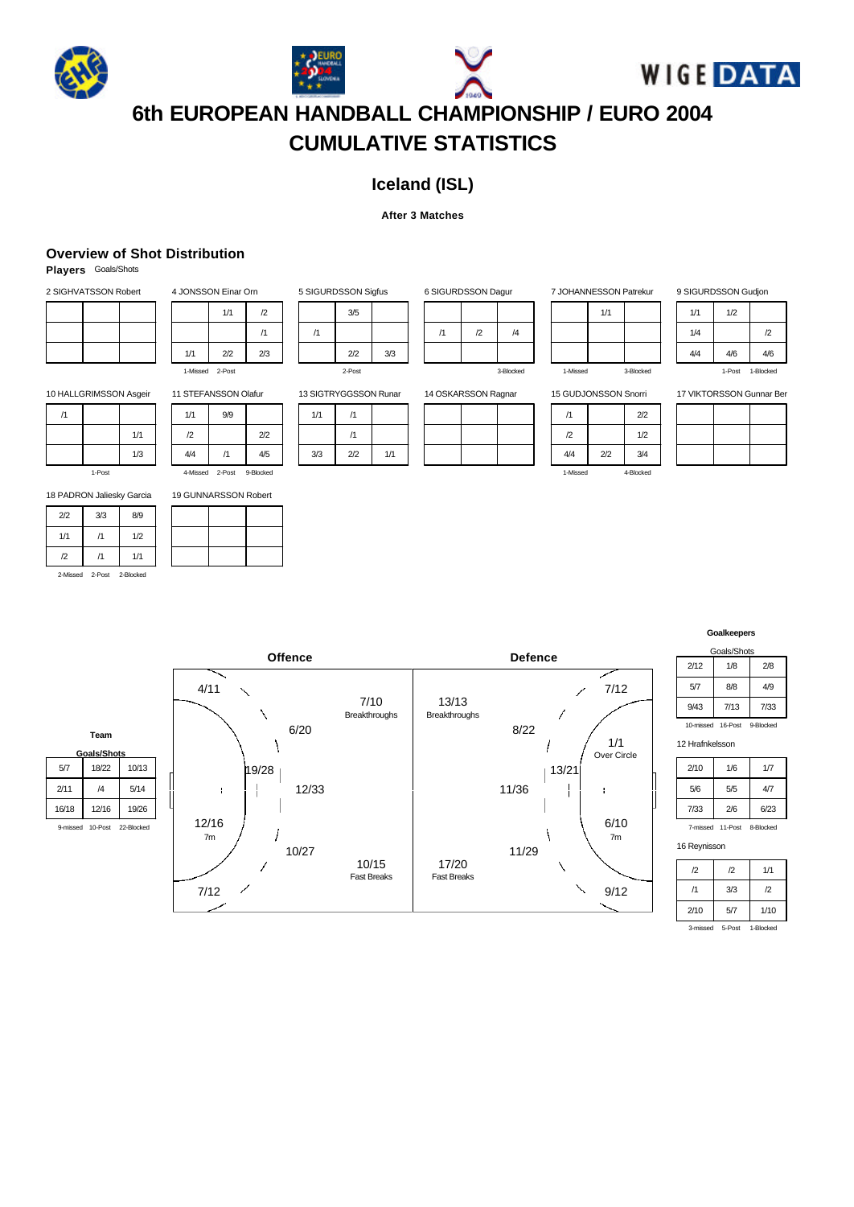# 6th EUROPEAN HANDBALL CHAMPIONSHIP / EURO 2004

# CUMULATIVE STATISTICS

## Iceland (ISL)

**After 3 Matches**

### Overview of Shot Distribution

**Players** Goals/Shots

2 SIGHVATSSON Robert

| | | |
|---|---|---|
| | | |
| | | |
| | | |

4 JONSSON Einar Orn

| | | |
|---|---|---|
| | 1/1 | /2 |
| | | /1 |
| 1/1 | 2/2 | 2/3 |

1-Missed 2-Post

5 SIGURDSSON Sigfus

| | | |
|---|---|---|
| | 3/5 | |
| /1 | | |
| | 2/2 | 3/3 |

2-Post

6 SIGURDSSON Dagur

| | | |
|---|---|---|
| | | |
| /1 | /2 | /4 |
| | | |

3-Blocked

7 JOHANNESSON Patrekur

| | | |
|---|---|---|
| | 1/1 | |
| | | |
| | | |

1-Missed 3-Blocked

9 SIGURDSSON Gudjon

| | | |
|---|---|---|
| 1/1 | 1/2 | |
| 1/4 | | /2 |
| 4/4 | 4/6 | 4/6 |

1-Post 1-Blocked

10 HALLGRIMSSON Asgeir

| | | |
|---|---|---|
| /1 | | |
| | | 1/1 |
| | | 1/3 |

1-Post

11 STEFANSSON Olafur

| | | |
|---|---|---|
| 1/1 | 9/9 | |
| /2 | | 2/2 |
| 4/4 | /1 | 4/5 |

4-Missed 2-Post 9-Blocked

13 SIGTRYGGSSON Runar

| | | |
|---|---|---|
| 1/1 | /1 | |
| | /1 | |
| 3/3 | 2/2 | 1/1 |

14 OSKARSSON Ragnar

| | | |
|---|---|---|
| | | |
| | | |
| | | |

15 GUDJONSSON Snorri

| | | |
|---|---|---|
| /1 | | 2/2 |
| /2 | | 1/2 |
| 4/4 | 2/2 | 3/4 |

1-Missed 4-Blocked

17 VIKTORSSON Gunnar Ber

| | | |
|---|---|---|
| | | |
| | | |
| | | |

18 PADRON Jaliesky Garcia

| | | |
|---|---|---|
| 2/2 | 3/3 | 8/9 |
| 1/1 | /1 | 1/2 |
| /2 | /1 | 1/1 |

2-Missed 2-Post 2-Blocked

19 GUNNARSSON Robert

| | | |
|---|---|---|
| | | |
| | | |
| | | |

**Team**

Goals/Shots

| | | |
|---|---|---|
| 5/7 | 18/22 | 10/13 |
| 2/11 | /4 | 5/14 |
| 16/18 | 12/16 | 19/26 |

9-missed 10-Post 22-Blocked

**Offence**

4/11
7/10 Breakthroughs
6/20
19/28
12/33
12/16 7m
10/27
10/15 Fast Breaks
7/12

**Defence**

13/13 Breakthroughs
7/12
8/22
1/1 Over Circle
13/21
11/36
6/10 7m
11/29
17/20 Fast Breaks
9/12

**Goalkeepers**

Goals/Shots

| | | |
|---|---|---|
| 2/12 | 1/8 | 2/8 |
| 5/7 | 8/8 | 4/9 |
| 9/43 | 7/13 | 7/33 |

10-missed 16-Post 9-Blocked

12 Hrafnkelsson

| | | |
|---|---|---|
| 2/10 | 1/6 | 1/7 |
| 5/6 | 5/5 | 4/7 |
| 7/33 | 2/6 | 6/23 |

7-missed 11-Post 8-Blocked

16 Reynisson

| | | |
|---|---|---|
| /2 | /2 | 1/1 |
| /1 | 3/3 | /2 |
| 2/10 | 5/7 | 1/10 |

3-missed 5-Post 1-Blocked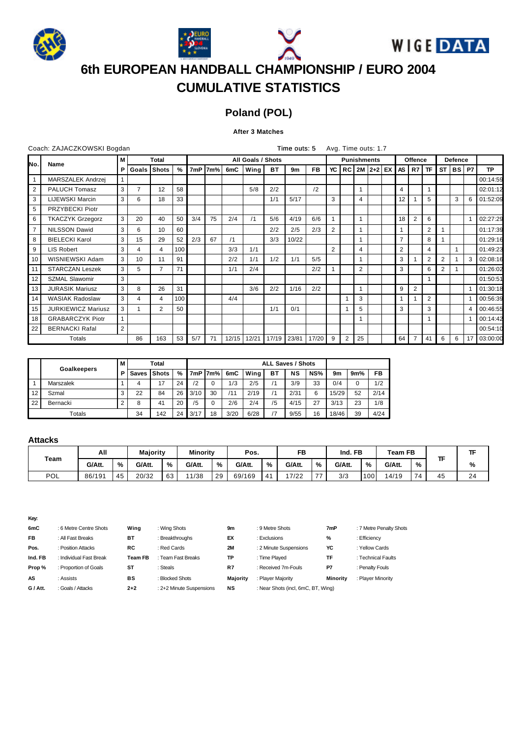# 6th EUROPEAN HANDBALL CHAMPIONSHIP / EURO 2004

# CUMULATIVE STATISTICS

## Poland (POL)

**After 3 Matches**

Coach: ZAJACZKOWSKI Bogdan | Time outs: 5 | Avg. Time outs: 1.7

| No. | Name | M | Total | | | All Goals / Shots | | | | | | | Punishments | | | | | Offence | | | Defence | | | TP |
|---|---|---|---|---|---|---|---|---|---|---|---|---|---|---|---|---|---|---|---|---|---|---|---|---|
| | | P | Goals | Shots | % | 7mP | 7m% | 6mC | Wing | BT | 9m | FB | YC | RC | 2M | 2+2 | EX | AS | R7 | TF | ST | BS | P7 | |
| 1 | MARSZALEK Andrzej | 1 | | | | | | | | | | | | | | | | | | | | | | 00:14:59 |
| 2 | PALUCH Tomasz | 3 | 7 | 12 | 58 | | | | 5/8 | 2/2 | | /2 | | | 1 | | | 4 | | 1 | | | | 02:01:12 |
| 3 | LIJEWSKI Marcin | 3 | 6 | 18 | 33 | | | | | 1/1 | 5/17 | | 3 | | 4 | | | 12 | 1 | 5 | | 3 | 6 | 01:52:09 |
| 5 | PRZYBECKI Piotr | | | | | | | | | | | | | | | | | | | | | | | |
| 6 | TKACZYK Grzegorz | 3 | 20 | 40 | 50 | 3/4 | 75 | 2/4 | /1 | 5/6 | 4/19 | 6/6 | 1 | | 1 | | | 18 | 2 | 6 | | | 1 | 02:27:29 |
| 7 | NILSSON Dawid | 3 | 6 | 10 | 60 | | | | | 2/2 | 2/5 | 2/3 | 2 | | 1 | | | 1 | | 2 | 1 | | | 01:17:39 |
| 8 | BIELECKI Karol | 3 | 15 | 29 | 52 | 2/3 | 67 | /1 | | 3/3 | 10/22 | | | | 1 | | | 7 | | 8 | 1 | | | 01:29:16 |
| 9 | LIS Robert | 3 | 4 | 4 | 100 | | | 3/3 | 1/1 | | | | 2 | | 4 | | | 2 | | 4 | | 1 | | 01:49:23 |
| 10 | WISNIEWSKI Adam | 3 | 10 | 11 | 91 | | | 2/2 | 1/1 | 1/2 | 1/1 | 5/5 | | | 1 | | | 3 | 1 | 2 | 2 | 1 | 3 | 02:08:16 |
| 11 | STARCZAN Leszek | 3 | 5 | 7 | 71 | | | 1/1 | 2/4 | | | 2/2 | 1 | | 2 | | | 3 | | 6 | 2 | 1 | | 01:26:02 |
| 12 | SZMAL Slawomir | 3 | | | | | | | | | | | | | | | | | | 1 | | | | 01:50:51 |
| 13 | JURASIK Mariusz | 3 | 8 | 26 | 31 | | | | 3/6 | 2/2 | 1/16 | 2/2 | | | 1 | | | 9 | 2 | | | | 1 | 01:30:18 |
| 14 | WASIAK Radoslaw | 3 | 4 | 4 | 100 | | | 4/4 | | | | | | 1 | 3 | | | 1 | 1 | 2 | | | 1 | 00:56:39 |
| 15 | JURKIEWICZ Mariusz | 3 | 1 | 2 | 50 | | | | | 1/1 | 0/1 | | | 1 | 5 | | | 3 | | 3 | | | 4 | 00:46:55 |
| 18 | GRABARCZYK Piotr | 1 | | | | | | | | | | | | | 1 | | | | | 1 | | | 1 | 00:14:42 |
| 22 | BERNACKI Rafal | 2 | | | | | | | | | | | | | | | | | | | | | | 00:54:10 |
| | Totals | | 86 | 163 | 53 | 5/7 | 71 | 12/15 | 12/21 | 17/19 | 23/81 | 17/20 | 9 | 2 | 25 | | | 64 | 7 | 41 | 6 | 6 | 17 | 03:00:00 |

| | Goalkeepers | M | Total | | | ALL Saves / Shots | | | | | | | | | |
|---|---|---|---|---|---|---|---|---|---|---|---|---|---|---|---|
| | | P | Saves | Shots | % | 7mP | 7m% | 6mC | Wing | BT | NS | NS% | 9m | 9m% | FB |
| 1 | Marszalek | 1 | 4 | 17 | 24 | /2 | 0 | 1/3 | 2/5 | /1 | 3/9 | 33 | 0/4 | 0 | 1/2 |
| 12 | Szmal | 3 | 22 | 84 | 26 | 3/10 | 30 | /11 | 2/19 | /1 | 2/31 | 6 | 15/29 | 52 | 2/14 |
| 22 | Bernacki | 2 | 8 | 41 | 20 | /5 | 0 | 2/6 | 2/4 | /5 | 4/15 | 27 | 3/13 | 23 | 1/8 |
| | Totals | | 34 | 142 | 24 | 3/17 | 18 | 3/20 | 6/28 | /7 | 9/55 | 16 | 18/46 | 39 | 4/24 |

### Attacks

| Team | All | | Majority | | Minority | | Pos. | | FB | | Ind. FB | | Team FB | | TF | TF |
|---|---|---|---|---|---|---|---|---|---|---|---|---|---|---|---|---|
| | G/Att. | % | G/Att. | % | G/Att. | % | G/Att. | % | G/Att. | % | G/Att. | % | G/Att. | % | | % |
| POL | 86/191 | 45 | 20/32 | 63 | 11/38 | 29 | 69/169 | 41 | 17/22 | 77 | 3/3 | 100 | 14/19 | 74 | 45 | 24 |

**Key:**

| | | | | | | | |
|---|---|---|---|---|---|---|---|
| **6mC** | : 6 Metre Centre Shots | **Wing** | : Wing Shots | **9m** | : 9 Metre Shots | **7mP** | : 7 Metre Penalty Shots |
| **FB** | : All Fast Breaks | **BT** | : Breakthroughs | **EX** | : Exclusions | **%** | : Efficiency |
| **Pos.** | : Position Attacks | **RC** | : Red Cards | **2M** | : 2 Minute Suspensions | **YC** | : Yellow Cards |
| **Ind. FB** | : Individual Fast Break | **Team FB** | : Team Fast Breaks | **TP** | : Time Played | **TF** | : Technical Faults |
| **Prop %** | : Proportion of Goals | **ST** | : Steals | **R7** | : Received 7m-Fouls | **P7** | : Penalty Fouls |
| **AS** | : Assists | **BS** | : Blocked Shots | **Majority** | : Player Majority | **Minority** | : Player Minority |
| **G / Att.** | : Goals / Attacks | **2+2** | : 2+2 Minute Suspensions | **NS** | : Near Shots (incl, 6mC, BT, Wing) | | |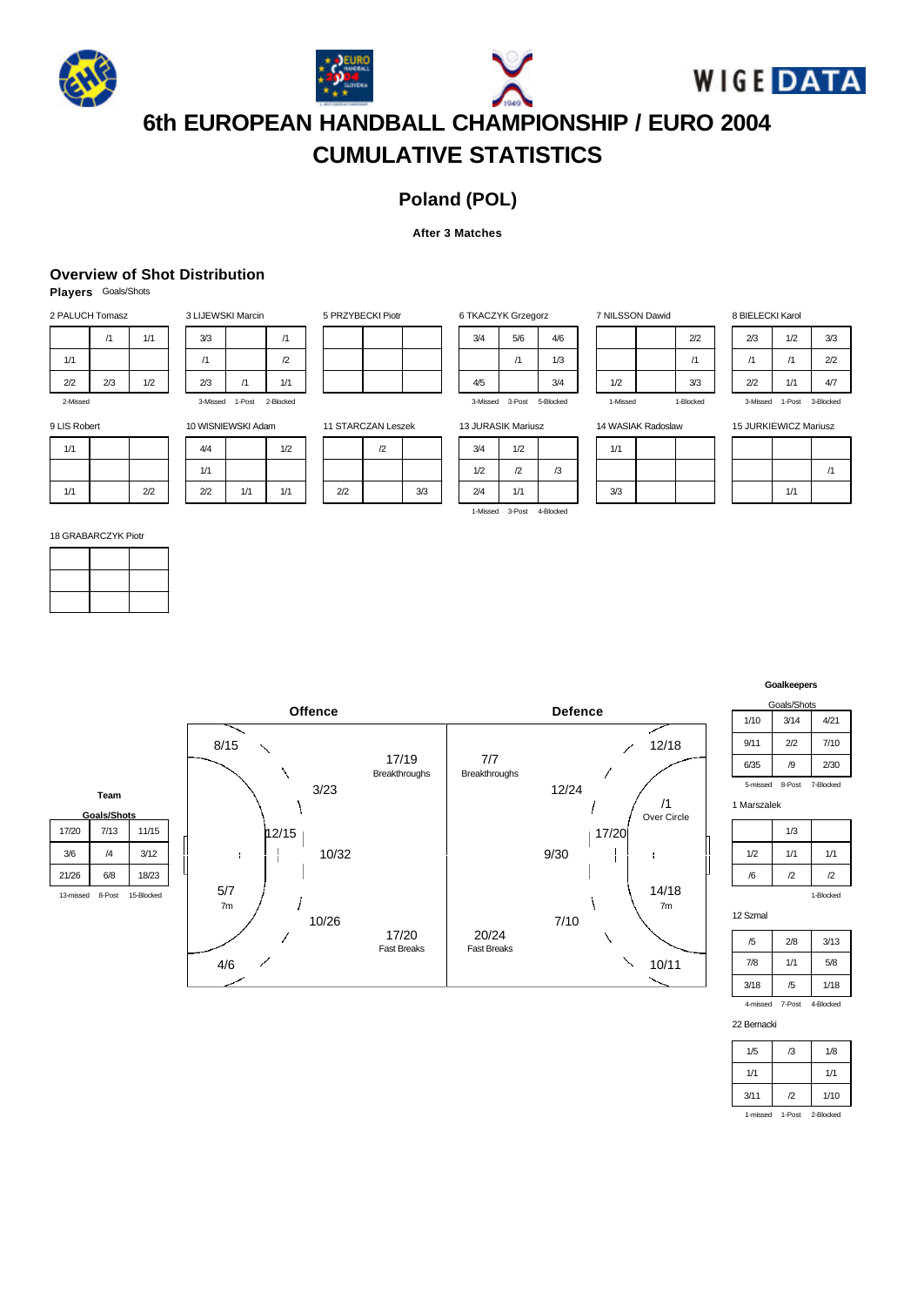# 6th EUROPEAN HANDBALL CHAMPIONSHIP / EURO 2004

# CUMULATIVE STATISTICS

## Poland (POL)

**After 3 Matches**

### Overview of Shot Distribution

**Players** Goals/Shots

2 PALUCH Tomasz

| | | |
|---|---|---|
| | /1 | 1/1 |
| 1/1 | | |
| 2/2 | 2/3 | 1/2 |

2-Missed

3 LIJEWSKI Marcin

| | | |
|---|---|---|
| 3/3 | | /1 |
| /1 | | /2 |
| 2/3 | /1 | 1/1 |

3-Missed 1-Post 2-Blocked

5 PRZYBECKI Piotr

| | | |
|---|---|---|
| | | |
| | | |
| | | |

6 TKACZYK Grzegorz

| | | |
|---|---|---|
| 3/4 | 5/6 | 4/6 |
| | /1 | 1/3 |
| 4/5 | | 3/4 |

3-Missed 3-Post 5-Blocked

7 NILSSON Dawid

| | | |
|---|---|---|
| | | 2/2 |
| | | /1 |
| 1/2 | | 3/3 |

1-Missed 1-Blocked

8 BIELECKI Karol

| | | |
|---|---|---|
| 2/3 | 1/2 | 3/3 |
| /1 | /1 | 2/2 |
| 2/2 | 1/1 | 4/7 |

3-Missed 1-Post 3-Blocked

9 LIS Robert

| | | |
|---|---|---|
| 1/1 | | |
| | | |
| 1/1 | | 2/2 |

10 WISNIEWSKI Adam

| | | |
|---|---|---|
| 4/4 | | 1/2 |
| 1/1 | | |
| 2/2 | 1/1 | 1/1 |

11 STARCZAN Leszek

| | | |
|---|---|---|
| | /2 | |
| | | |
| 2/2 | | 3/3 |

13 JURASIK Mariusz

| | | |
|---|---|---|
| 3/4 | 1/2 | |
| 1/2 | /2 | /3 |
| 2/4 | 1/1 | |

1-Missed 3-Post 4-Blocked

14 WASIAK Radoslaw

| | | |
|---|---|---|
| 1/1 | | |
| | | |
| 3/3 | | |

15 JURKIEWICZ Mariusz

| | | |
|---|---|---|
| | | |
| | | /1 |
| | 1/1 | |

18 GRABARCZYK Piotr

| | | |
|---|---|---|
| | | |
| | | |
| | | |

**Team**

Goals/Shots

| | | |
|---|---|---|
| 17/20 | 7/13 | 11/15 |
| 3/6 | /4 | 3/12 |
| 21/26 | 6/8 | 18/23 |

13-missed 8-Post 15-Blocked

**Offence**

8/15
17/19 Breakthroughs
3/23
12/15
10/32
5/7 7m
10/26
17/20 Fast Breaks
4/6

**Defence**

7/7 Breakthroughs
12/18
12/24
/1 Over Circle
17/20
9/30
14/18 7m
7/10
20/24 Fast Breaks
10/11

**Goalkeepers**

Goals/Shots

| | | |
|---|---|---|
| 1/10 | 3/14 | 4/21 |
| 9/11 | 2/2 | 7/10 |
| 6/35 | /9 | 2/30 |

5-missed 8-Post 7-Blocked

1 Marszalek

| | | |
|---|---|---|
| | 1/3 | |
| 1/2 | 1/1 | 1/1 |
| /6 | /2 | /2 |

1-Blocked

12 Szmal

| | | |
|---|---|---|
| /5 | 2/8 | 3/13 |
| 7/8 | 1/1 | 5/8 |
| 3/18 | /5 | 1/18 |

4-missed 7-Post 4-Blocked

22 Bernacki

| | | |
|---|---|---|
| 1/5 | /3 | 1/8 |
| 1/1 | | 1/1 |
| 3/11 | /2 | 1/10 |

1-missed 1-Post 2-Blocked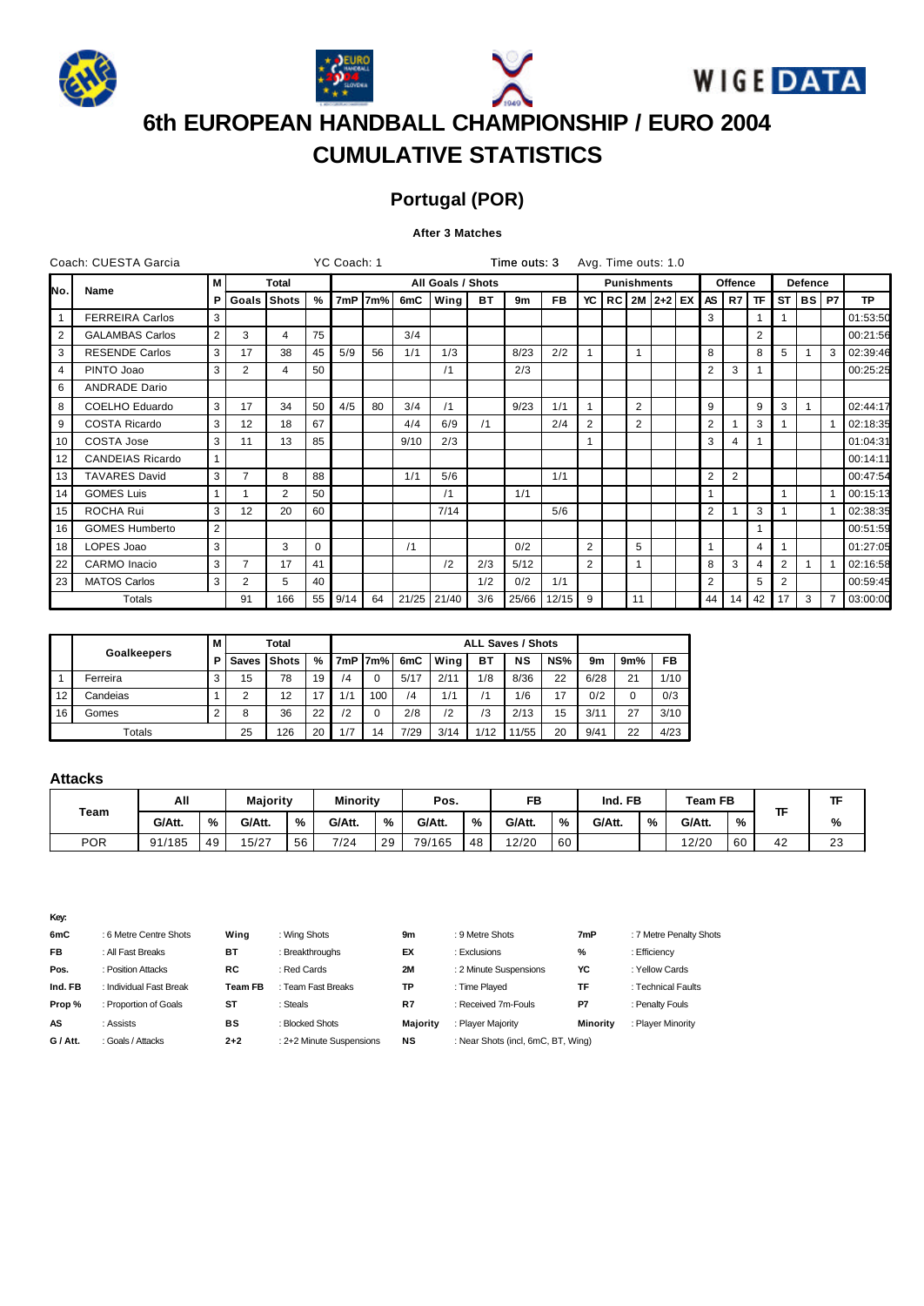# 6th EUROPEAN HANDBALL CHAMPIONSHIP / EURO 2004

# CUMULATIVE STATISTICS

## Portugal (POR)

**After 3 Matches**

Coach: CUESTA Garcia | YC Coach: 1 | Time outs: 3 | Avg. Time outs: 1.0

| No. | Name | MP | Total Goals | Total Shots | Total % | 7mP | 7m% | 6mC | Wing | BT | 9m | FB | YC | RC | 2M | 2+2 | EX | AS | R7 | TF | ST | BS | P7 | TP |
|---|---|---|---|---|---|---|---|---|---|---|---|---|---|---|---|---|---|---|---|---|---|---|---|---|
| 1 | FERREIRA Carlos | 3 | | | | | | | | | | | | | | | | 3 | | 1 | 1 | | | 01:53:50 |
| 2 | GALAMBAS Carlos | 2 | 3 | 4 | 75 | | | 3/4 | | | | | | | | | | | | 2 | | | | 00:21:56 |
| 3 | RESENDE Carlos | 3 | 17 | 38 | 45 | 5/9 | 56 | 1/1 | 1/3 | | 8/23 | 2/2 | 1 | | 1 | | | 8 | | 8 | 5 | 1 | 3 | 02:39:46 |
| 4 | PINTO Joao | 3 | 2 | 4 | 50 | | | | /1 | | 2/3 | | | | | | | 2 | 3 | 1 | | | | 00:25:25 |
| 6 | ANDRADE Dario | | | | | | | | | | | | | | | | | | | | | | | |
| 8 | COELHO Eduardo | 3 | 17 | 34 | 50 | 4/5 | 80 | 3/4 | /1 | | 9/23 | 1/1 | 1 | | 2 | | | 9 | | 9 | 3 | 1 | | 02:44:17 |
| 9 | COSTA Ricardo | 3 | 12 | 18 | 67 | | | 4/4 | 6/9 | /1 | | 2/4 | 2 | | 2 | | | 2 | 1 | 3 | 1 | | 1 | 02:18:35 |
| 10 | COSTA Jose | 3 | 11 | 13 | 85 | | | 9/10 | 2/3 | | | | 1 | | | | | 3 | 4 | 1 | | | | 01:04:31 |
| 12 | CANDEIAS Ricardo | 1 | | | | | | | | | | | | | | | | | | | | | | 00:14:11 |
| 13 | TAVARES David | 3 | 7 | 8 | 88 | | | 1/1 | 5/6 | | | 1/1 | | | | | | 2 | 2 | | | | | 00:47:54 |
| 14 | GOMES Luis | 1 | 1 | 2 | 50 | | | | /1 | | 1/1 | | | | | | | 1 | | | 1 | | 1 | 00:15:13 |
| 15 | ROCHA Rui | 3 | 12 | 20 | 60 | | | | 7/14 | | | 5/6 | | | | | | 2 | 1 | 3 | 1 | | 1 | 02:38:35 |
| 16 | GOMES Humberto | 2 | | | | | | | | | | | | | | | | | | 1 | | | | 00:51:59 |
| 18 | LOPES Joao | 3 | | 3 | 0 | | | /1 | | | 0/2 | | 2 | | 5 | | | 1 | | 4 | 1 | | | 01:27:05 |
| 22 | CARMO Inacio | 3 | 7 | 17 | 41 | | | | /2 | 2/3 | 5/12 | | 2 | | 1 | | | 8 | 3 | 4 | 2 | 1 | 1 | 02:16:58 |
| 23 | MATOS Carlos | 3 | 2 | 5 | 40 | | | | | 1/2 | 0/2 | 1/1 | | | | | | 2 | | 5 | 2 | | | 00:59:45 |
| | Totals | | 91 | 166 | 55 | 9/14 | 64 | 21/25 | 21/40 | 3/6 | 25/66 | 12/15 | 9 | | 11 | | | 44 | 14 | 42 | 17 | 3 | 7 | 03:00:00 |

| No. | Goalkeepers | MP | Saves | Shots | % | 7mP | 7m% | 6mC | Wing | BT | NS | NS% | 9m | 9m% | FB |
|---|---|---|---|---|---|---|---|---|---|---|---|---|---|---|---|
| 1 | Ferreira | 3 | 15 | 78 | 19 | /4 | 0 | 5/17 | 2/11 | 1/8 | 8/36 | 22 | 6/28 | 21 | 1/10 |
| 12 | Candeias | 1 | 2 | 12 | 17 | 1/1 | 100 | /4 | 1/1 | /1 | 1/6 | 17 | 0/2 | 0 | 0/3 |
| 16 | Gomes | 2 | 8 | 36 | 22 | /2 | 0 | 2/8 | /2 | /3 | 2/13 | 15 | 3/11 | 27 | 3/10 |
| | Totals | | 25 | 126 | 20 | 1/7 | 14 | 7/29 | 3/14 | 1/12 | 11/55 | 20 | 9/41 | 22 | 4/23 |

### Attacks

| Team | All G/Att. | All % | Majority G/Att. | Majority % | Minority G/Att. | Minority % | Pos. G/Att. | Pos. % | FB G/Att. | FB % | Ind. FB G/Att. | Ind. FB % | Team FB G/Att. | Team FB % | TF | TF % |
|---|---|---|---|---|---|---|---|---|---|---|---|---|---|---|---|---|
| POR | 91/185 | 49 | 15/27 | 56 | 7/24 | 29 | 79/165 | 48 | 12/20 | 60 | | | 12/20 | 60 | 42 | 23 |

**Key:**

| | | | | | | | |
|---|---|---|---|---|---|---|---|
| 6mC | : 6 Metre Centre Shots | Wing | : Wing Shots | 9m | : 9 Metre Shots | 7mP | : 7 Metre Penalty Shots |
| FB | : All Fast Breaks | BT | : Breakthroughs | EX | : Exclusions | % | : Efficiency |
| Pos. | : Position Attacks | RC | : Red Cards | 2M | : 2 Minute Suspensions | YC | : Yellow Cards |
| Ind. FB | : Individual Fast Break | Team FB | : Team Fast Breaks | TP | : Time Played | TF | : Technical Faults |
| Prop % | : Proportion of Goals | ST | : Steals | R7 | : Received 7m-Fouls | P7 | : Penalty Fouls |
| AS | : Assists | BS | : Blocked Shots | Majority | : Player Majority | Minority | : Player Minority |
| G / Att. | : Goals / Attacks | 2+2 | : 2+2 Minute Suspensions | NS | : Near Shots (incl, 6mC, BT, Wing) | | |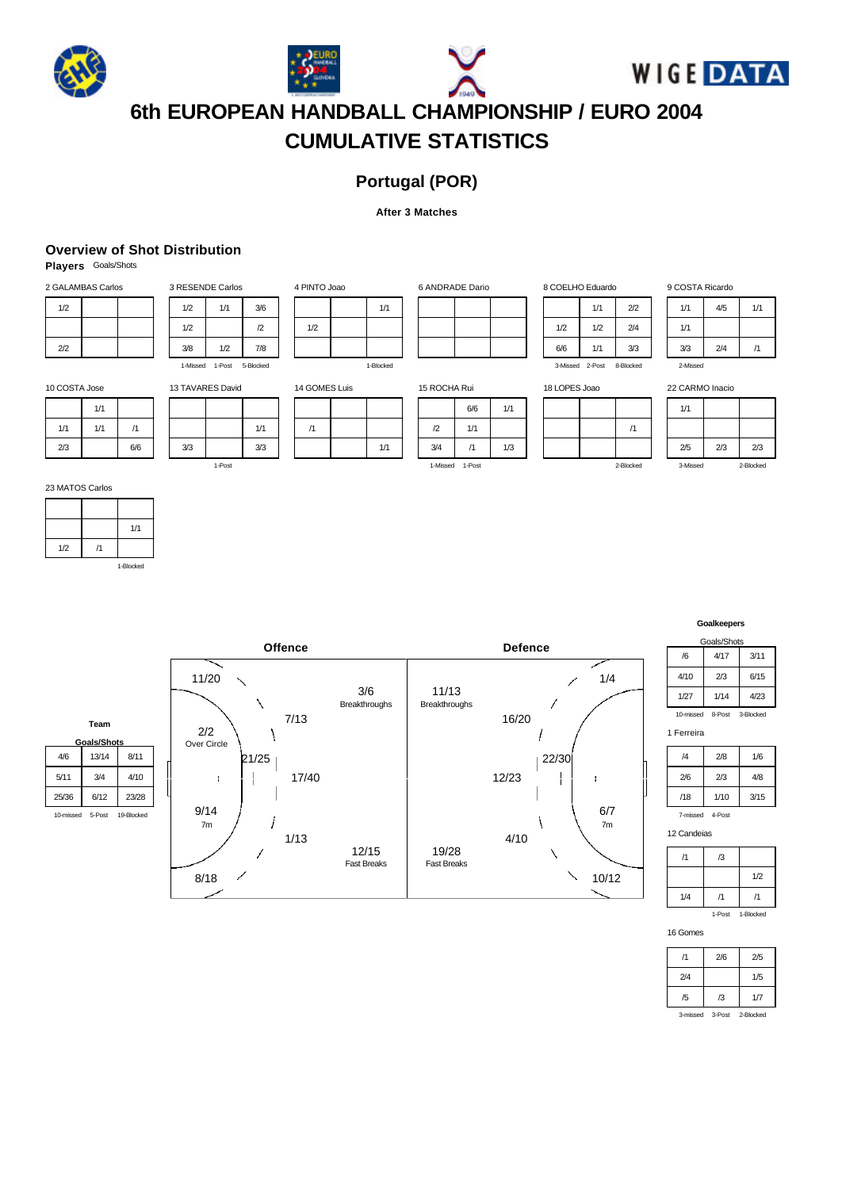# 6th EUROPEAN HANDBALL CHAMPIONSHIP / EURO 2004
# CUMULATIVE STATISTICS

## Portugal (POR)

**After 3 Matches**

### Overview of Shot Distribution

**Players** Goals/Shots

2 GALAMBAS Carlos

| | | |
|---|---|---|
| 1/2 | | |
| | | |
| 2/2 | | |

3 RESENDE Carlos

| | | |
|---|---|---|
| 1/2 | 1/1 | 3/6 |
| 1/2 | | /2 |
| 3/8 | 1/2 | 7/8 |

1-Missed 1-Post 5-Blocked

4 PINTO Joao

| | | |
|---|---|---|
| | | 1/1 |
| 1/2 | | |
| | | |

1-Blocked

6 ANDRADE Dario

| | | |
|---|---|---|
| | | |
| | | |
| | | |

8 COELHO Eduardo

| | | |
|---|---|---|
| | 1/1 | 2/2 |
| 1/2 | 1/2 | 2/4 |
| 6/6 | 1/1 | 3/3 |

3-Missed 2-Post 8-Blocked

9 COSTA Ricardo

| | | |
|---|---|---|
| 1/1 | 4/5 | 1/1 |
| 1/1 | | |
| 3/3 | 2/4 | /1 |

2-Missed

10 COSTA Jose

| | | |
|---|---|---|
| | 1/1 | |
| 1/1 | 1/1 | /1 |
| 2/3 | | 6/6 |

13 TAVARES David

| | | |
|---|---|---|
| | | |
| | | 1/1 |
| 3/3 | | 3/3 |

1-Post

14 GOMES Luis

| | | |
|---|---|---|
| | | |
| /1 | | |
| | | 1/1 |

15 ROCHA Rui

| | | |
|---|---|---|
| | 6/6 | 1/1 |
| /2 | 1/1 | |
| 3/4 | /1 | 1/3 |

1-Missed 1-Post

18 LOPES Joao

| | | |
|---|---|---|
| | | |
| | | /1 |
| | | |

2-Blocked

22 CARMO Inacio

| | | |
|---|---|---|
| 1/1 | | |
| | | |
| 2/5 | 2/3 | 2/3 |

3-Missed 2-Blocked

23 MATOS Carlos

| | | |
|---|---|---|
| | | |
| | | 1/1 |
| 1/2 | /1 | |

1-Blocked

**Team**

Goals/Shots

| | | |
|---|---|---|
| 4/6 | 13/14 | 8/11 |
| 5/11 | 3/4 | 4/10 |
| 25/36 | 6/12 | 23/28 |

10-missed 5-Post 19-Blocked

**Offence**

11/20
3/6 Breakthroughs
7/13
2/2 Over Circle
21/25
17/40
9/14 7m
1/13
12/15 Fast Breaks
8/18

**Defence**

11/13 Breakthroughs
1/4
16/20
22/30
12/23
6/7 7m
4/10
19/28 Fast Breaks
10/12

**Goalkeepers**

Goals/Shots

| | | |
|---|---|---|
| /6 | 4/17 | 3/11 |
| 4/10 | 2/3 | 6/15 |
| 1/27 | 1/14 | 4/23 |

10-missed 8-Post 3-Blocked

1 Ferreira

| | | |
|---|---|---|
| /4 | 2/8 | 1/6 |
| 2/6 | 2/3 | 4/8 |
| /18 | 1/10 | 3/15 |

7-missed 4-Post

12 Candeias

| | | |
|---|---|---|
| /1 | /3 | |
| | | 1/2 |
| 1/4 | /1 | /1 |

1-Post 1-Blocked

16 Gomes

| | | |
|---|---|---|
| /1 | 2/6 | 2/5 |
| 2/4 | | 1/5 |
| /5 | /3 | 1/7 |

3-missed 3-Post 2-Blocked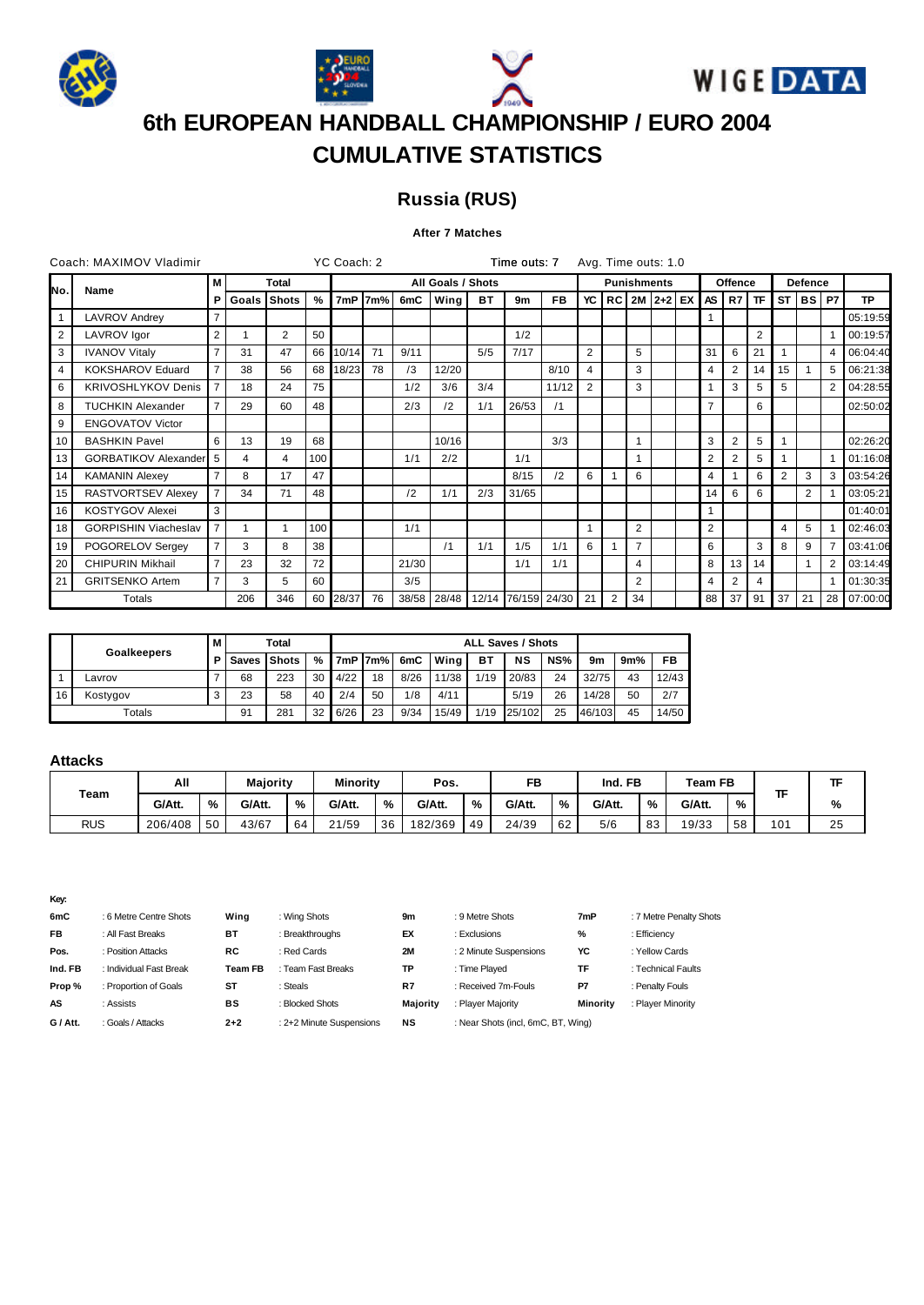# 6th EUROPEAN HANDBALL CHAMPIONSHIP / EURO 2004

# CUMULATIVE STATISTICS

## Russia (RUS)

**After 7 Matches**

Coach: MAXIMOV Vladimir YC Coach: 2 Time outs: 7 Avg. Time outs: 1.0

| No. | Name | M | Total | | | All Goals / Shots | | | | | | | | Punishments | | | | | Offence | | | Defence | | | |
|---|---|---|---|---|---|---|---|---|---|---|---|---|---|---|---|---|---|---|---|---|---|---|---|---|---|
| | | P | Goals | Shots | % | 7mP | 7m% | 6mC | Wing | BT | 9m | FB | YC | RC | 2M | 2+2 | EX | AS | R7 | TF | ST | BS | P7 | TP |
| 1 | LAVROV Andrey | 7 | | | | | | | | | | | | | | | | 1 | | | | | | 05:19:59 |
| 2 | LAVROV Igor | 2 | 1 | 2 | 50 | | | | | | 1/2 | | | | | | | | | 2 | | | 1 | 00:19:57 |
| 3 | IVANOV Vitaly | 7 | 31 | 47 | 66 | 10/14 | 71 | 9/11 | | 5/5 | 7/17 | | 2 | | 5 | | | 31 | 6 | 21 | 1 | | 4 | 06:04:40 |
| 4 | KOKSHAROV Eduard | 7 | 38 | 56 | 68 | 18/23 | 78 | /3 | 12/20 | | | 8/10 | 4 | | 3 | | | 4 | 2 | 14 | 15 | 1 | 5 | 06:21:38 |
| 6 | KRIVOSHLYKOV Denis | 7 | 18 | 24 | 75 | | | 1/2 | 3/6 | 3/4 | | 11/12 | 2 | | 3 | | | 1 | 3 | 5 | 5 | | 2 | 04:28:55 |
| 8 | TUCHKIN Alexander | 7 | 29 | 60 | 48 | | | 2/3 | /2 | 1/1 | 26/53 | /1 | | | | | | 7 | | 6 | | | | 02:50:02 |
| 9 | ENGOVATOV Victor | | | | | | | | | | | | | | | | | | | | | | | |
| 10 | BASHKIN Pavel | 6 | 13 | 19 | 68 | | | | 10/16 | | | 3/3 | | | 1 | | | 3 | 2 | 5 | 1 | | | 02:26:20 |
| 13 | GORBATIKOV Alexander | 5 | 4 | 4 | 100 | | | 1/1 | 2/2 | | 1/1 | | | | 1 | | | 2 | 2 | 5 | 1 | | 1 | 01:16:08 |
| 14 | KAMANIN Alexey | 7 | 8 | 17 | 47 | | | | | | 8/15 | /2 | 6 | 1 | 6 | | | 4 | 1 | 6 | 2 | 3 | 3 | 03:54:26 |
| 15 | RASTVORTSEV Alexey | 7 | 34 | 71 | 48 | | | /2 | 1/1 | 2/3 | 31/65 | | | | | | | 14 | 6 | 6 | | 2 | 1 | 03:05:21 |
| 16 | KOSTYGOV Alexei | 3 | | | | | | | | | | | | | | | | 1 | | | | | | 01:40:01 |
| 18 | GORPISHIN Viacheslav | 7 | 1 | 1 | 100 | | | 1/1 | | | | | 1 | | 2 | | | 2 | | | 4 | 5 | 1 | 02:46:03 |
| 19 | POGORELOV Sergey | 7 | 3 | 8 | 38 | | | | /1 | 1/1 | 1/5 | 1/1 | 6 | 1 | 7 | | | 6 | | 3 | 8 | 9 | 7 | 03:41:06 |
| 20 | CHIPURIN Mikhail | 7 | 23 | 32 | 72 | | | 21/30 | | | 1/1 | 1/1 | | | 4 | | | 8 | 13 | 14 | | 1 | 2 | 03:14:49 |
| 21 | GRITSENKO Artem | 7 | 3 | 5 | 60 | | | 3/5 | | | | | | | 2 | | | 4 | 2 | 4 | | | 1 | 01:30:35 |
| | Totals | | 206 | 346 | 60 | 28/37 | 76 | 38/58 | 28/48 | 12/14 | 76/159 | 24/30 | 21 | 2 | 34 | | | 88 | 37 | 91 | 37 | 21 | 28 | 07:00:00 |

| | Goalkeepers | M | Total | | | ALL Saves / Shots | | | | | | | | | |
|---|---|---|---|---|---|---|---|---|---|---|---|---|---|---|---|
| | | P | Saves | Shots | % | 7mP | 7m% | 6mC | Wing | BT | NS | NS% | 9m | 9m% | FB |
| 1 | Lavrov | 7 | 68 | 223 | 30 | 4/22 | 18 | 8/26 | 11/38 | 1/19 | 20/83 | 24 | 32/75 | 43 | 12/43 |
| 16 | Kostygov | 3 | 23 | 58 | 40 | 2/4 | 50 | 1/8 | 4/11 | | 5/19 | 26 | 14/28 | 50 | 2/7 |
| | Totals | | 91 | 281 | 32 | 6/26 | 23 | 9/34 | 15/49 | 1/19 | 25/102 | 25 | 46/103 | 45 | 14/50 |

### Attacks

| Team | All | | Majority | | Minority | | Pos. | | FB | | Ind. FB | | Team FB | | TF | TF |
|---|---|---|---|---|---|---|---|---|---|---|---|---|---|---|---|---|
| | G/Att. | % | G/Att. | % | G/Att. | % | G/Att. | % | G/Att. | % | G/Att. | % | G/Att. | % | | % |
| RUS | 206/408 | 50 | 43/67 | 64 | 21/59 | 36 | 182/369 | 49 | 24/39 | 62 | 5/6 | 83 | 19/33 | 58 | 101 | 25 |

**Key:**

| | | | | | | | |
|---|---|---|---|---|---|---|---|
| **6mC** | : 6 Metre Centre Shots | **Wing** | : Wing Shots | **9m** | : 9 Metre Shots | **7mP** | : 7 Metre Penalty Shots |
| **FB** | : All Fast Breaks | **BT** | : Breakthroughs | **EX** | : Exclusions | **%** | : Efficiency |
| **Pos.** | : Position Attacks | **RC** | : Red Cards | **2M** | : 2 Minute Suspensions | **YC** | : Yellow Cards |
| **Ind. FB** | : Individual Fast Break | **Team FB** | : Team Fast Breaks | **TP** | : Time Played | **TF** | : Technical Faults |
| **Prop %** | : Proportion of Goals | **ST** | : Steals | **R7** | : Received 7m-Fouls | **P7** | : Penalty Fouls |
| **AS** | : Assists | **BS** | : Blocked Shots | **Majority** | : Player Majority | **Minority** | : Player Minority |
| **G / Att.** | : Goals / Attacks | **2+2** | : 2+2 Minute Suspensions | **NS** | : Near Shots (incl, 6mC, BT, Wing) | | |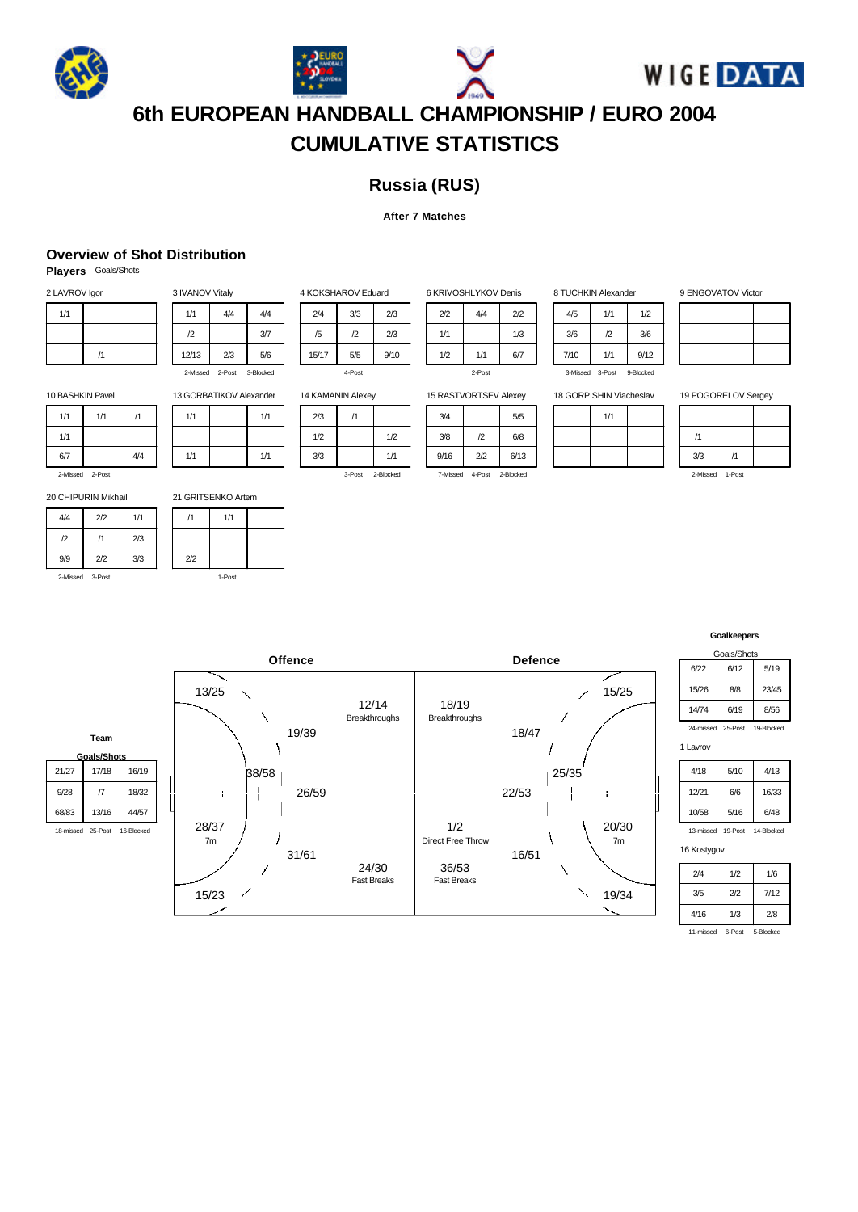# 6th EUROPEAN HANDBALL CHAMPIONSHIP / EURO 2004

# CUMULATIVE STATISTICS

## Russia (RUS)

**After 7 Matches**

### Overview of Shot Distribution

**Players** Goals/Shots

2 LAVROV Igor

| | | |
|---|---|---|
| 1/1 | | |
| | | |
| | /1 | |

3 IVANOV Vitaly

| | | |
|---|---|---|
| 1/1 | 4/4 | 4/4 |
| /2 | | 3/7 |
| 12/13 | 2/3 | 5/6 |

2-Missed 2-Post 3-Blocked

4 KOKSHAROV Eduard

| | | |
|---|---|---|
| 2/4 | 3/3 | 2/3 |
| /5 | /2 | 2/3 |
| 15/17 | 5/5 | 9/10 |

4-Post

6 KRIVOSHLYKOV Denis

| | | |
|---|---|---|
| 2/2 | 4/4 | 2/2 |
| 1/1 | | 1/3 |
| 1/2 | 1/1 | 6/7 |

2-Post

8 TUCHKIN Alexander

| | | |
|---|---|---|
| 4/5 | 1/1 | 1/2 |
| 3/6 | /2 | 3/6 |
| 7/10 | 1/1 | 9/12 |

3-Missed 3-Post 9-Blocked

9 ENGOVATOV Victor

| | | |
|---|---|---|
| | | |
| | | |
| | | |

10 BASHKIN Pavel

| | | |
|---|---|---|
| 1/1 | 1/1 | /1 |
| 1/1 | | |
| 6/7 | | 4/4 |

2-Missed 2-Post

13 GORBATIKOV Alexander

| | | |
|---|---|---|
| 1/1 | | 1/1 |
| | | |
| 1/1 | | 1/1 |

14 KAMANIN Alexey

| | | |
|---|---|---|
| 2/3 | /1 | |
| 1/2 | | 1/2 |
| 3/3 | | 1/1 |

3-Post 2-Blocked

15 RASTVORTSEV Alexey

| | | |
|---|---|---|
| 3/4 | | 5/5 |
| 3/8 | /2 | 6/8 |
| 9/16 | 2/2 | 6/13 |

7-Missed 4-Post 2-Blocked

18 GORPISHIN Viacheslav

| | | |
|---|---|---|
| | 1/1 | |
| | | |
| | | |

19 POGORELOV Sergey

| | | |
|---|---|---|
| | | |
| /1 | | |
| 3/3 | /1 | |

2-Missed 1-Post

20 CHIPURIN Mikhail

| | | |
|---|---|---|
| 4/4 | 2/2 | 1/1 |
| /2 | /1 | 2/3 |
| 9/9 | 2/2 | 3/3 |

2-Missed 3-Post

21 GRITSENKO Artem

| | | |
|---|---|---|
| /1 | 1/1 | |
| | | |
| 2/2 | | |

1-Post

**Team**

Goals/Shots

| | | |
|---|---|---|
| 21/27 | 17/18 | 16/19 |
| 9/28 | /7 | 18/32 |
| 68/83 | 13/16 | 44/57 |

18-missed 25-Post 16-Blocked

**Offence**

13/25
12/14 Breakthroughs
19/39
38/58
26/59
28/37 7m
31/61
24/30 Fast Breaks
15/23

**Defence**

18/19 Breakthroughs
15/25
18/47
25/35
22/53
1/2 Direct Free Throw
20/30 7m
16/51
36/53 Fast Breaks
19/34

**Goalkeepers**

Goals/Shots

| | | |
|---|---|---|
| 6/22 | 6/12 | 5/19 |
| 15/26 | 8/8 | 23/45 |
| 14/74 | 6/19 | 8/56 |

24-missed 25-Post 19-Blocked

1 Lavrov

| | | |
|---|---|---|
| 4/18 | 5/10 | 4/13 |
| 12/21 | 6/6 | 16/33 |
| 10/58 | 5/16 | 6/48 |

13-missed 19-Post 14-Blocked

16 Kostygov

| | | |
|---|---|---|
| 2/4 | 1/2 | 1/6 |
| 3/5 | 2/2 | 7/12 |
| 4/16 | 1/3 | 2/8 |

11-missed 6-Post 5-Blocked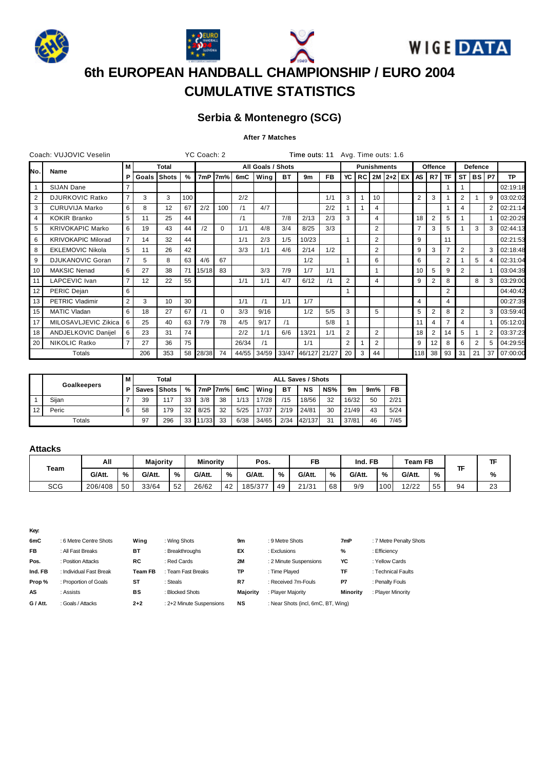# 6th EUROPEAN HANDBALL CHAMPIONSHIP / EURO 2004

# CUMULATIVE STATISTICS

## Serbia & Montenegro (SCG)

**After 7 Matches**

Coach: VUJOVIC Veselin | YC Coach: 2 | Time outs: 11 | Avg. Time outs: 1.6

| No. | Name | M | Total | | | All Goals / Shots | | | | | | | Punishments | | | | | Offence | | | Defence | | | |
|---|---|---|---|---|---|---|---|---|---|---|---|---|---|---|---|---|---|---|---|---|---|---|---|---|
| | | P | Goals | Shots | % | 7mP | 7m% | 6mC | Wing | BT | 9m | FB | YC | RC | 2M | 2+2 | EX | AS | R7 | TF | ST | BS | P7 | TP |
| 1 | SIJAN Dane | 7 | | | | | | | | | | | | | | | | | | 1 | 1 | | | 02:19:18 |
| 2 | DJURKOVIC Ratko | 7 | 3 | 3 | 100 | | | 2/2 | | | | 1/1 | 3 | 1 | 10 | | | 2 | 3 | 1 | 2 | 1 | 9 | 03:02:02 |
| 3 | CURUVIJA Marko | 6 | 8 | 12 | 67 | 2/2 | 100 | /1 | 4/7 | | | 2/2 | 1 | 1 | 4 | | | | | 1 | 4 | | 2 | 02:21:14 |
| 4 | KOKIR Branko | 5 | 11 | 25 | 44 | | | /1 | | 7/8 | 2/13 | 2/3 | 3 | | 4 | | | 18 | 2 | 5 | 1 | | 1 | 02:20:29 |
| 5 | KRIVOKAPIC Marko | 6 | 19 | 43 | 44 | /2 | 0 | 1/1 | 4/8 | 3/4 | 8/25 | 3/3 | | | 2 | | | 7 | 3 | 5 | 1 | 3 | 3 | 02:44:13 |
| 6 | KRIVOKAPIC Milorad | 7 | 14 | 32 | 44 | | | 1/1 | 2/3 | 1/5 | 10/23 | | 1 | | 2 | | | 9 | | 11 | | | | 02:21:53 |
| 8 | EKLEMOVIC Nikola | 5 | 11 | 26 | 42 | | | 3/3 | 1/1 | 4/6 | 2/14 | 1/2 | | | 2 | | | 9 | 3 | 7 | 2 | | 3 | 02:18:48 |
| 9 | DJUKANOVIC Goran | 7 | 5 | 8 | 63 | 4/6 | 67 | | | | 1/2 | | 1 | | 6 | | | 6 | | 2 | 1 | 5 | 4 | 02:31:04 |
| 10 | MAKSIC Nenad | 6 | 27 | 38 | 71 | 15/18 | 83 | | 3/3 | 7/9 | 1/7 | 1/1 | | | 1 | | | 10 | 5 | 9 | 2 | | 1 | 03:04:39 |
| 11 | LAPCEVIC Ivan | 7 | 12 | 22 | 55 | | | 1/1 | 1/1 | 4/7 | 6/12 | /1 | 2 | | 4 | | | 9 | 2 | 8 | | 8 | 3 | 03:29:00 |
| 12 | PERIC Dejan | 6 | | | | | | | | | | | 1 | | | | | | | 2 | | | | 04:40:42 |
| 13 | PETRIC Vladimir | 2 | 3 | 10 | 30 | | | 1/1 | /1 | 1/1 | 1/7 | | | | | | | 4 | | 4 | | | | 00:27:39 |
| 15 | MATIC Vladan | 6 | 18 | 27 | 67 | /1 | 0 | 3/3 | 9/16 | | 1/2 | 5/5 | 3 | | 5 | | | 5 | 2 | 8 | 2 | | 3 | 03:59:40 |
| 17 | MILOSAVLJEVIC Zikica | 6 | 25 | 40 | 63 | 7/9 | 78 | 4/5 | 9/17 | /1 | | 5/8 | 1 | | | | | 11 | 4 | 7 | 4 | | 1 | 05:12:01 |
| 18 | ANDJELKOVIC Danijel | 6 | 23 | 31 | 74 | | | 2/2 | 1/1 | 6/6 | 13/21 | 1/1 | 2 | | 2 | | | 18 | 2 | 14 | 5 | 1 | 2 | 03:37:23 |
| 20 | NIKOLIC Ratko | 7 | 27 | 36 | 75 | | | 26/34 | /1 | | 1/1 | | 2 | 1 | 2 | | | 9 | 12 | 8 | 6 | 2 | 5 | 04:29:55 |
| | Totals | | 206 | 353 | 58 | 28/38 | 74 | 44/55 | 34/59 | 33/47 | 46/127 | 21/27 | 20 | 3 | 44 | | | 118 | 38 | 93 | 31 | 21 | 37 | 07:00:00 |

| | Goalkeepers | M | Total | | | ALL Saves / Shots | | | | | | | | | |
|---|---|---|---|---|---|---|---|---|---|---|---|---|---|---|---|
| | | P | Saves | Shots | % | 7mP | 7m% | 6mC | Wing | BT | NS | NS% | 9m | 9m% | FB |
| 1 | Sijan | 7 | 39 | 117 | 33 | 3/8 | 38 | 1/13 | 17/28 | /15 | 18/56 | 32 | 16/32 | 50 | 2/21 |
| 12 | Peric | 6 | 58 | 179 | 32 | 8/25 | 32 | 5/25 | 17/37 | 2/19 | 24/81 | 30 | 21/49 | 43 | 5/24 |
| | Totals | | 97 | 296 | 33 | 11/33 | 33 | 6/38 | 34/65 | 2/34 | 42/137 | 31 | 37/81 | 46 | 7/45 |

### Attacks

| Team | All | | Majority | | Minority | | Pos. | | FB | | Ind. FB | | Team FB | | TF | TF |
|---|---|---|---|---|---|---|---|---|---|---|---|---|---|---|---|---|
| | G/Att. | % | G/Att. | % | G/Att. | % | G/Att. | % | G/Att. | % | G/Att. | % | G/Att. | % | | % |
| SCG | 206/408 | 50 | 33/64 | 52 | 26/62 | 42 | 185/377 | 49 | 21/31 | 68 | 9/9 | 100 | 12/22 | 55 | 94 | 23 |

**Key:**

| | | | | | | | |
|---|---|---|---|---|---|---|---|
| **6mC** | : 6 Metre Centre Shots | **Wing** | : Wing Shots | **9m** | : 9 Metre Shots | **7mP** | : 7 Metre Penalty Shots |
| **FB** | : All Fast Breaks | **BT** | : Breakthroughs | **EX** | : Exclusions | **%** | : Efficiency |
| **Pos.** | : Position Attacks | **RC** | : Red Cards | **2M** | : 2 Minute Suspensions | **YC** | : Yellow Cards |
| **Ind. FB** | : Individual Fast Break | **Team FB** | : Team Fast Breaks | **TP** | : Time Played | **TF** | : Technical Faults |
| **Prop %** | : Proportion of Goals | **ST** | : Steals | **R7** | : Received 7m-Fouls | **P7** | : Penalty Fouls |
| **AS** | : Assists | **BS** | : Blocked Shots | **Majority** | : Player Majority | **Minority** | : Player Minority |
| **G / Att.** | : Goals / Attacks | **2+2** | : 2+2 Minute Suspensions | **NS** | : Near Shots (incl. 6mC, BT, Wing) | | |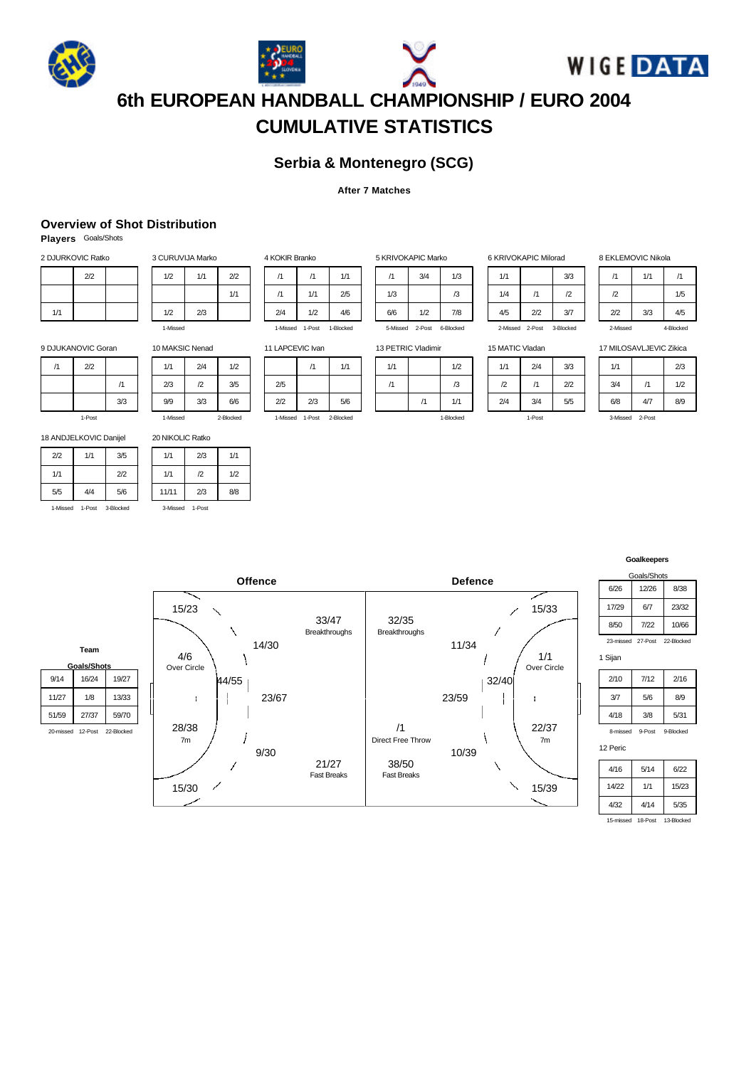# 6th EUROPEAN HANDBALL CHAMPIONSHIP / EURO 2004

# CUMULATIVE STATISTICS

## Serbia & Montenegro (SCG)

**After 7 Matches**

### Overview of Shot Distribution

**Players** Goals/Shots

2 DJURKOVIC Ratko

| | | |
|---|---|---|
| | 2/2 | |
| | | |
| 1/1 | | |

3 CURUVIJA Marko

| | | |
|---|---|---|
| 1/2 | 1/1 | 2/2 |
| | | 1/1 |
| 1/2 | 2/3 | |

1-Missed

4 KOKIR Branko

| | | |
|---|---|---|
| /1 | /1 | 1/1 |
| /1 | 1/1 | 2/5 |
| 2/4 | 1/2 | 4/6 |

1-Missed 1-Post 1-Blocked

5 KRIVOKAPIC Marko

| | | |
|---|---|---|
| /1 | 3/4 | 1/3 |
| 1/3 | | /3 |
| 6/6 | 1/2 | 7/8 |

5-Missed 2-Post 6-Blocked

6 KRIVOKAPIC Milorad

| | | |
|---|---|---|
| 1/1 | | 3/3 |
| 1/4 | /1 | /2 |
| 4/5 | 2/2 | 3/7 |

2-Missed 2-Post 3-Blocked

8 EKLEMOVIC Nikola

| | | |
|---|---|---|
| /1 | 1/1 | /1 |
| /2 | | 1/5 |
| 2/2 | 3/3 | 4/5 |

2-Missed 4-Blocked

9 DJUKANOVIC Goran

| | | |
|---|---|---|
| /1 | 2/2 | |
| | | /1 |
| | | 3/3 |

1-Post

10 MAKSIC Nenad

| | | |
|---|---|---|
| 1/1 | 2/4 | 1/2 |
| 2/3 | /2 | 3/5 |
| 9/9 | 3/3 | 6/6 |

1-Missed 2-Blocked

11 LAPCEVIC Ivan

| | | |
|---|---|---|
| | /1 | 1/1 |
| 2/5 | | |
| 2/2 | 2/3 | 5/6 |

1-Missed 1-Post 2-Blocked

13 PETRIC Vladimir

| | | |
|---|---|---|
| 1/1 | | 1/2 |
| /1 | | /3 |
| | /1 | 1/1 |

1-Blocked

15 MATIC Vladan

| | | |
|---|---|---|
| 1/1 | 2/4 | 3/3 |
| /2 | /1 | 2/2 |
| 2/4 | 3/4 | 5/5 |

1-Post

17 MILOSAVLJEVIC Zikica

| | | |
|---|---|---|
| 1/1 | | 2/3 |
| 3/4 | /1 | 1/2 |
| 6/8 | 4/7 | 8/9 |

3-Missed 2-Post

18 ANDJELKOVIC Danijel

| | | |
|---|---|---|
| 2/2 | 1/1 | 3/5 |
| 1/1 | | 2/2 |
| 5/5 | 4/4 | 5/6 |

1-Missed 1-Post 3-Blocked

20 NIKOLIC Ratko

| | | |
|---|---|---|
| 1/1 | 2/3 | 1/1 |
| 1/1 | /2 | 1/2 |
| 11/11 | 2/3 | 8/8 |

3-Missed 1-Post

**Team**

Goals/Shots

| | | |
|---|---|---|
| 9/14 | 16/24 | 19/27 |
| 11/27 | 1/8 | 13/33 |
| 51/59 | 27/37 | 59/70 |

20-missed 12-Post 22-Blocked

**Offence**

15/23
4/6 Over Circle
14/30
44/55
23/67
33/47 Breakthroughs
28/38 7m
9/30
21/27 Fast Breaks
15/30

**Defence**

32/35 Breakthroughs
11/34
15/33
1/1 Over Circle
32/40
23/59
/1 Direct Free Throw
10/39
22/37 7m
38/50 Fast Breaks
15/39

**Goalkeepers**

Goals/Shots

| | | |
|---|---|---|
| 6/26 | 12/26 | 8/38 |
| 17/29 | 6/7 | 23/32 |
| 8/50 | 7/22 | 10/66 |

23-missed 27-Post 22-Blocked

1 Sijan

| | | |
|---|---|---|
| 2/10 | 7/12 | 2/16 |
| 3/7 | 5/6 | 8/9 |
| 4/18 | 3/8 | 5/31 |

8-missed 9-Post 9-Blocked

12 Peric

| | | |
|---|---|---|
| 4/16 | 5/14 | 6/22 |
| 14/22 | 1/1 | 15/23 |
| 4/32 | 4/14 | 5/35 |

15-missed 18-Post 13-Blocked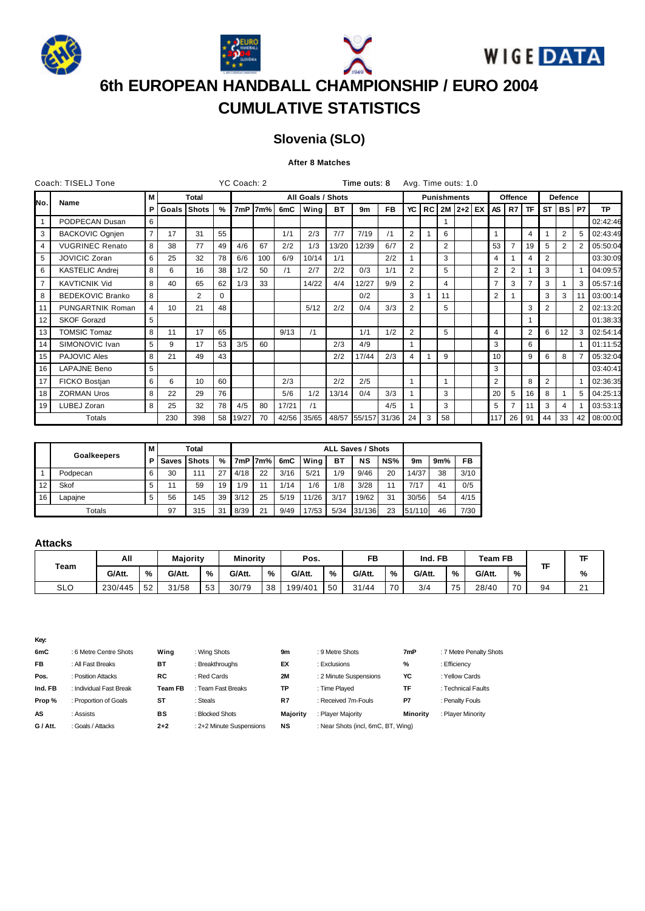# 6th EUROPEAN HANDBALL CHAMPIONSHIP / EURO 2004

# CUMULATIVE STATISTICS

## Slovenia (SLO)

**After 8 Matches**

Coach: TISELJ Tone | YC Coach: 2 | Time outs: 8 | Avg. Time outs: 1.0

| No. | Name | MP | Total | | | All Goals / Shots | | | | | | | Punishments | | | | | Offence | | | Defence | | | |
|---|---|---|---|---|---|---|---|---|---|---|---|---|---|---|---|---|---|---|---|---|---|---|---|---|
| | | | Goals | Shots | % | 7mP | 7m% | 6mC | Wing | BT | 9m | FB | YC | RC | 2M | 2+2 | EX | AS | R7 | TF | ST | BS | P7 | TP |
| 1 | PODPECAN Dusan | 6 | | | | | | | | | | | | | 1 | | | | | | | | | 02:42:46 |
| 3 | BACKOVIC Ognjen | 7 | 17 | 31 | 55 | | | 1/1 | 2/3 | 7/7 | 7/19 | /1 | 2 | 1 | 6 | | | 1 | | 4 | 1 | 2 | 5 | 02:43:49 |
| 4 | VUGRINEC Renato | 8 | 38 | 77 | 49 | 4/6 | 67 | 2/2 | 1/3 | 13/20 | 12/39 | 6/7 | 2 | | 2 | | | 53 | 7 | 19 | 5 | 2 | 2 | 05:50:04 |
| 5 | JOVICIC Zoran | 6 | 25 | 32 | 78 | 6/6 | 100 | 6/9 | 10/14 | 1/1 | | 2/2 | 1 | | 3 | | | 4 | 1 | 4 | 2 | | | 03:30:09 |
| 6 | KASTELIC Andrej | 8 | 6 | 16 | 38 | 1/2 | 50 | /1 | 2/7 | 2/2 | 0/3 | 1/1 | 2 | | 5 | | | 2 | 2 | 1 | 3 | | 1 | 04:09:57 |
| 7 | KAVTICNIK Vid | 8 | 40 | 65 | 62 | 1/3 | 33 | | 14/22 | 4/4 | 12/27 | 9/9 | 2 | | 4 | | | 7 | 3 | 7 | 3 | 1 | 3 | 05:57:16 |
| 8 | BEDEKOVIC Branko | 8 | | 2 | 0 | | | | | | 0/2 | | 3 | 1 | 11 | | | 2 | 1 | | 3 | 3 | 11 | 03:00:14 |
| 11 | PUNGARTNIK Roman | 4 | 10 | 21 | 48 | | | | 5/12 | 2/2 | 0/4 | 3/3 | 2 | | 5 | | | | | 3 | 2 | | 2 | 02:13:20 |
| 12 | SKOF Gorazd | 5 | | | | | | | | | | | | | | | | | | 1 | | | | 01:38:33 |
| 13 | TOMSIC Tomaz | 8 | 11 | 17 | 65 | | | 9/13 | /1 | | 1/1 | 1/2 | 2 | | 5 | | | 4 | | 2 | 6 | 12 | 3 | 02:54:14 |
| 14 | SIMONOVIC Ivan | 5 | 9 | 17 | 53 | 3/5 | 60 | | | 2/3 | 4/9 | | 1 | | | | | 3 | | 6 | | | 1 | 01:11:52 |
| 15 | PAJOVIC Ales | 8 | 21 | 49 | 43 | | | | | 2/2 | 17/44 | 2/3 | 4 | 1 | 9 | | | 10 | | 9 | 6 | 8 | 7 | 05:32:04 |
| 16 | LAPAJNE Beno | 5 | | | | | | | | | | | | | | | | 3 | | | | | | 03:40:41 |
| 17 | FICKO Bostjan | 6 | 6 | 10 | 60 | | | 2/3 | | 2/2 | 2/5 | | 1 | | 1 | | | 2 | | 8 | 2 | | 1 | 02:36:35 |
| 18 | ZORMAN Uros | 8 | 22 | 29 | 76 | | | 5/6 | 1/2 | 13/14 | 0/4 | 3/3 | 1 | | 3 | | | 20 | 5 | 16 | 8 | 1 | 5 | 04:25:13 |
| 19 | LUBEJ Zoran | 8 | 25 | 32 | 78 | 4/5 | 80 | 17/21 | /1 | | | 4/5 | 1 | | 3 | | | 5 | 7 | 11 | 3 | 4 | 1 | 03:53:13 |
| | Totals | | 230 | 398 | 58 | 19/27 | 70 | 42/56 | 35/65 | 48/57 | 55/157 | 31/36 | 24 | 3 | 58 | | | 117 | 26 | 91 | 44 | 33 | 42 | 08:00:00 |

| | Goalkeepers | MP | Total | | | ALL Saves / Shots | | | | | | | | | | |
|---|---|---|---|---|---|---|---|---|---|---|---|---|---|---|---|---|
| | | | Saves | Shots | % | 7mP | 7m% | 6mC | Wing | BT | NS | NS% | 9m | 9m% | FB |
| 1 | Podpecan | 6 | 30 | 111 | 27 | 4/18 | 22 | 3/16 | 5/21 | 1/9 | 9/46 | 20 | 14/37 | 38 | 3/10 |
| 12 | Skof | 5 | 11 | 59 | 19 | 1/9 | 11 | 1/14 | 1/6 | 1/8 | 3/28 | 11 | 7/17 | 41 | 0/5 |
| 16 | Lapajne | 5 | 56 | 145 | 39 | 3/12 | 25 | 5/19 | 11/26 | 3/17 | 19/62 | 31 | 30/56 | 54 | 4/15 |
| | Totals | | 97 | 315 | 31 | 8/39 | 21 | 9/49 | 17/53 | 5/34 | 31/136 | 23 | 51/110 | 46 | 7/30 |

### Attacks

| Team | All | | Majority | | Minority | | Pos. | | FB | | Ind. FB | | Team FB | | TF | TF |
|---|---|---|---|---|---|---|---|---|---|---|---|---|---|---|---|---|
| | G/Att. | % | G/Att. | % | G/Att. | % | G/Att. | % | G/Att. | % | G/Att. | % | G/Att. | % | | % |
| SLO | 230/445 | 52 | 31/58 | 53 | 30/79 | 38 | 199/401 | 50 | 31/44 | 70 | 3/4 | 75 | 28/40 | 70 | 94 | 21 |

**Key:**

| | | | | | | | |
|---|---|---|---|---|---|---|---|
| **6mC** | : 6 Metre Centre Shots | **Wing** | : Wing Shots | **9m** | : 9 Metre Shots | **7mP** | : 7 Metre Penalty Shots |
| **FB** | : All Fast Breaks | **BT** | : Breakthroughs | **EX** | : Exclusions | **%** | : Efficiency |
| **Pos.** | : Position Attacks | **RC** | : Red Cards | **2M** | : 2 Minute Suspensions | **YC** | : Yellow Cards |
| **Ind. FB** | : Individual Fast Break | **Team FB** | : Team Fast Breaks | **TP** | : Time Played | **TF** | : Technical Faults |
| **Prop %** | : Proportion of Goals | **ST** | : Steals | **R7** | : Received 7m-Fouls | **P7** | : Penalty Fouls |
| **AS** | : Assists | **BS** | : Blocked Shots | **Majority** | : Player Majority | **Minority** | : Player Minority |
| **G / Att.** | : Goals / Attacks | **2+2** | : 2+2 Minute Suspensions | **NS** | : Near Shots (incl, 6mC, BT, Wing) | | |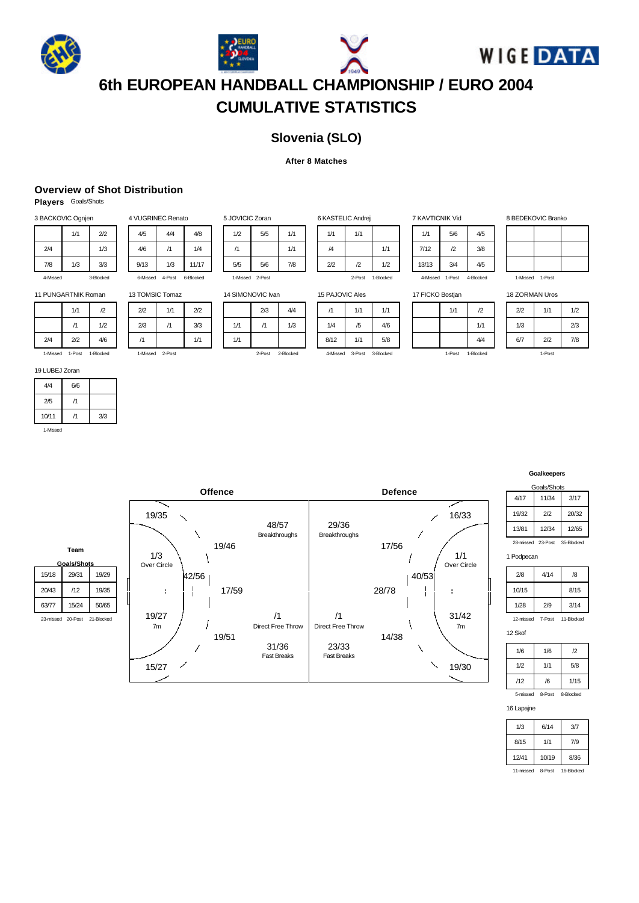# 6th EUROPEAN HANDBALL CHAMPIONSHIP / EURO 2004

# CUMULATIVE STATISTICS

## Slovenia (SLO)

**After 8 Matches**

### Overview of Shot Distribution

**Players** Goals/Shots

3 BACKOVIC Ognjen

| | | |
|---|---|---|
| | 1/1 | 2/2 |
| 2/4 | | 1/3 |
| 7/8 | 1/3 | 3/3 |

4-Missed 3-Blocked

4 VUGRINEC Renato

| | | |
|---|---|---|
| 4/5 | 4/4 | 4/8 |
| 4/6 | /1 | 1/4 |
| 9/13 | 1/3 | 11/17 |

6-Missed 4-Post 6-Blocked

5 JOVICIC Zoran

| | | |
|---|---|---|
| 1/2 | 5/5 | 1/1 |
| /1 | | 1/1 |
| 5/5 | 5/6 | 7/8 |

1-Missed 2-Post

6 KASTELIC Andrej

| | | |
|---|---|---|
| 1/1 | 1/1 | |
| /4 | | 1/1 |
| 2/2 | /2 | 1/2 |

2-Post 1-Blocked

7 KAVTICNIK Vid

| | | |
|---|---|---|
| 1/1 | 5/6 | 4/5 |
| 7/12 | /2 | 3/8 |
| 13/13 | 3/4 | 4/5 |

4-Missed 1-Post 4-Blocked

8 BEDEKOVIC Branko

| | | |
|---|---|---|
| | | |
| | | |
| | | |

1-Missed 1-Post

11 PUNGARTNIK Roman

| | | |
|---|---|---|
| | 1/1 | /2 |
| | /1 | 1/2 |
| 2/4 | 2/2 | 4/6 |

1-Missed 1-Post 1-Blocked

13 TOMSIC Tomaz

| | | |
|---|---|---|
| 2/2 | 1/1 | 2/2 |
| 2/3 | /1 | 3/3 |
| /1 | | 1/1 |

1-Missed 2-Post

14 SIMONOVIC Ivan

| | | |
|---|---|---|
| | 2/3 | 4/4 |
| 1/1 | /1 | 1/3 |
| 1/1 | | |

2-Post 2-Blocked

15 PAJOVIC Ales

| | | |
|---|---|---|
| /1 | 1/1 | 1/1 |
| 1/4 | /5 | 4/6 |
| 8/12 | 1/1 | 5/8 |

4-Missed 3-Post 3-Blocked

17 FICKO Bostjan

| | | |
|---|---|---|
| | 1/1 | /2 |
| | | 1/1 |
| | | 4/4 |

1-Post 1-Blocked

18 ZORMAN Uros

| | | |
|---|---|---|
| 2/2 | 1/1 | 1/2 |
| 1/3 | | 2/3 |
| 6/7 | 2/2 | 7/8 |

1-Post

19 LUBEJ Zoran

| | | |
|---|---|---|
| 4/4 | 6/6 | |
| 2/5 | /1 | |
| 10/11 | /1 | 3/3 |

1-Missed

**Team**

Goals/Shots

| | | |
|---|---|---|
| 15/18 | 29/31 | 19/29 |
| 20/43 | /12 | 19/35 |
| 63/77 | 15/24 | 50/65 |

23-missed 20-Post 21-Blocked

**Offence**

19/35
19/46
48/57 Breakthroughs
1/3 Over Circle
42/56
17/59
19/27 7m
/1 Direct Free Throw
19/51
31/36 Fast Breaks
15/27

**Defence**

29/36 Breakthroughs
16/33
17/56
1/1 Over Circle
40/53
28/78
/1 Direct Free Throw
31/42 7m
14/38
23/33 Fast Breaks
19/30

**Goalkeepers**

Goals/Shots

| | | |
|---|---|---|
| 4/17 | 11/34 | 3/17 |
| 19/32 | 2/2 | 20/32 |
| 13/81 | 12/34 | 12/65 |

28-missed 23-Post 35-Blocked

1 Podpecan

| | | |
|---|---|---|
| 2/8 | 4/14 | /8 |
| 10/15 | | 8/15 |
| 1/28 | 2/9 | 3/14 |

12-missed 7-Post 11-Blocked

12 Skof

| | | |
|---|---|---|
| 1/6 | 1/6 | /2 |
| 1/2 | 1/1 | 5/8 |
| /12 | /6 | 1/15 |

5-missed 8-Post 8-Blocked

16 Lapajne

| | | |
|---|---|---|
| 1/3 | 6/14 | 3/7 |
| 8/15 | 1/1 | 7/9 |
| 12/41 | 10/19 | 8/36 |

11-missed 8-Post 16-Blocked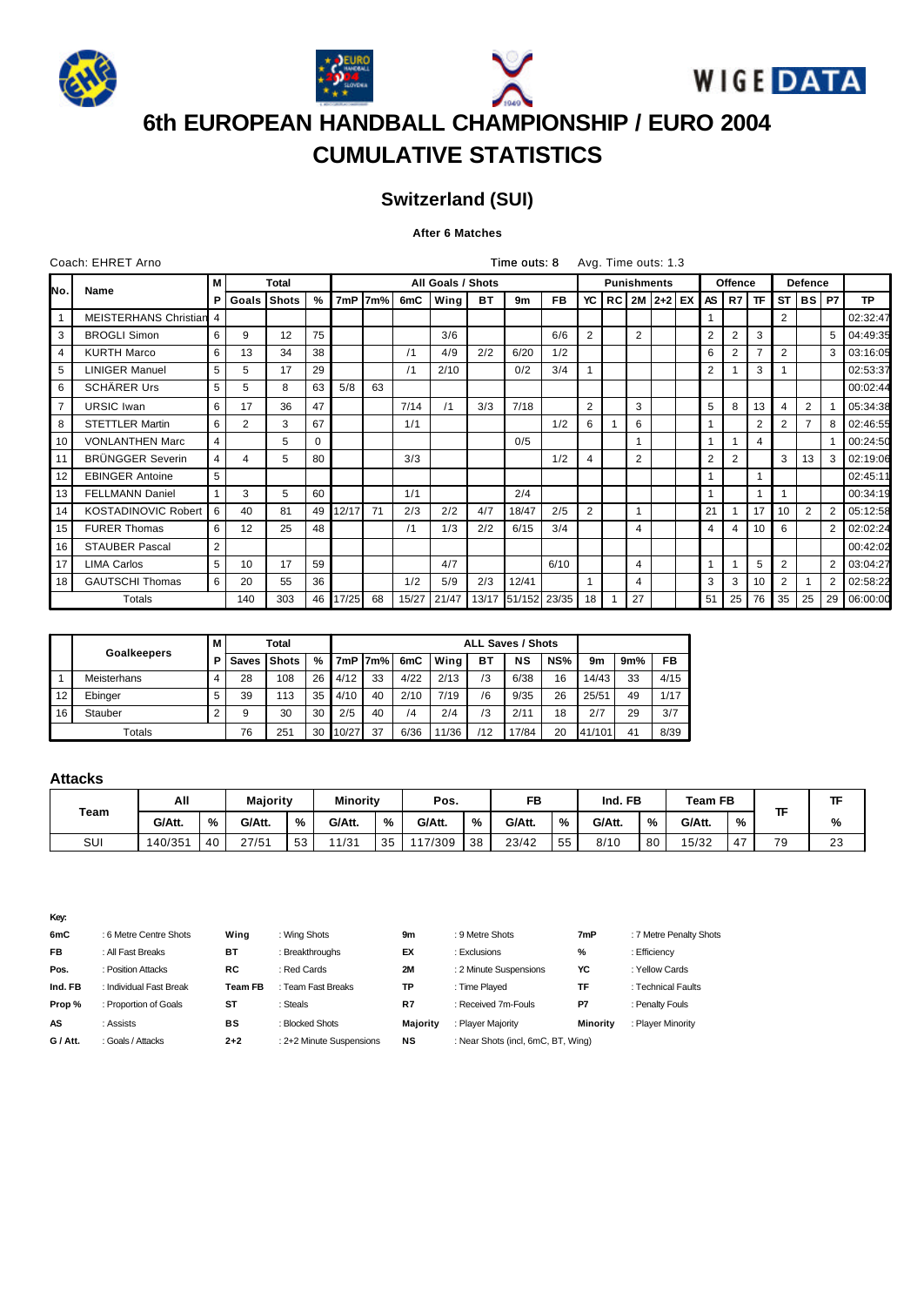# 6th EUROPEAN HANDBALL CHAMPIONSHIP / EURO 2004

# CUMULATIVE STATISTICS

## Switzerland (SUI)

**After 6 Matches**

Coach: EHRET Arno

Time outs: 8 Avg. Time outs: 1.3

| No. | Name | M | Total | | | All Goals / Shots | | | | | | | Punishments | | | | | Offence | | | Defence | | | |
|---|---|---|---|---|---|---|---|---|---|---|---|---|---|---|---|---|---|---|---|---|---|---|---|---|
| | | P | Goals | Shots | % | 7mP | 7m% | 6mC | Wing | BT | 9m | FB | YC | RC | 2M | 2+2 | EX | AS | R7 | TF | ST | BS | P7 | TP |
| 1 | MEISTERHANS Christian | 4 | | | | | | | | | | | | | | | | 1 | | | 2 | | | 02:32:47 |
| 3 | BROGLI Simon | 6 | 9 | 12 | 75 | | | | 3/6 | | | 6/6 | 2 | | 2 | | | 2 | 2 | 3 | | | 5 | 04:49:35 |
| 4 | KURTH Marco | 6 | 13 | 34 | 38 | | | /1 | 4/9 | 2/2 | 6/20 | 1/2 | | | | | | 6 | 2 | 7 | 2 | | 3 | 03:16:05 |
| 5 | LINIGER Manuel | 5 | 5 | 17 | 29 | | | /1 | 2/10 | | 0/2 | 3/4 | 1 | | | | | 2 | 1 | 3 | 1 | | | 02:53:37 |
| 6 | SCHÄRER Urs | 5 | 5 | 8 | 63 | 5/8 | 63 | | | | | | | | | | | | | | | | | 00:02:44 |
| 7 | URSIC Iwan | 6 | 17 | 36 | 47 | | | 7/14 | /1 | 3/3 | 7/18 | | 2 | | 3 | | | 5 | 8 | 13 | 4 | 2 | 1 | 05:34:38 |
| 8 | STETTLER Martin | 6 | 2 | 3 | 67 | | | 1/1 | | | | 1/2 | 6 | 1 | 6 | | | 1 | | 2 | 2 | 7 | 8 | 02:46:55 |
| 10 | VONLANTHEN Marc | 4 | | 5 | 0 | | | | | | 0/5 | | | | 1 | | | 1 | 1 | 4 | | | 1 | 00:24:50 |
| 11 | BRÜNGGER Severin | 4 | 4 | 5 | 80 | | | 3/3 | | | | 1/2 | 4 | | 2 | | | 2 | 2 | | 3 | 13 | 3 | 02:19:06 |
| 12 | EBINGER Antoine | 5 | | | | | | | | | | | | | | | | 1 | | 1 | | | | 02:45:11 |
| 13 | FELLMANN Daniel | 1 | 3 | 5 | 60 | | | 1/1 | | | 2/4 | | | | | | | 1 | | 1 | 1 | | | 00:34:19 |
| 14 | KOSTADINOVIC Robert | 6 | 40 | 81 | 49 | 12/17 | 71 | 2/3 | 2/2 | 4/7 | 18/47 | 2/5 | 2 | | 1 | | | 21 | 1 | 17 | 10 | 2 | 2 | 05:12:58 |
| 15 | FURER Thomas | 6 | 12 | 25 | 48 | | | /1 | 1/3 | 2/2 | 6/15 | 3/4 | | | 4 | | | 4 | 4 | 10 | 6 | | 2 | 02:02:24 |
| 16 | STAUBER Pascal | 2 | | | | | | | | | | | | | | | | | | | | | | 00:42:02 |
| 17 | LIMA Carlos | 5 | 10 | 17 | 59 | | | | 4/7 | | | 6/10 | | | 4 | | | 1 | 1 | 5 | 2 | | 2 | 03:04:27 |
| 18 | GAUTSCHI Thomas | 6 | 20 | 55 | 36 | | | 1/2 | 5/9 | 2/3 | 12/41 | | 1 | | 4 | | | 3 | 3 | 10 | 2 | 1 | 2 | 02:58:22 |
| | Totals | | 140 | 303 | 46 | 17/25 | 68 | 15/27 | 21/47 | 13/17 | 51/152 | 23/35 | 18 | 1 | 27 | | | 51 | 25 | 76 | 35 | 25 | 29 | 06:00:00 |

| | Goalkeepers | M | Total | | | ALL Saves / Shots | | | | | | | | | |
|---|---|---|---|---|---|---|---|---|---|---|---|---|---|---|---|
| | | P | Saves | Shots | % | 7mP | 7m% | 6mC | Wing | BT | NS | NS% | 9m | 9m% | FB |
| 1 | Meisterhans | 4 | 28 | 108 | 26 | 4/12 | 33 | 4/22 | 2/13 | /3 | 6/38 | 16 | 14/43 | 33 | 4/15 |
| 12 | Ebinger | 5 | 39 | 113 | 35 | 4/10 | 40 | 2/10 | 7/19 | /6 | 9/35 | 26 | 25/51 | 49 | 1/17 |
| 16 | Stauber | 2 | 9 | 30 | 30 | 2/5 | 40 | /4 | 2/4 | /3 | 2/11 | 18 | 2/7 | 29 | 3/7 |
| | Totals | | 76 | 251 | 30 | 10/27 | 37 | 6/36 | 11/36 | /12 | 17/84 | 20 | 41/101 | 41 | 8/39 |

### Attacks

| Team | All | | Majority | | Minority | | Pos. | | FB | | Ind. FB | | Team FB | | TF | TF |
|---|---|---|---|---|---|---|---|---|---|---|---|---|---|---|---|---|
| | G/Att. | % | G/Att. | % | G/Att. | % | G/Att. | % | G/Att. | % | G/Att. | % | G/Att. | % | | % |
| SUI | 140/351 | 40 | 27/51 | 53 | 11/31 | 35 | 117/309 | 38 | 23/42 | 55 | 8/10 | 80 | 15/32 | 47 | 79 | 23 |

**Key:**

| | | | | | | | |
|---|---|---|---|---|---|---|---|
| **6mC** | : 6 Metre Centre Shots | **Wing** | : Wing Shots | **9m** | : 9 Metre Shots | **7mP** | : 7 Metre Penalty Shots |
| **FB** | : All Fast Breaks | **BT** | : Breakthroughs | **EX** | : Exclusions | **%** | : Efficiency |
| **Pos.** | : Position Attacks | **RC** | : Red Cards | **2M** | : 2 Minute Suspensions | **YC** | : Yellow Cards |
| **Ind. FB** | : Individual Fast Break | **Team FB** | : Team Fast Breaks | **TP** | : Time Played | **TF** | : Technical Faults |
| **Prop %** | : Proportion of Goals | **ST** | : Steals | **R7** | : Received 7m-Fouls | **P7** | : Penalty Fouls |
| **AS** | : Assists | **BS** | : Blocked Shots | **Majority** | : Player Majority | **Minority** | : Player Minority |
| **G / Att.** | : Goals / Attacks | **2+2** | : 2+2 Minute Suspensions | **NS** | : Near Shots (incl, 6mC, BT, Wing) | | |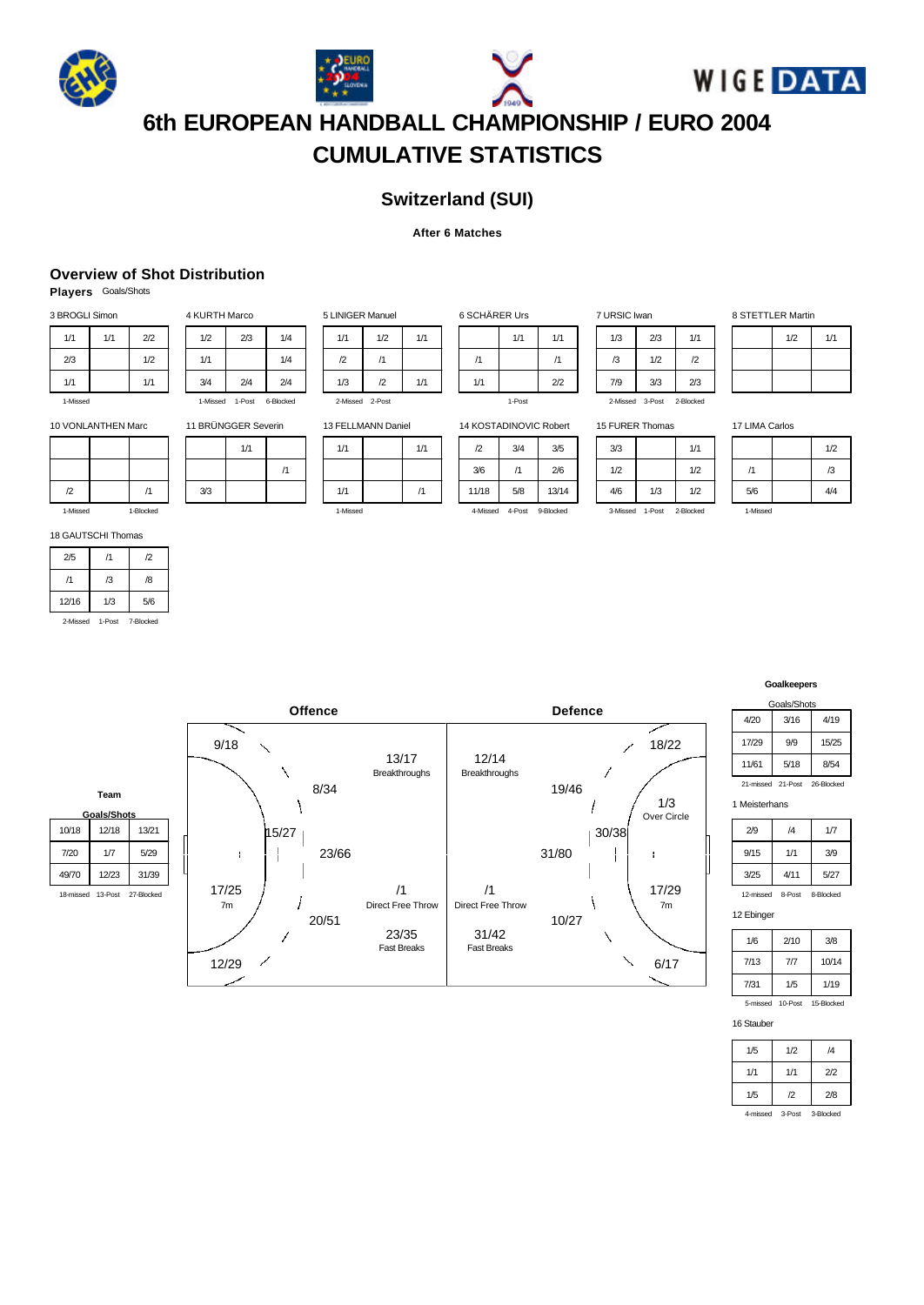# 6th EUROPEAN HANDBALL CHAMPIONSHIP / EURO 2004

# CUMULATIVE STATISTICS

## Switzerland (SUI)

**After 6 Matches**

### Overview of Shot Distribution

**Players** Goals/Shots

3 BROGLI Simon

| | | |
|---|---|---|
| 1/1 | 1/1 | 2/2 |
| 2/3 | | 1/2 |
| 1/1 | | 1/1 |

1-Missed

4 KURTH Marco

| | | |
|---|---|---|
| 1/2 | 2/3 | 1/4 |
| 1/1 | | 1/4 |
| 3/4 | 2/4 | 2/4 |

1-Missed 1-Post 6-Blocked

5 LINIGER Manuel

| | | |
|---|---|---|
| 1/1 | 1/2 | 1/1 |
| /2 | /1 | |
| 1/3 | /2 | 1/1 |

2-Missed 2-Post

6 SCHÄRER Urs

| | | |
|---|---|---|
| | 1/1 | 1/1 |
| /1 | | /1 |
| 1/1 | | 2/2 |

1-Post

7 URSIC Iwan

| | | |
|---|---|---|
| 1/3 | 2/3 | 1/1 |
| /3 | 1/2 | /2 |
| 7/9 | 3/3 | 2/3 |

2-Missed 3-Post 2-Blocked

8 STETTLER Martin

| | | |
|---|---|---|
| | 1/2 | 1/1 |
| | | |
| | | |

10 VONLANTHEN Marc

| | | |
|---|---|---|
| | | |
| | | |
| /2 | | /1 |

1-Missed 1-Blocked

11 BRÜNGGER Severin

| | | |
|---|---|---|
| | 1/1 | |
| | | /1 |
| 3/3 | | |

13 FELLMANN Daniel

| | | |
|---|---|---|
| 1/1 | | 1/1 |
| | | |
| 1/1 | | /1 |

1-Missed

14 KOSTADINOVIC Robert

| | | |
|---|---|---|
| /2 | 3/4 | 3/5 |
| 3/6 | /1 | 2/6 |
| 11/18 | 5/8 | 13/14 |

4-Missed 4-Post 9-Blocked

15 FURER Thomas

| | | |
|---|---|---|
| 3/3 | | 1/1 |
| 1/2 | | 1/2 |
| 4/6 | 1/3 | 1/2 |

3-Missed 1-Post 2-Blocked

17 LIMA Carlos

| | | |
|---|---|---|
| | | 1/2 |
| /1 | | /3 |
| 5/6 | | 4/4 |

1-Missed

18 GAUTSCHI Thomas

| | | |
|---|---|---|
| 2/5 | /1 | /2 |
| /1 | /3 | /8 |
| 12/16 | 1/3 | 5/6 |

2-Missed 1-Post 7-Blocked

**Team**

Goals/Shots

| | | |
|---|---|---|
| 10/18 | 12/18 | 13/21 |
| 7/20 | 1/7 | 5/29 |
| 49/70 | 12/23 | 31/39 |

18-missed 13-Post 27-Blocked

**Offence**

9/18
8/34
15/27
23/66
17/25 7m
20/51
12/29
13/17 Breakthroughs
/1 Direct Free Throw
23/35 Fast Breaks

**Defence**

12/14 Breakthroughs
/1 Direct Free Throw
31/42 Fast Breaks
19/46
30/38
31/80
10/27
18/22
1/3 Over Circle
17/29 7m
6/17

**Goalkeepers**

Goals/Shots

| | | |
|---|---|---|
| 4/20 | 3/16 | 4/19 |
| 17/29 | 9/9 | 15/25 |
| 11/61 | 5/18 | 8/54 |

21-missed 21-Post 26-Blocked

1 Meisterhans

| | | |
|---|---|---|
| 2/9 | /4 | 1/7 |
| 9/15 | 1/1 | 3/9 |
| 3/25 | 4/11 | 5/27 |

12-missed 8-Post 8-Blocked

12 Ebinger

| | | |
|---|---|---|
| 1/6 | 2/10 | 3/8 |
| 7/13 | 7/7 | 10/14 |
| 7/31 | 1/5 | 1/19 |

5-missed 10-Post 15-Blocked

16 Stauber

| | | |
|---|---|---|
| 1/5 | 1/2 | /4 |
| 1/1 | 1/1 | 2/2 |
| 1/5 | /2 | 2/8 |

4-missed 3-Post 3-Blocked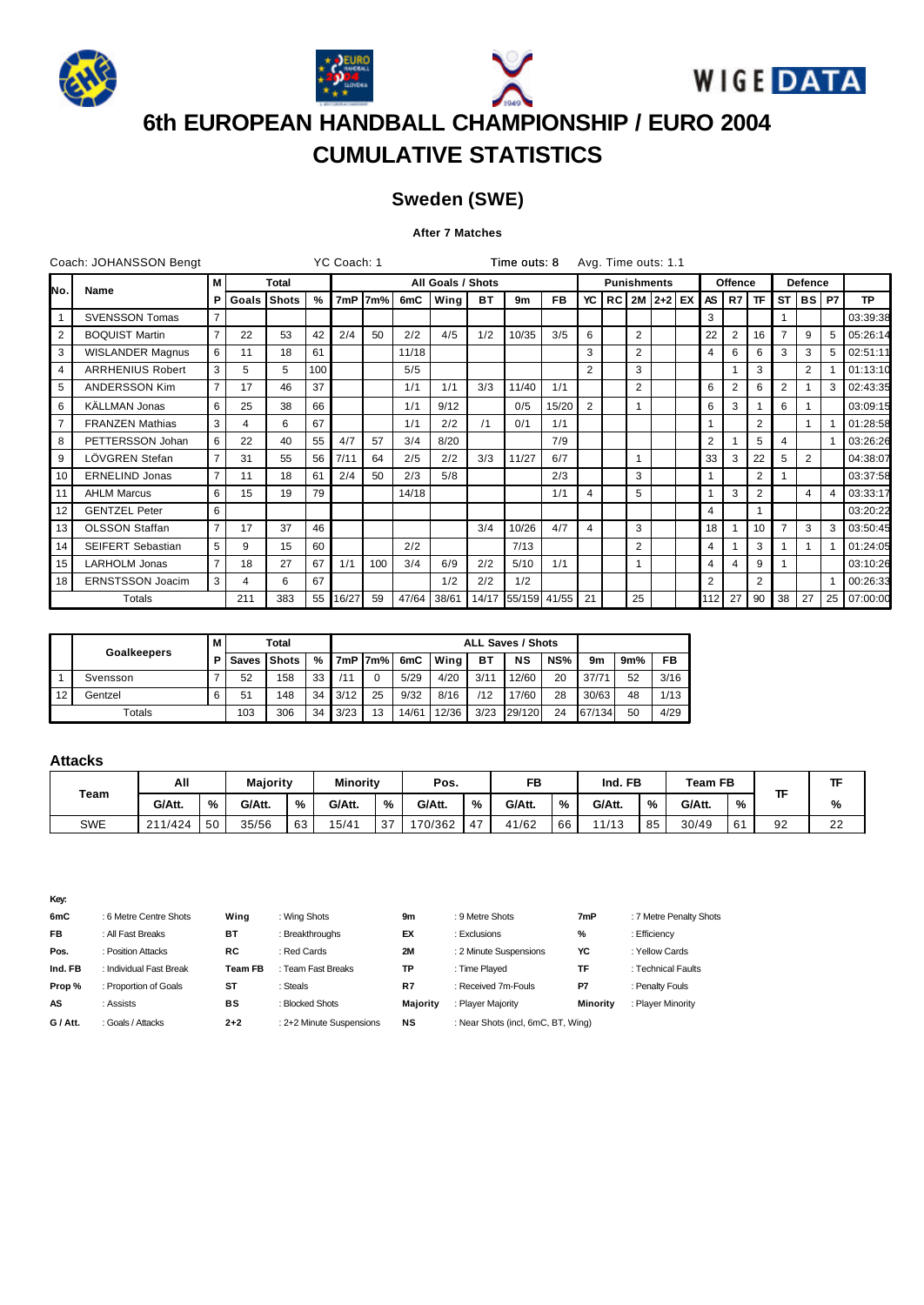# 6th EUROPEAN HANDBALL CHAMPIONSHIP / EURO 2004
# CUMULATIVE STATISTICS

## Sweden (SWE)

**After 7 Matches**

Coach: JOHANSSON Bengt | YC Coach: 1 | Time outs: 8 | Avg. Time outs: 1.1

| No. | Name | M | Total | | | All Goals / Shots | | | | | | | | Punishments | | | | | Offence | | | Defence | | | |
|---|---|---|---|---|---|---|---|---|---|---|---|---|---|---|---|---|---|---|---|---|---|---|---|---|---|
| | | P | Goals | Shots | % | 7mP | 7m% | 6mC | Wing | BT | 9m | FB | YC | RC | 2M | 2+2 | EX | AS | R7 | TF | ST | BS | P7 | TP |
| 1 | SVENSSON Tomas | 7 | | | | | | | | | | | | | | | | 3 | | | 1 | | | 03:39:38 |
| 2 | BOQUIST Martin | 7 | 22 | 53 | 42 | 2/4 | 50 | 2/2 | 4/5 | 1/2 | 10/35 | 3/5 | 6 | | 2 | | | 22 | 2 | 16 | 7 | 9 | 5 | 05:26:14 |
| 3 | WISLANDER Magnus | 6 | 11 | 18 | 61 | | | 11/18 | | | | | 3 | | 2 | | | 4 | 6 | 6 | 3 | 3 | 5 | 02:51:11 |
| 4 | ARRHENIUS Robert | 3 | 5 | 5 | 100 | | | 5/5 | | | | | 2 | | 3 | | | | 1 | 3 | | 2 | 1 | 01:13:10 |
| 5 | ANDERSSON Kim | 7 | 17 | 46 | 37 | | | 1/1 | 1/1 | 3/3 | 11/40 | 1/1 | | | 2 | | | 6 | 2 | 6 | 2 | 1 | 3 | 02:43:35 |
| 6 | KÄLLMAN Jonas | 6 | 25 | 38 | 66 | | | 1/1 | 9/12 | | 0/5 | 15/20 | 2 | | 1 | | | 6 | 3 | 1 | 6 | 1 | | 03:09:15 |
| 7 | FRANZEN Mathias | 3 | 4 | 6 | 67 | | | 1/1 | 2/2 | /1 | 0/1 | 1/1 | | | | | | 1 | | 2 | | 1 | 1 | 01:28:58 |
| 8 | PETTERSSON Johan | 6 | 22 | 40 | 55 | 4/7 | 57 | 3/4 | 8/20 | | | 7/9 | | | | | | 2 | 1 | 5 | 4 | | 1 | 03:26:26 |
| 9 | LÖVGREN Stefan | 7 | 31 | 55 | 56 | 7/11 | 64 | 2/5 | 2/2 | 3/3 | 11/27 | 6/7 | | | 1 | | | 33 | 3 | 22 | 5 | 2 | | 04:38:07 |
| 10 | ERNELIND Jonas | 7 | 11 | 18 | 61 | 2/4 | 50 | 2/3 | 5/8 | | | 2/3 | | | 3 | | | 1 | | 2 | 1 | | | 03:37:58 |
| 11 | AHLM Marcus | 6 | 15 | 19 | 79 | | | 14/18 | | | | 1/1 | 4 | | 5 | | | 1 | 3 | 2 | | 4 | 4 | 03:33:17 |
| 12 | GENTZEL Peter | 6 | | | | | | | | | | | | | | | | 4 | | 1 | | | | 03:20:22 |
| 13 | OLSSON Staffan | 7 | 17 | 37 | 46 | | | | | 3/4 | 10/26 | 4/7 | 4 | | 3 | | | 18 | 1 | 10 | 7 | 3 | 3 | 03:50:45 |
| 14 | SEIFERT Sebastian | 5 | 9 | 15 | 60 | | | 2/2 | | | 7/13 | | | | 2 | | | 4 | 1 | 3 | 1 | 1 | 1 | 01:24:05 |
| 15 | LARHOLM Jonas | 7 | 18 | 27 | 67 | 1/1 | 100 | 3/4 | 6/9 | 2/2 | 5/10 | 1/1 | | | 1 | | | 4 | 4 | 9 | 1 | | | 03:10:26 |
| 18 | ERNSTSSON Joacim | 3 | 4 | 6 | 67 | | | | 1/2 | 2/2 | 1/2 | | | | | | | 2 | | 2 | | | 1 | 00:26:33 |
| | Totals | | 211 | 383 | 55 | 16/27 | 59 | 47/64 | 38/61 | 14/17 | 55/159 | 41/55 | 21 | | 25 | | | 112 | 27 | 90 | 38 | 27 | 25 | 07:00:00 |

| No. | Goalkeepers | M | Total | | | ALL Saves / Shots | | | | | | | | | |
|---|---|---|---|---|---|---|---|---|---|---|---|---|---|---|---|
| | | P | Saves | Shots | % | 7mP | 7m% | 6mC | Wing | BT | NS | NS% | 9m | 9m% | FB |
| 1 | Svensson | 7 | 52 | 158 | 33 | /11 | 0 | 5/29 | 4/20 | 3/11 | 12/60 | 20 | 37/71 | 52 | 3/16 |
| 12 | Gentzel | 6 | 51 | 148 | 34 | 3/12 | 25 | 9/32 | 8/16 | /12 | 17/60 | 28 | 30/63 | 48 | 1/13 |
| | Totals | | 103 | 306 | 34 | 3/23 | 13 | 14/61 | 12/36 | 3/23 | 29/120 | 24 | 67/134 | 50 | 4/29 |

### Attacks

| Team | All | | Majority | | Minority | | Pos. | | FB | | Ind. FB | | Team FB | | TF | TF |
|---|---|---|---|---|---|---|---|---|---|---|---|---|---|---|---|---|
| | G/Att. | % | G/Att. | % | G/Att. | % | G/Att. | % | G/Att. | % | G/Att. | % | G/Att. | % | | % |
| SWE | 211/424 | 50 | 35/56 | 63 | 15/41 | 37 | 170/362 | 47 | 41/62 | 66 | 11/13 | 85 | 30/49 | 61 | 92 | 22 |

**Key:**

| | | | | | | | |
|---|---|---|---|---|---|---|---|
| **6mC** | : 6 Metre Centre Shots | **Wing** | : Wing Shots | **9m** | : 9 Metre Shots | **7mP** | : 7 Metre Penalty Shots |
| **FB** | : All Fast Breaks | **BT** | : Breakthroughs | **EX** | : Exclusions | **%** | : Efficiency |
| **Pos.** | : Position Attacks | **RC** | : Red Cards | **2M** | : 2 Minute Suspensions | **YC** | : Yellow Cards |
| **Ind. FB** | : Individual Fast Break | **Team FB** | : Team Fast Breaks | **TP** | : Time Played | **TF** | : Technical Faults |
| **Prop %** | : Proportion of Goals | **ST** | : Steals | **R7** | : Received 7m-Fouls | **P7** | : Penalty Fouls |
| **AS** | : Assists | **BS** | : Blocked Shots | **Majority** | : Player Majority | **Minority** | : Player Minority |
| **G / Att.** | : Goals / Attacks | **2+2** | : 2+2 Minute Suspensions | **NS** | : Near Shots (incl, 6mC, BT, Wing) | | |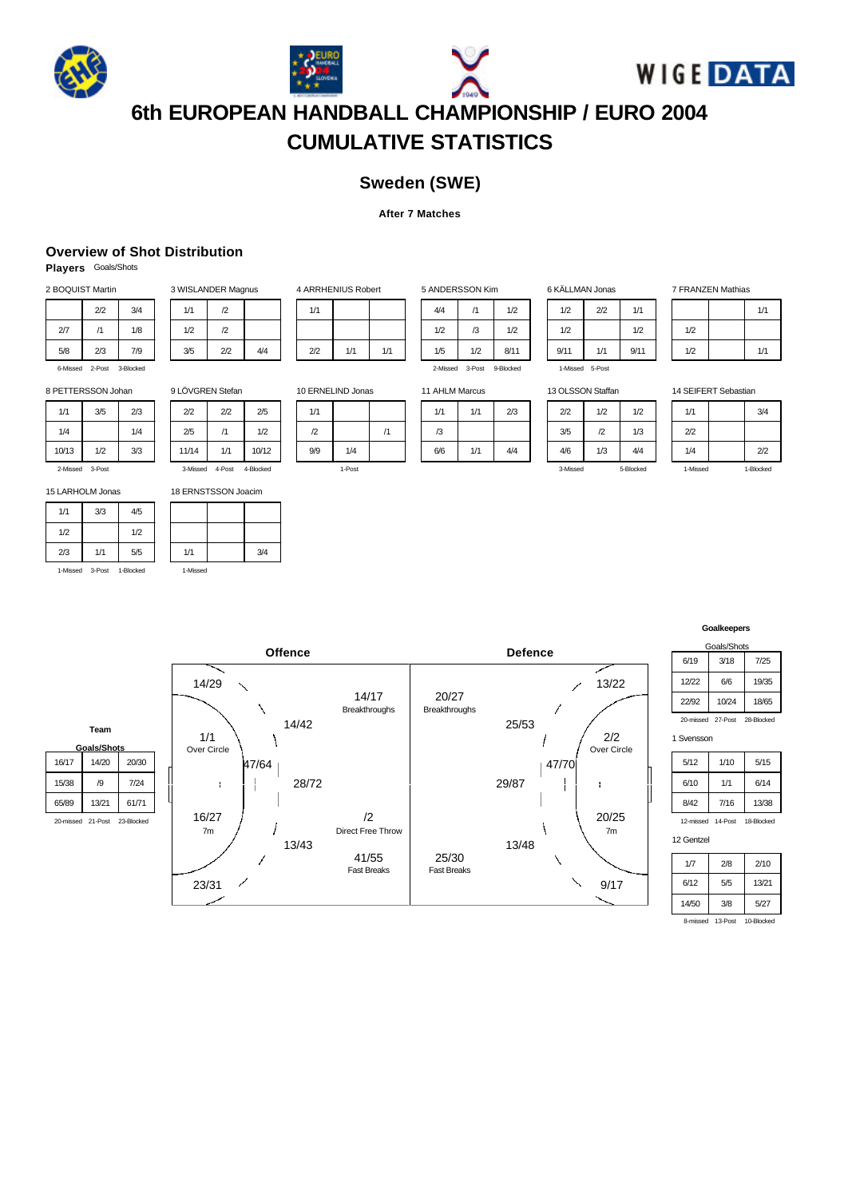# 6th EUROPEAN HANDBALL CHAMPIONSHIP / EURO 2004

# CUMULATIVE STATISTICS

## Sweden (SWE)

**After 7 Matches**

### Overview of Shot Distribution

**Players** Goals/Shots

2 BOQUIST Martin

| | | |
|---|---|---|
| | 2/2 | 3/4 |
| 2/7 | /1 | 1/8 |
| 5/8 | 2/3 | 7/9 |

6-Missed 2-Post 3-Blocked

3 WISLANDER Magnus

| | | |
|---|---|---|
| 1/1 | /2 | |
| 1/2 | /2 | |
| 3/5 | 2/2 | 4/4 |

4 ARRHENIUS Robert

| | | |
|---|---|---|
| 1/1 | | |
| | | |
| 2/2 | 1/1 | 1/1 |

5 ANDERSSON Kim

| | | |
|---|---|---|
| 4/4 | /1 | 1/2 |
| 1/2 | /3 | 1/2 |
| 1/5 | 1/2 | 8/11 |

2-Missed 3-Post 9-Blocked

6 KÄLLMAN Jonas

| | | |
|---|---|---|
| 1/2 | 2/2 | 1/1 |
| 1/2 | | 1/2 |
| 9/11 | 1/1 | 9/11 |

1-Missed 5-Post

7 FRANZEN Mathias

| | | |
|---|---|---|
| | | 1/1 |
| 1/2 | | |
| 1/2 | | 1/1 |

8 PETTERSSON Johan

| | | |
|---|---|---|
| 1/1 | 3/5 | 2/3 |
| 1/4 | | 1/4 |
| 10/13 | 1/2 | 3/3 |

2-Missed 3-Post

9 LÖVGREN Stefan

| | | |
|---|---|---|
| 2/2 | 2/2 | 2/5 |
| 2/5 | /1 | 1/2 |
| 11/14 | 1/1 | 10/12 |

3-Missed 4-Post 4-Blocked

10 ERNELIND Jonas

| | | |
|---|---|---|
| 1/1 | | |
| /2 | | /1 |
| 9/9 | 1/4 | |

1-Post

11 AHLM Marcus

| | | |
|---|---|---|
| 1/1 | 1/1 | 2/3 |
| /3 | | |
| 6/6 | 1/1 | 4/4 |

13 OLSSON Staffan

| | | |
|---|---|---|
| 2/2 | 1/2 | 1/2 |
| 3/5 | /2 | 1/3 |
| 4/6 | 1/3 | 4/4 |

3-Missed 5-Blocked

14 SEIFERT Sebastian

| | | |
|---|---|---|
| 1/1 | | 3/4 |
| 2/2 | | |
| 1/4 | | 2/2 |

1-Missed 1-Blocked

15 LARHOLM Jonas

| | | |
|---|---|---|
| 1/1 | 3/3 | 4/5 |
| 1/2 | | 1/2 |
| 2/3 | 1/1 | 5/5 |

1-Missed 3-Post 1-Blocked

18 ERNSTSSON Joacim

| | | |
|---|---|---|
| | | |
| | | |
| 1/1 | | 3/4 |

1-Missed

**Team**

Goals/Shots

| | | |
|---|---|---|
| 16/17 | 14/20 | 20/30 |
| 15/38 | /9 | 7/24 |
| 65/89 | 13/21 | 61/71 |

20-missed 21-Post 23-Blocked

**Offence**

14/29
14/42
1/1 Over Circle
47/64
28/72
16/27 7m
13/43
23/31
14/17 Breakthroughs
/2 Direct Free Throw
41/55 Fast Breaks

**Defence**

20/27 Breakthroughs
25/53
29/87
13/48
25/30 Fast Breaks
13/22
2/2 Over Circle
47/70
20/25 7m
9/17

**Goalkeepers**

Goals/Shots

| | | |
|---|---|---|
| 6/19 | 3/18 | 7/25 |
| 12/22 | 6/6 | 19/35 |
| 22/92 | 10/24 | 18/65 |

20-missed 27-Post 28-Blocked

1 Svensson

| | | |
|---|---|---|
| 5/12 | 1/10 | 5/15 |
| 6/10 | 1/1 | 6/14 |
| 8/42 | 7/16 | 13/38 |

12-missed 14-Post 18-Blocked

12 Gentzel

| | | |
|---|---|---|
| 1/7 | 2/8 | 2/10 |
| 6/12 | 5/5 | 13/21 |
| 14/50 | 3/8 | 5/27 |

8-missed 13-Post 10-Blocked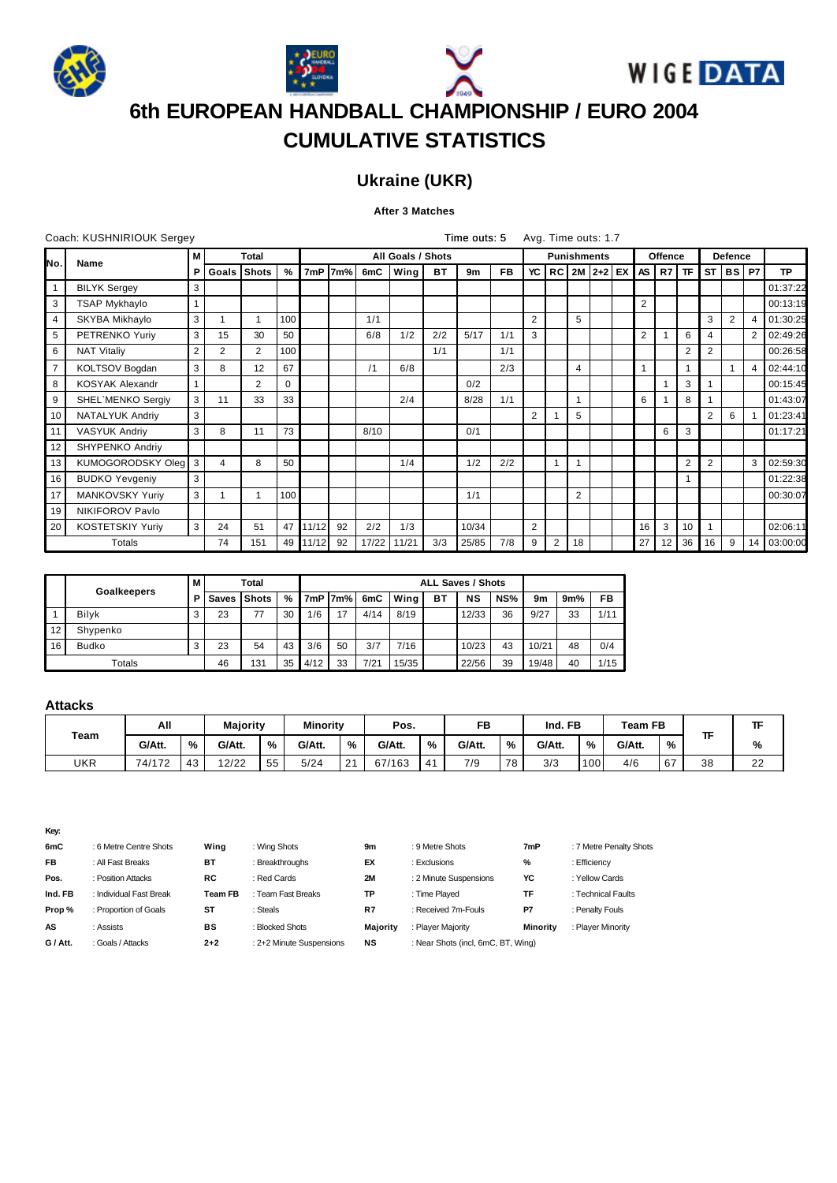# 6th EUROPEAN HANDBALL CHAMPIONSHIP / EURO 2004

# CUMULATIVE STATISTICS

## Ukraine (UKR)

**After 3 Matches**

Coach: KUSHNIRIOUK Sergey    Time outs: 5    Avg. Time outs: 1.7

| No. | Name | M | Total | | | All Goals / Shots | | | | | | | Punishments | | | | | Offence | | | Defence | | | |
|---|---|---|---|---|---|---|---|---|---|---|---|---|---|---|---|---|---|---|---|---|---|---|---|---|
| | | P | Goals | Shots | % | 7mP | 7m% | 6mC | Wing | BT | 9m | FB | YC | RC | 2M | 2+2 | EX | AS | R7 | TF | ST | BS | P7 | TP |
| 1 | BILYK Sergey | 3 | | | | | | | | | | | | | | | | | | | | | | 01:37:22 |
| 3 | TSAP Mykhaylo | 1 | | | | | | | | | | | | | | | | 2 | | | | | | 00:13:19 |
| 4 | SKYBA Mikhaylo | 3 | 1 | 1 | 100 | | | 1/1 | | | | | 2 | | 5 | | | | | | 3 | 2 | 4 | 01:30:25 |
| 5 | PETRENKO Yuriy | 3 | 15 | 30 | 50 | | | 6/8 | 1/2 | 2/2 | 5/17 | 1/1 | 3 | | | | | 2 | 1 | 6 | 4 | | 2 | 02:49:26 |
| 6 | NAT Vitaliy | 2 | 2 | 2 | 100 | | | | | 1/1 | | 1/1 | | | | | | | | 2 | 2 | | | 00:26:58 |
| 7 | KOLTSOV Bogdan | 3 | 8 | 12 | 67 | | | /1 | 6/8 | | | 2/3 | | | 4 | | | 1 | | 1 | | 1 | 4 | 02:44:10 |
| 8 | KOSYAK Alexandr | 1 | | 2 | 0 | | | | | | 0/2 | | | | | | | | 1 | 3 | 1 | | | 00:15:45 |
| 9 | SHEL`MENKO Sergiy | 3 | 11 | 33 | 33 | | | | 2/4 | | 8/28 | 1/1 | | | 1 | | | 6 | 1 | 8 | 1 | | | 01:43:07 |
| 10 | NATALYUK Andriy | 3 | | | | | | | | | | | 2 | 1 | 5 | | | | | | 2 | 6 | 1 | 01:23:41 |
| 11 | VASYUK Andriy | 3 | 8 | 11 | 73 | | | 8/10 | | | 0/1 | | | | | | | | 6 | 3 | | | | 01:17:21 |
| 12 | SHYPENKO Andriy | | | | | | | | | | | | | | | | | | | | | | | |
| 13 | KUMOGORODSKY Oleg | 3 | 4 | 8 | 50 | | | | 1/4 | | 1/2 | 2/2 | | 1 | 1 | | | | | 2 | 2 | | 3 | 02:59:30 |
| 16 | BUDKO Yevgeniy | 3 | | | | | | | | | | | | | | | | | | 1 | | | | 01:22:38 |
| 17 | MANKOVSKY Yuriy | 3 | 1 | 1 | 100 | | | | | | 1/1 | | | | 2 | | | | | | | | | 00:30:07 |
| 19 | NIKIFOROV Pavlo | | | | | | | | | | | | | | | | | | | | | | | |
| 20 | KOSTETSKIY Yuriy | 3 | 24 | 51 | 47 | 11/12 | 92 | 2/2 | 1/3 | | 10/34 | | 2 | | | | | 16 | 3 | 10 | 1 | | | 02:06:11 |
| | Totals | | 74 | 151 | 49 | 11/12 | 92 | 17/22 | 11/21 | 3/3 | 25/85 | 7/8 | 9 | 2 | 18 | | | 27 | 12 | 36 | 16 | 9 | 14 | 03:00:00 |

| | Goalkeepers | M | Total | | | ALL Saves / Shots | | | | | | | | | | |
|---|---|---|---|---|---|---|---|---|---|---|---|---|---|---|---|---|
| | | P | Saves | Shots | % | 7mP | 7m% | 6mC | Wing | BT | NS | NS% | 9m | 9m% | FB |
| 1 | Bilyk | 3 | 23 | 77 | 30 | 1/6 | 17 | 4/14 | 8/19 | | 12/33 | 36 | 9/27 | 33 | 1/11 |
| 12 | Shypenko | | | | | | | | | | | | | | |
| 16 | Budko | 3 | 23 | 54 | 43 | 3/6 | 50 | 3/7 | 7/16 | | 10/23 | 43 | 10/21 | 48 | 0/4 |
| | Totals | | 46 | 131 | 35 | 4/12 | 33 | 7/21 | 15/35 | | 22/56 | 39 | 19/48 | 40 | 1/15 |

### Attacks

| Team | All | | Majority | | Minority | | Pos. | | FB | | Ind. FB | | Team FB | | TF | TF |
|---|---|---|---|---|---|---|---|---|---|---|---|---|---|---|---|---|
| | G/Att. | % | G/Att. | % | G/Att. | % | G/Att. | % | G/Att. | % | G/Att. | % | G/Att. | % | | % |
| UKR | 74/172 | 43 | 12/22 | 55 | 5/24 | 21 | 67/163 | 41 | 7/9 | 78 | 3/3 | 100 | 4/6 | 67 | 38 | 22 |

**Key:**

| | | | | | | | |
|---|---|---|---|---|---|---|---|
| 6mC | : 6 Metre Centre Shots | Wing | : Wing Shots | 9m | : 9 Metre Shots | 7mP | : 7 Metre Penalty Shots |
| FB | : All Fast Breaks | BT | : Breakthroughs | EX | : Exclusions | % | : Efficiency |
| Pos. | : Position Attacks | RC | : Red Cards | 2M | : 2 Minute Suspensions | YC | : Yellow Cards |
| Ind. FB | : Individual Fast Break | Team FB | : Team Fast Breaks | TP | : Time Played | TF | : Technical Faults |
| Prop % | : Proportion of Goals | ST | : Steals | R7 | : Received 7m-Fouls | P7 | : Penalty Fouls |
| AS | : Assists | BS | : Blocked Shots | Majority | : Player Majority | Minority | : Player Minority |
| G / Att. | : Goals / Attacks | 2+2 | : 2+2 Minute Suspensions | NS | : Near Shots (incl, 6mC, BT, Wing) | | |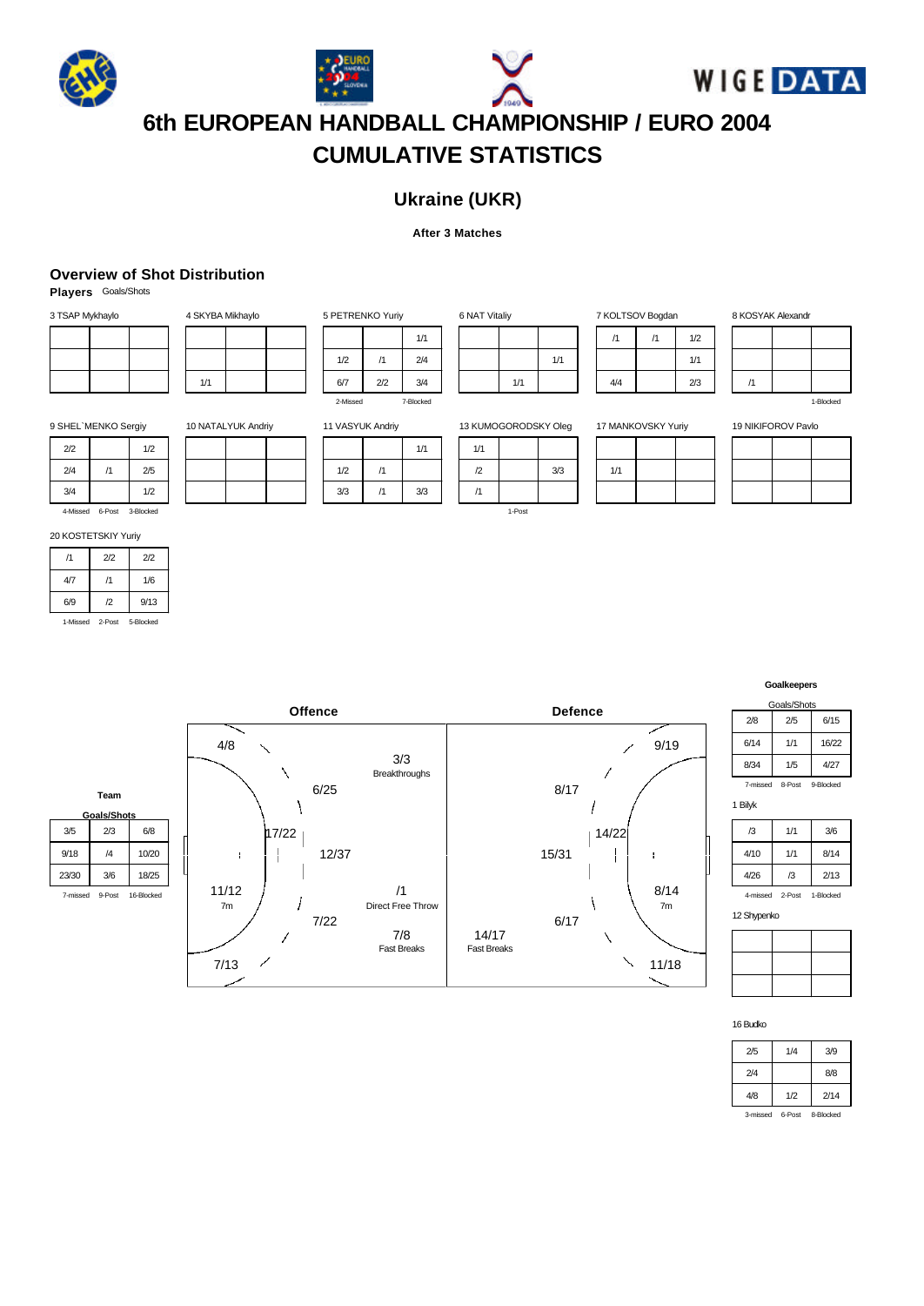# 6th EUROPEAN HANDBALL CHAMPIONSHIP / EURO 2004
# CUMULATIVE STATISTICS

## Ukraine (UKR)

**After 3 Matches**

### Overview of Shot Distribution

**Players** Goals/Shots

3 TSAP Mykhaylo

| | | |
|---|---|---|
| | | |
| | | |
| | | |

4 SKYBA Mikhaylo

| | | |
|---|---|---|
| | | |
| | | |
| 1/1 | | |

5 PETRENKO Yuriy

| | | |
|---|---|---|
| | | 1/1 |
| 1/2 | /1 | 2/4 |
| 6/7 | 2/2 | 3/4 |

2-Missed 7-Blocked

6 NAT Vitaliy

| | | |
|---|---|---|
| | | |
| | | 1/1 |
| | 1/1 | |

7 KOLTSOV Bogdan

| | | |
|---|---|---|
| /1 | /1 | 1/2 |
| | | 1/1 |
| 4/4 | | 2/3 |

8 KOSYAK Alexandr

| | | |
|---|---|---|
| | | |
| | | |
| /1 | | |

1-Blocked

9 SHEL`MENKO Sergiy

| | | |
|---|---|---|
| 2/2 | | 1/2 |
| 2/4 | /1 | 2/5 |
| 3/4 | | 1/2 |

4-Missed 6-Post 3-Blocked

10 NATALYUK Andriy

| | | |
|---|---|---|
| | | |
| | | |
| | | |

11 VASYUK Andriy

| | | |
|---|---|---|
| | | 1/1 |
| 1/2 | /1 | |
| 3/3 | /1 | 3/3 |

13 KUMOGORODSKY Oleg

| | | |
|---|---|---|
| 1/1 | | |
| /2 | | 3/3 |
| /1 | | |

1-Post

17 MANKOVSKY Yuriy

| | | |
|---|---|---|
| | | |
| 1/1 | | |
| | | |

19 NIKIFOROV Pavlo

| | | |
|---|---|---|
| | | |
| | | |
| | | |

20 KOSTETSKIY Yuriy

| | | |
|---|---|---|
| /1 | 2/2 | 2/2 |
| 4/7 | /1 | 1/6 |
| 6/9 | /2 | 9/13 |

1-Missed 2-Post 5-Blocked

**Team**

Goals/Shots

| | | |
|---|---|---|
| 3/5 | 2/3 | 6/8 |
| 9/18 | /4 | 10/20 |
| 23/30 | 3/6 | 18/25 |

7-missed 9-Post 16-Blocked

**Offence**

4/8
3/3
Breakthroughs
6/25
17/22
12/37
11/12
7m
/1
Direct Free Throw
7/22
7/8
Fast Breaks
7/13

**Defence**

9/19
8/17
14/22
15/31
8/14
7m
6/17
14/17
Fast Breaks
11/18

**Goalkeepers**

Goals/Shots

| | | |
|---|---|---|
| 2/8 | 2/5 | 6/15 |
| 6/14 | 1/1 | 16/22 |
| 8/34 | 1/5 | 4/27 |

7-missed 8-Post 9-Blocked

1 Bilyk

| | | |
|---|---|---|
| /3 | 1/1 | 3/6 |
| 4/10 | 1/1 | 8/14 |
| 4/26 | /3 | 2/13 |

4-missed 2-Post 1-Blocked

12 Shypenko

| | | |
|---|---|---|
| | | |
| | | |
| | | |

16 Budko

| | | |
|---|---|---|
| 2/5 | 1/4 | 3/9 |
| 2/4 | | 8/8 |
| 4/8 | 1/2 | 2/14 |

3-missed 6-Post 8-Blocked